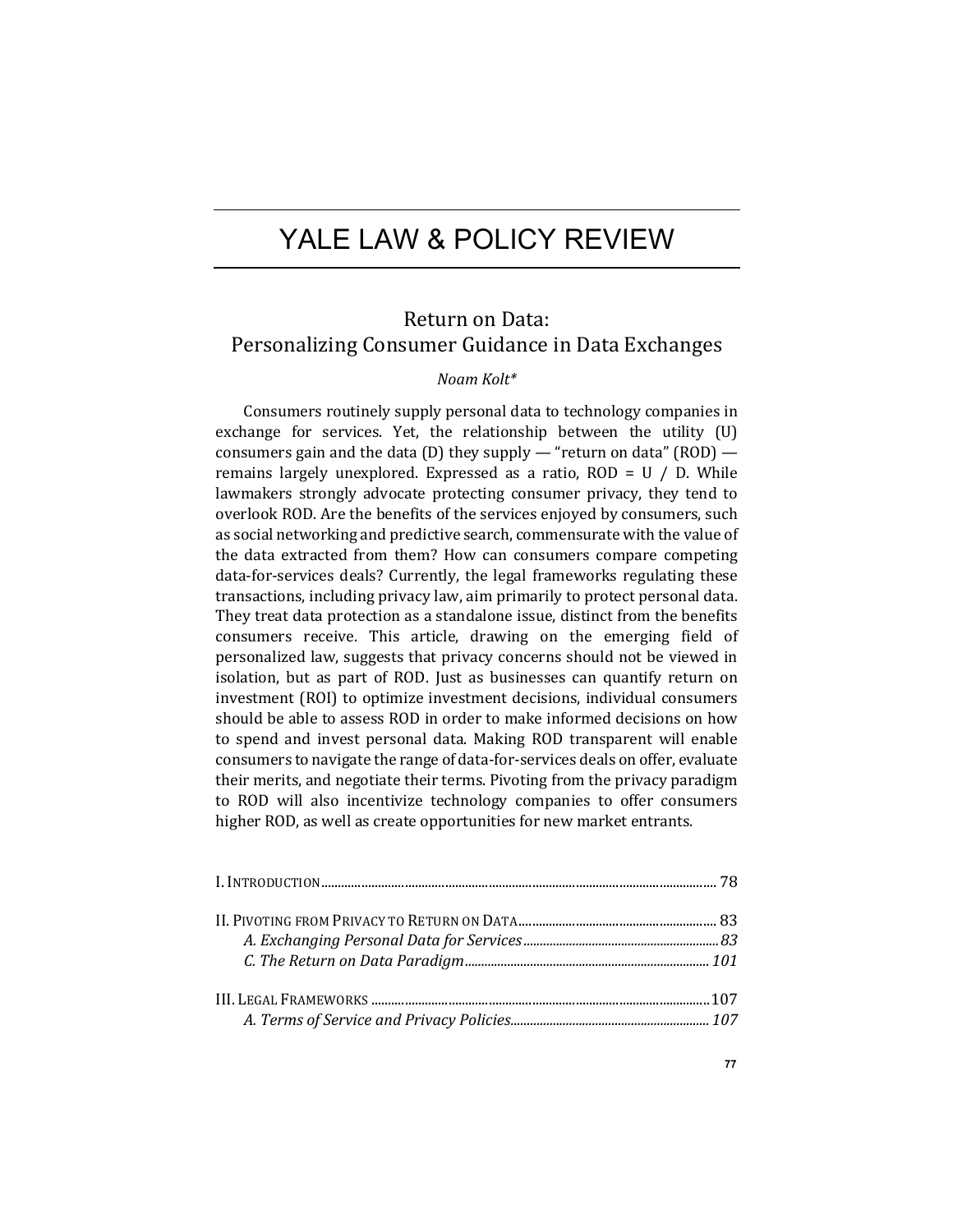# YALE LAW & POLICY REVIEW

## Return on Data: Personalizing Consumer Guidance in Data Exchanges

*Noam Kolt\**

Consumers routinely supply personal data to technology companies in exchange for services. Yet, the relationship between the utility (U) consumers gain and the data (D) they supply — "return on data" (ROD) — remains largely unexplored. Expressed as a ratio, ROD = U / D. While lawmakers strongly advocate protecting consumer privacy, they tend to overlook ROD. Are the benefits of the services enjoyed by consumers, such as social networking and predictive search, commensurate with the value of the data extracted from them? How can consumers compare competing data-for-services deals? Currently, the legal frameworks regulating these transactions, including privacy law, aim primarily to protect personal data. They treat data protection as a standalone issue, distinct from the benefits consumers receive. This article, drawing on the emerging field of personalized law, suggests that privacy concerns should not be viewed in isolation, but as part of ROD. Just as businesses can quantify return on investment (ROI) to optimize investment decisions, individual consumers should be able to assess ROD in order to make informed decisions on how to spend and invest personal data. Making ROD transparent will enable consumers to navigate the range of data-for-services deals on offer, evaluate their merits, and negotiate their terms. Pivoting from the privacy paradigm to ROD will also incentivize technology companies to offer consumers higher ROD, as well as create opportunities for new market entrants.

I. Introduction ........ 78

II. Pivoting from Privacy to Return on Data ........ 83
- *A. Exchanging Personal Data for Services* ........ *83*
- *C. The Return on Data Paradigm* ........ *101*

III. Legal Frameworks ........ 107
- *A. Terms of Service and Privacy Policies* ........ *107*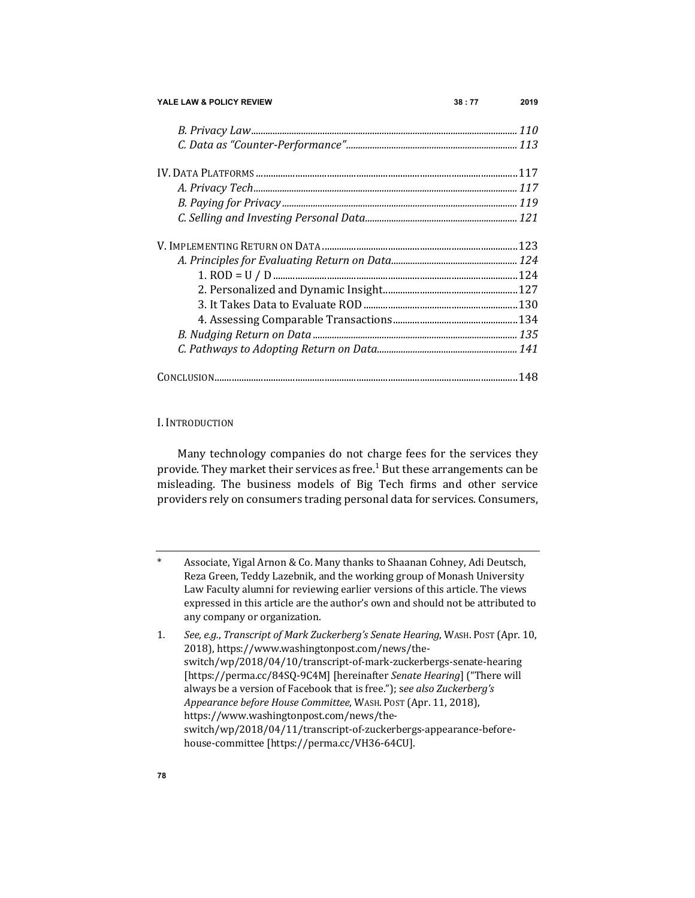*B. Privacy Law* ........ 110
*C. Data as "Counter-Performance"* ........ 113

IV. DATA PLATFORMS ........ 117
*A. Privacy Tech* ........ 117
*B. Paying for Privacy* ........ 119
*C. Selling and Investing Personal Data* ........ 121

V. IMPLEMENTING RETURN ON DATA ........ 123
*A. Principles for Evaluating Return on Data* ........ 124
1. ROD = U / D ........ 124
2. Personalized and Dynamic Insight ........ 127
3. It Takes Data to Evaluate ROD ........ 130
4. Assessing Comparable Transactions ........ 134
*B. Nudging Return on Data* ........ 135
*C. Pathways to Adopting Return on Data* ........ 141

CONCLUSION ........ 148

## I. INTRODUCTION

Many technology companies do not charge fees for the services they provide. They market their services as free.[1] But these arrangements can be misleading. The business models of Big Tech firms and other service providers rely on consumers trading personal data for services. Consumers,

---

\* Associate, Yigal Arnon & Co. Many thanks to Shaanan Cohney, Adi Deutsch, Reza Green, Teddy Lazebnik, and the working group of Monash University Law Faculty alumni for reviewing earlier versions of this article. The views expressed in this article are the author's own and should not be attributed to any company or organization.

1. *See, e.g.*, *Transcript of Mark Zuckerberg's Senate Hearing*, WASH. POST (Apr. 10, 2018), https://www.washingtonpost.com/news/the-switch/wp/2018/04/10/transcript-of-mark-zuckerbergs-senate-hearing [https://perma.cc/84SQ-9C4M] [hereinafter *Senate Hearing*] ("There will always be a version of Facebook that is free."); s*ee also Zuckerberg's Appearance before House Committee*, WASH. POST (Apr. 11, 2018), https://www.washingtonpost.com/news/the-switch/wp/2018/04/11/transcript-of-zuckerbergs-appearance-before-house-committee [https://perma.cc/VH36-64CU].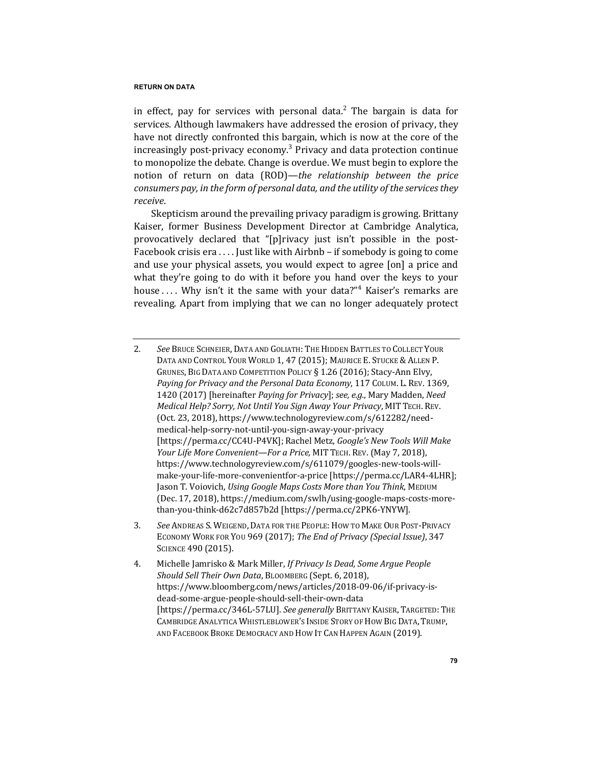in effect, pay for services with personal data.[2] The bargain is data for services. Although lawmakers have addressed the erosion of privacy, they have not directly confronted this bargain, which is now at the core of the increasingly post-privacy economy.[3] Privacy and data protection continue to monopolize the debate. Change is overdue. We must begin to explore the notion of return on data (ROD)—*the relationship between the price consumers pay, in the form of personal data, and the utility of the services they receive*.

Skepticism around the prevailing privacy paradigm is growing. Brittany Kaiser, former Business Development Director at Cambridge Analytica, provocatively declared that "[p]rivacy just isn't possible in the post-Facebook crisis era . . . . Just like with Airbnb – if somebody is going to come and use your physical assets, you would expect to agree [on] a price and what they're going to do with it before you hand over the keys to your house . . . . Why isn't it the same with your data?"[4] Kaiser's remarks are revealing. Apart from implying that we can no longer adequately protect

---

2. *See* BRUCE SCHNEIER, DATA AND GOLIATH: THE HIDDEN BATTLES TO COLLECT YOUR DATA AND CONTROL YOUR WORLD 1, 47 (2015); MAURICE E. STUCKE & ALLEN P. GRUNES, BIG DATA AND COMPETITION POLICY § 1.26 (2016); Stacy-Ann Elvy, *Paying for Privacy and the Personal Data Economy*, 117 COLUM. L. REV. 1369, 1420 (2017) [hereinafter *Paying for Privacy*]; *see, e.g.*, Mary Madden, *Need Medical Help? Sorry, Not Until You Sign Away Your Privacy*, MIT TECH. REV. (Oct. 23, 2018), https://www.technologyreview.com/s/612282/need-medical-help-sorry-not-until-you-sign-away-your-privacy [https://perma.cc/CC4U-P4VK]; Rachel Metz, *Google's New Tools Will Make Your Life More Convenient—For a Price,* MIT TECH. REV. (May 7, 2018), https://www.technologyreview.com/s/611079/googles-new-tools-will-make-your-life-more-convenientfor-a-price [https://perma.cc/LAR4-4LHR]; Jason T. Voiovich, *Using Google Maps Costs More than You Think*, MEDIUM (Dec. 17, 2018), https://medium.com/swlh/using-google-maps-costs-more-than-you-think-d62c7d857b2d [https://perma.cc/2PK6-YNYW].

3. *See* ANDREAS S. WEIGEND, DATA FOR THE PEOPLE: HOW TO MAKE OUR POST-PRIVACY ECONOMY WORK FOR YOU 969 (2017); *The End of Privacy (Special Issue)*, 347 SCIENCE 490 (2015).

4. Michelle Jamrisko & Mark Miller, *If Privacy Is Dead, Some Argue People Should Sell Their Own Data*, BLOOMBERG (Sept. 6, 2018), https://www.bloomberg.com/news/articles/2018-09-06/if-privacy-is-dead-some-argue-people-should-sell-their-own-data [https://perma.cc/346L-57LU]. *See generally* BRITTANY KAISER, TARGETED: THE CAMBRIDGE ANALYTICA WHISTLEBLOWER'S INSIDE STORY OF HOW BIG DATA, TRUMP, AND FACEBOOK BROKE DEMOCRACY AND HOW IT CAN HAPPEN AGAIN (2019).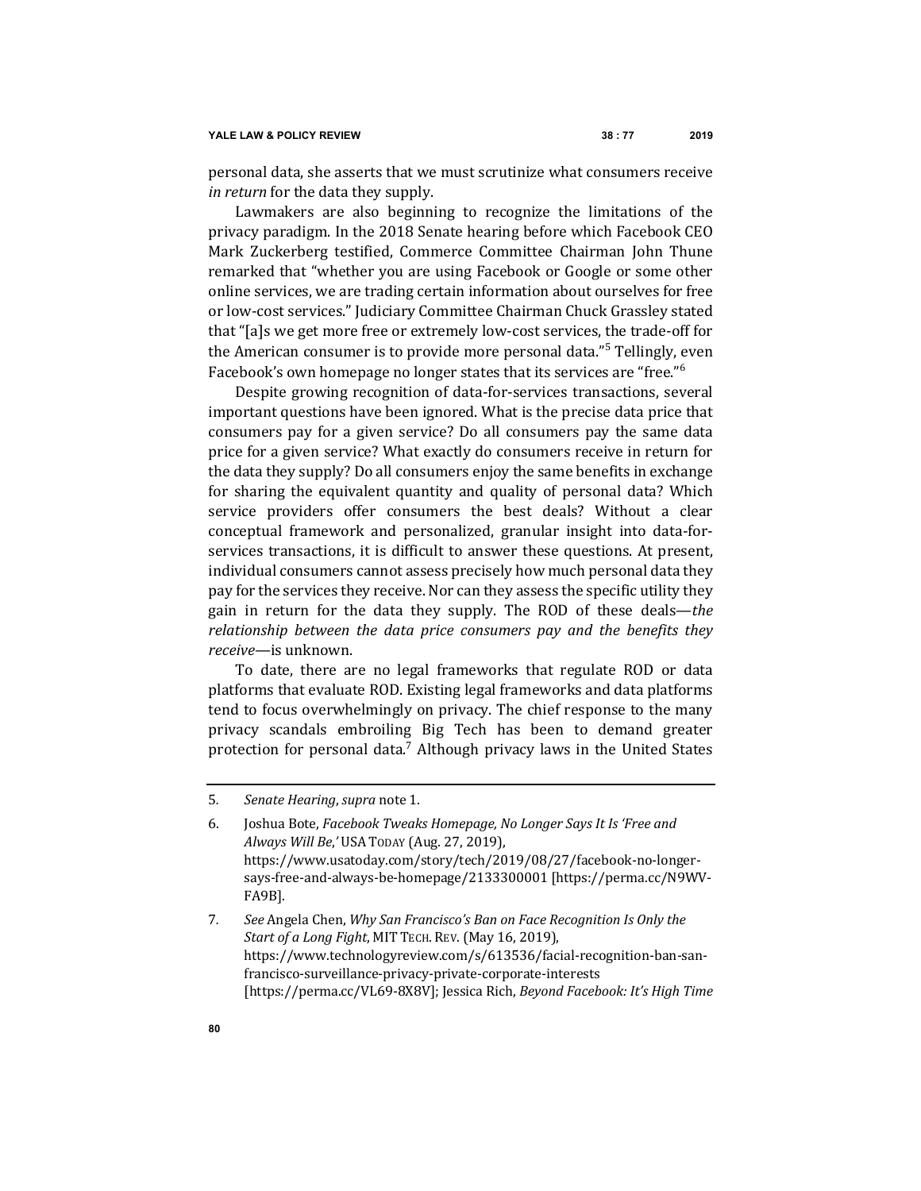personal data, she asserts that we must scrutinize what consumers receive *in return* for the data they supply.

Lawmakers are also beginning to recognize the limitations of the privacy paradigm. In the 2018 Senate hearing before which Facebook CEO Mark Zuckerberg testified, Commerce Committee Chairman John Thune remarked that "whether you are using Facebook or Google or some other online services, we are trading certain information about ourselves for free or low-cost services." Judiciary Committee Chairman Chuck Grassley stated that "[a]s we get more free or extremely low-cost services, the trade-off for the American consumer is to provide more personal data."[5] Tellingly, even Facebook's own homepage no longer states that its services are "free."[6]

Despite growing recognition of data-for-services transactions, several important questions have been ignored. What is the precise data price that consumers pay for a given service? Do all consumers pay the same data price for a given service? What exactly do consumers receive in return for the data they supply? Do all consumers enjoy the same benefits in exchange for sharing the equivalent quantity and quality of personal data? Which service providers offer consumers the best deals? Without a clear conceptual framework and personalized, granular insight into data-for-services transactions, it is difficult to answer these questions. At present, individual consumers cannot assess precisely how much personal data they pay for the services they receive. Nor can they assess the specific utility they gain in return for the data they supply. The ROD of these deals—*the relationship between the data price consumers pay and the benefits they receive*—is unknown.

To date, there are no legal frameworks that regulate ROD or data platforms that evaluate ROD. Existing legal frameworks and data platforms tend to focus overwhelmingly on privacy. The chief response to the many privacy scandals embroiling Big Tech has been to demand greater protection for personal data.[7] Although privacy laws in the United States

---

5. *Senate Hearing*, *supra* note 1.

6. Joshua Bote, *Facebook Tweaks Homepage, No Longer Says It Is 'Free and Always Will Be,'* USA TODAY (Aug. 27, 2019), https://www.usatoday.com/story/tech/2019/08/27/facebook-no-longer-says-free-and-always-be-homepage/2133300001 [https://perma.cc/N9WV-FA9B].

7. *See* Angela Chen, *Why San Francisco's Ban on Face Recognition Is Only the Start of a Long Fight*, MIT TECH. REV. (May 16, 2019), https://www.technologyreview.com/s/613536/facial-recognition-ban-san-francisco-surveillance-privacy-private-corporate-interests [https://perma.cc/VL69-8X8V]; Jessica Rich, *Beyond Facebook: It's High Time*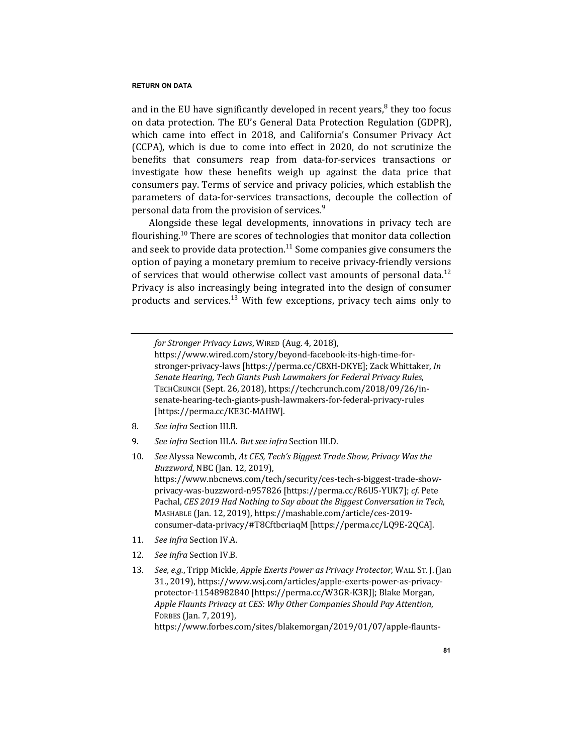and in the EU have significantly developed in recent years,[8] they too focus on data protection. The EU's General Data Protection Regulation (GDPR), which came into effect in 2018, and California's Consumer Privacy Act (CCPA), which is due to come into effect in 2020, do not scrutinize the benefits that consumers reap from data-for-services transactions or investigate how these benefits weigh up against the data price that consumers pay. Terms of service and privacy policies, which establish the parameters of data-for-services transactions, decouple the collection of personal data from the provision of services.[9]

Alongside these legal developments, innovations in privacy tech are flourishing.[10] There are scores of technologies that monitor data collection and seek to provide data protection.[11] Some companies give consumers the option of paying a monetary premium to receive privacy-friendly versions of services that would otherwise collect vast amounts of personal data.[12] Privacy is also increasingly being integrated into the design of consumer products and services.[13] With few exceptions, privacy tech aims only to

---

*for Stronger Privacy Laws*, WIRED (Aug. 4, 2018), https://www.wired.com/story/beyond-facebook-its-high-time-for-stronger-privacy-laws [https://perma.cc/C8XH-DKYE]; Zack Whittaker, *In Senate Hearing, Tech Giants Push Lawmakers for Federal Privacy Rules*, TECHCRUNCH (Sept. 26, 2018), https://techcrunch.com/2018/09/26/in-senate-hearing-tech-giants-push-lawmakers-for-federal-privacy-rules [https://perma.cc/KE3C-MAHW].

8. *See infra* Section III.B.

9. *See infra* Section III.A. *But see infra* Section III.D.

10. *See* Alyssa Newcomb, *At CES, Tech's Biggest Trade Show, Privacy Was the Buzzword*, NBC (Jan. 12, 2019), https://www.nbcnews.com/tech/security/ces-tech-s-biggest-trade-show-privacy-was-buzzword-n957826 [https://perma.cc/R6U5-YUK7]; *cf.* Pete Pachal, *CES 2019 Had Nothing to Say about the Biggest Conversation in Tech*, MASHABLE (Jan. 12, 2019), https://mashable.com/article/ces-2019-consumer-data-privacy/#T8CftbcriaqM [https://perma.cc/LQ9E-2QCA].

11. *See infra* Section IV.A.

12. *See infra* Section IV.B.

13. *See, e.g.*, Tripp Mickle, *Apple Exerts Power as Privacy Protector*, WALL ST. J. (Jan 31., 2019), https://www.wsj.com/articles/apple-exerts-power-as-privacy-protector-11548982840 [https://perma.cc/W3GR-K3RJ]; Blake Morgan, *Apple Flaunts Privacy at CES: Why Other Companies Should Pay Attention*, FORBES (Jan. 7, 2019), https://www.forbes.com/sites/blakemorgan/2019/01/07/apple-flaunts-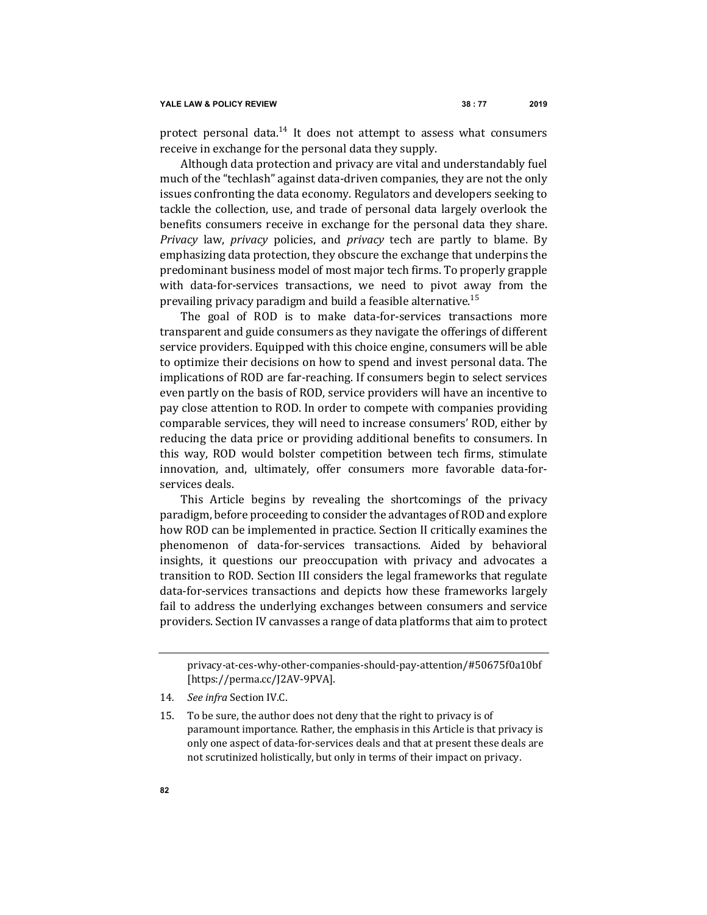protect personal data.[14] It does not attempt to assess what consumers receive in exchange for the personal data they supply.

Although data protection and privacy are vital and understandably fuel much of the "techlash" against data-driven companies, they are not the only issues confronting the data economy. Regulators and developers seeking to tackle the collection, use, and trade of personal data largely overlook the benefits consumers receive in exchange for the personal data they share. *Privacy* law, *privacy* policies, and *privacy* tech are partly to blame. By emphasizing data protection, they obscure the exchange that underpins the predominant business model of most major tech firms. To properly grapple with data-for-services transactions, we need to pivot away from the prevailing privacy paradigm and build a feasible alternative.[15]

The goal of ROD is to make data-for-services transactions more transparent and guide consumers as they navigate the offerings of different service providers. Equipped with this choice engine, consumers will be able to optimize their decisions on how to spend and invest personal data. The implications of ROD are far-reaching. If consumers begin to select services even partly on the basis of ROD, service providers will have an incentive to pay close attention to ROD. In order to compete with companies providing comparable services, they will need to increase consumers' ROD, either by reducing the data price or providing additional benefits to consumers. In this way, ROD would bolster competition between tech firms, stimulate innovation, and, ultimately, offer consumers more favorable data-for-services deals.

This Article begins by revealing the shortcomings of the privacy paradigm, before proceeding to consider the advantages of ROD and explore how ROD can be implemented in practice. Section II critically examines the phenomenon of data-for-services transactions. Aided by behavioral insights, it questions our preoccupation with privacy and advocates a transition to ROD. Section III considers the legal frameworks that regulate data-for-services transactions and depicts how these frameworks largely fail to address the underlying exchanges between consumers and service providers. Section IV canvasses a range of data platforms that aim to protect

---

privacy-at-ces-why-other-companies-should-pay-attention/#50675f0a10bf [https://perma.cc/J2AV-9PVA].

14. *See infra* Section IV.C.

15. To be sure, the author does not deny that the right to privacy is of paramount importance. Rather, the emphasis in this Article is that privacy is only one aspect of data-for-services deals and that at present these deals are not scrutinized holistically, but only in terms of their impact on privacy.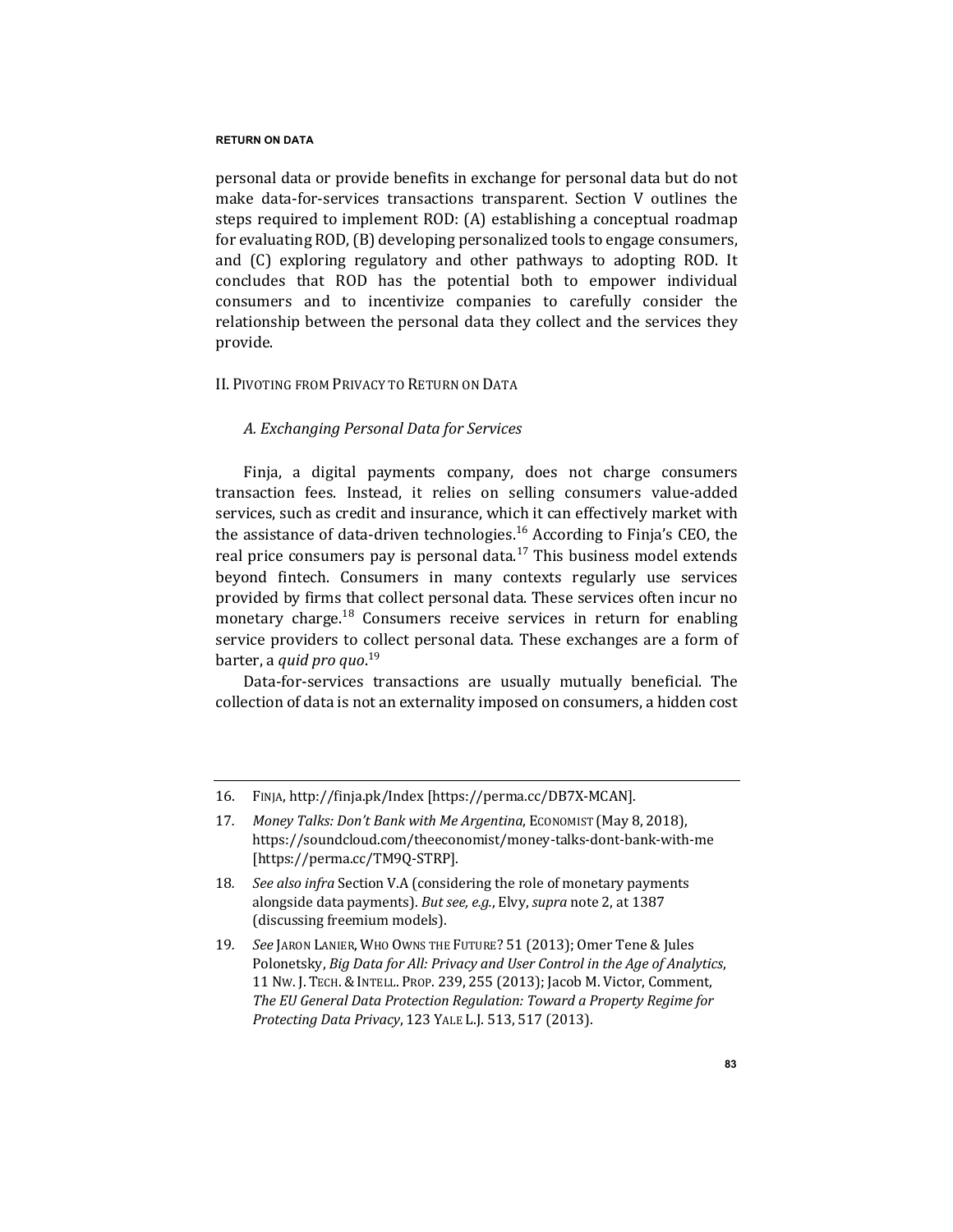personal data or provide benefits in exchange for personal data but do not make data-for-services transactions transparent. Section V outlines the steps required to implement ROD: (A) establishing a conceptual roadmap for evaluating ROD, (B) developing personalized tools to engage consumers, and (C) exploring regulatory and other pathways to adopting ROD. It concludes that ROD has the potential both to empower individual consumers and to incentivize companies to carefully consider the relationship between the personal data they collect and the services they provide.

## II. Pivoting from Privacy to Return on Data

### *A. Exchanging Personal Data for Services*

Finja, a digital payments company, does not charge consumers transaction fees. Instead, it relies on selling consumers value-added services, such as credit and insurance, which it can effectively market with the assistance of data-driven technologies.[16] According to Finja's CEO, the real price consumers pay is personal data.[17] This business model extends beyond fintech. Consumers in many contexts regularly use services provided by firms that collect personal data. These services often incur no monetary charge.[18] Consumers receive services in return for enabling service providers to collect personal data. These exchanges are a form of barter, a *quid pro quo*.[19]

Data-for-services transactions are usually mutually beneficial. The collection of data is not an externality imposed on consumers, a hidden cost

---

16. Finja, http://finja.pk/Index [https://perma.cc/DB7X-MCAN].

17. *Money Talks: Don't Bank with Me Argentina*, Economist (May 8, 2018), https://soundcloud.com/theeconomist/money-talks-dont-bank-with-me [https://perma.cc/TM9Q-STRP].

18. *See also infra* Section V.A (considering the role of monetary payments alongside data payments). *But see, e.g.*, Elvy, *supra* note 2, at 1387 (discussing freemium models).

19. *See* Jaron Lanier, Who Owns the Future? 51 (2013); Omer Tene & Jules Polonetsky, *Big Data for All: Privacy and User Control in the Age of Analytics*, 11 Nw. J. Tech. & Intell. Prop. 239, 255 (2013); Jacob M. Victor, Comment, *The EU General Data Protection Regulation: Toward a Property Regime for Protecting Data Privacy*, 123 Yale L.J. 513, 517 (2013).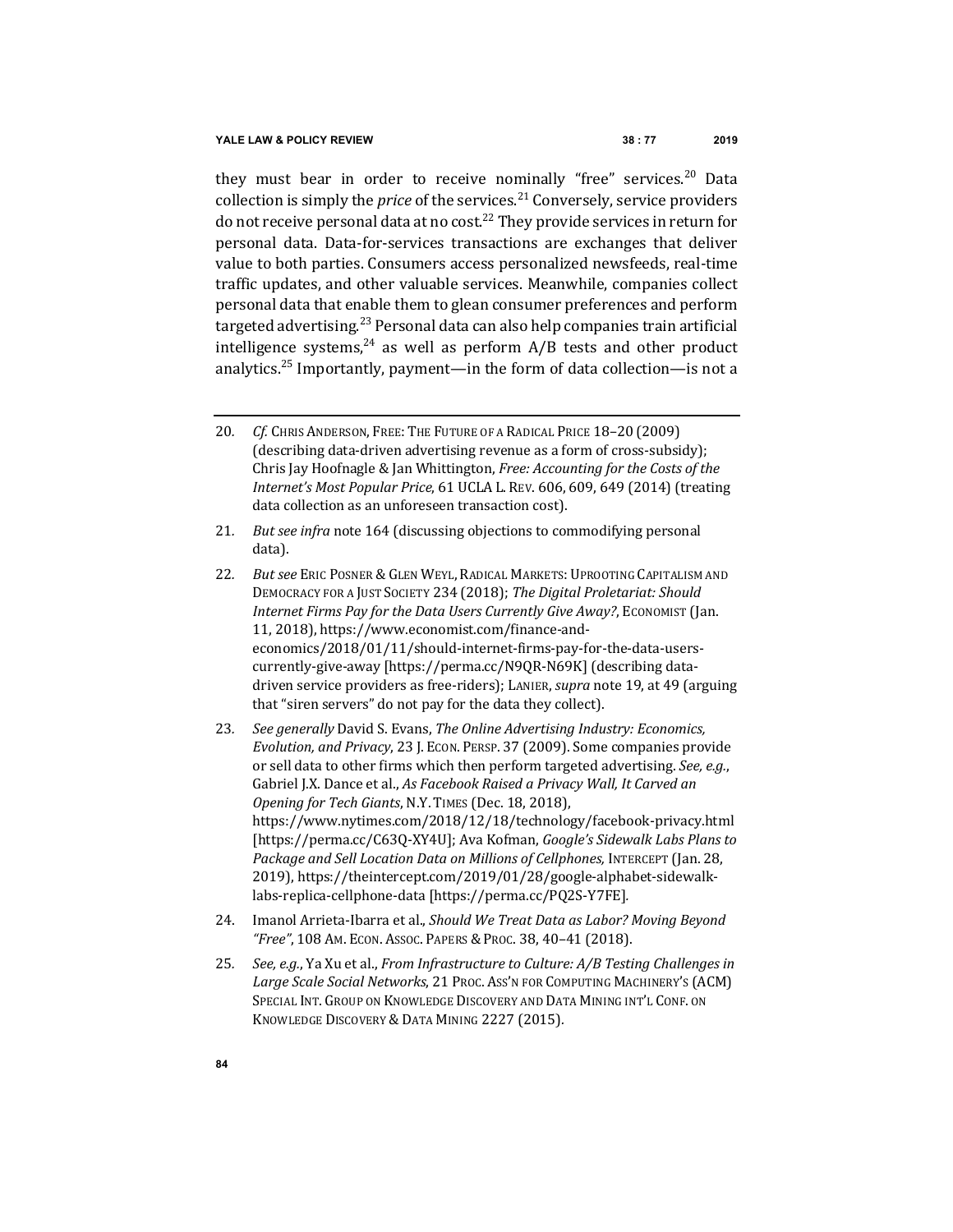they must bear in order to receive nominally "free" services.[20] Data collection is simply the *price* of the services.[21] Conversely, service providers do not receive personal data at no cost.[22] They provide services in return for personal data. Data-for-services transactions are exchanges that deliver value to both parties. Consumers access personalized newsfeeds, real-time traffic updates, and other valuable services. Meanwhile, companies collect personal data that enable them to glean consumer preferences and perform targeted advertising.[23] Personal data can also help companies train artificial intelligence systems,[24] as well as perform A/B tests and other product analytics.[25] Importantly, payment—in the form of data collection—is not a

---

20. *Cf.* CHRIS ANDERSON, FREE: THE FUTURE OF A RADICAL PRICE 18–20 (2009) (describing data-driven advertising revenue as a form of cross-subsidy); Chris Jay Hoofnagle & Jan Whittington, *Free: Accounting for the Costs of the Internet's Most Popular Price*, 61 UCLA L. REV. 606, 609, 649 (2014) (treating data collection as an unforeseen transaction cost).

21. *But see infra* note 164 (discussing objections to commodifying personal data).

22. *But see* ERIC POSNER & GLEN WEYL, RADICAL MARKETS: UPROOTING CAPITALISM AND DEMOCRACY FOR A JUST SOCIETY 234 (2018); *The Digital Proletariat: Should Internet Firms Pay for the Data Users Currently Give Away?*, ECONOMIST (Jan. 11, 2018), https://www.economist.com/finance-and-economics/2018/01/11/should-internet-firms-pay-for-the-data-users-currently-give-away [https://perma.cc/N9QR-N69K] (describing data-driven service providers as free-riders); LANIER, *supra* note 19, at 49 (arguing that "siren servers" do not pay for the data they collect).

23. *See generally* David S. Evans, *The Online Advertising Industry: Economics, Evolution, and Privacy*, 23 J. ECON. PERSP. 37 (2009). Some companies provide or sell data to other firms which then perform targeted advertising. *See, e.g.*, Gabriel J.X. Dance et al., *As Facebook Raised a Privacy Wall, It Carved an Opening for Tech Giants*, N.Y. TIMES (Dec. 18, 2018), https://www.nytimes.com/2018/12/18/technology/facebook-privacy.html [https://perma.cc/C63Q-XY4U]; Ava Kofman, *Google's Sidewalk Labs Plans to Package and Sell Location Data on Millions of Cellphones,* INTERCEPT (Jan. 28, 2019), https://theintercept.com/2019/01/28/google-alphabet-sidewalk-labs-replica-cellphone-data [https://perma.cc/PQ2S-Y7FE].

24. Imanol Arrieta-Ibarra et al., *Should We Treat Data as Labor? Moving Beyond "Free"*, 108 AM. ECON. ASSOC. PAPERS & PROC. 38, 40–41 (2018).

25. *See, e.g.*, Ya Xu et al., *From Infrastructure to Culture: A/B Testing Challenges in Large Scale Social Networks*, 21 PROC. ASS'N FOR COMPUTING MACHINERY'S (ACM) SPECIAL INT. GROUP ON KNOWLEDGE DISCOVERY AND DATA MINING INT'L CONF. ON KNOWLEDGE DISCOVERY & DATA MINING 2227 (2015).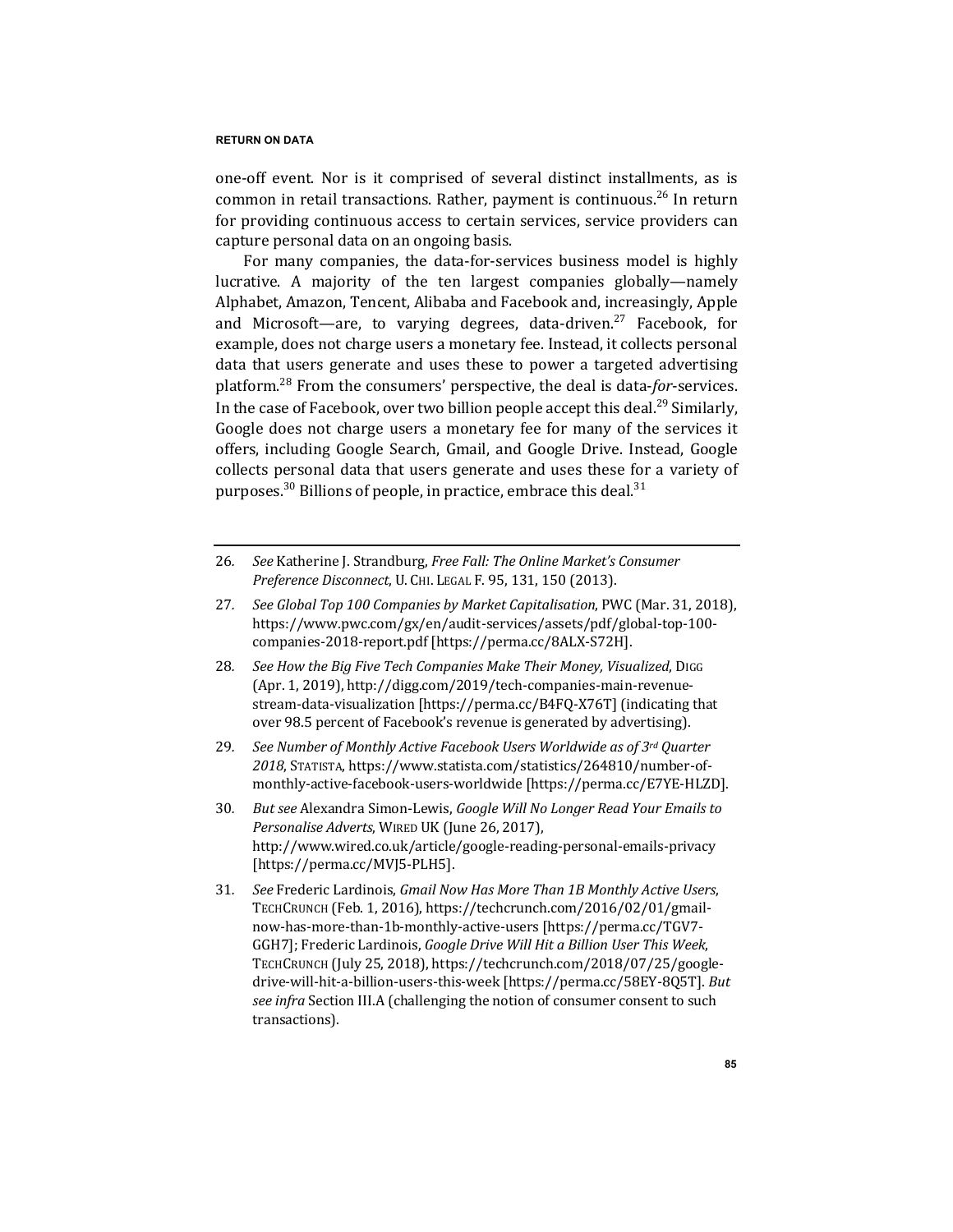one-off event. Nor is it comprised of several distinct installments, as is common in retail transactions. Rather, payment is continuous.[26] In return for providing continuous access to certain services, service providers can capture personal data on an ongoing basis.

For many companies, the data-for-services business model is highly lucrative. A majority of the ten largest companies globally—namely Alphabet, Amazon, Tencent, Alibaba and Facebook and, increasingly, Apple and Microsoft—are, to varying degrees, data-driven.[27] Facebook, for example, does not charge users a monetary fee. Instead, it collects personal data that users generate and uses these to power a targeted advertising platform.[28] From the consumers' perspective, the deal is data-*for*-services. In the case of Facebook, over two billion people accept this deal.[29] Similarly, Google does not charge users a monetary fee for many of the services it offers, including Google Search, Gmail, and Google Drive. Instead, Google collects personal data that users generate and uses these for a variety of purposes.[30] Billions of people, in practice, embrace this deal.[31]

---

26. *See* Katherine J. Strandburg, *Free Fall: The Online Market's Consumer Preference Disconnect*, U. CHI. LEGAL F. 95, 131, 150 (2013).

27. *See Global Top 100 Companies by Market Capitalisation*, PWC (Mar. 31, 2018), https://www.pwc.com/gx/en/audit-services/assets/pdf/global-top-100-companies-2018-report.pdf [https://perma.cc/8ALX-S72H].

28. *See How the Big Five Tech Companies Make Their Money, Visualized*, DIGG (Apr. 1, 2019), http://digg.com/2019/tech-companies-main-revenue-stream-data-visualization [https://perma.cc/B4FQ-X76T] (indicating that over 98.5 percent of Facebook's revenue is generated by advertising).

29. *See Number of Monthly Active Facebook Users Worldwide as of 3rd Quarter 2018*, STATISTA, https://www.statista.com/statistics/264810/number-of-monthly-active-facebook-users-worldwide [https://perma.cc/E7YE-HLZD].

30. *But see* Alexandra Simon-Lewis, *Google Will No Longer Read Your Emails to Personalise Adverts*, WIRED UK (June 26, 2017), http://www.wired.co.uk/article/google-reading-personal-emails-privacy [https://perma.cc/MVJ5-PLH5].

31. *See* Frederic Lardinois, *Gmail Now Has More Than 1B Monthly Active Users*, TECHCRUNCH (Feb. 1, 2016), https://techcrunch.com/2016/02/01/gmail-now-has-more-than-1b-monthly-active-users [https://perma.cc/TGV7-GGH7]; Frederic Lardinois, *Google Drive Will Hit a Billion User This Week*, TECHCRUNCH (July 25, 2018), https://techcrunch.com/2018/07/25/google-drive-will-hit-a-billion-users-this-week [https://perma.cc/58EY-8Q5T]. *But see infra* Section III.A (challenging the notion of consumer consent to such transactions).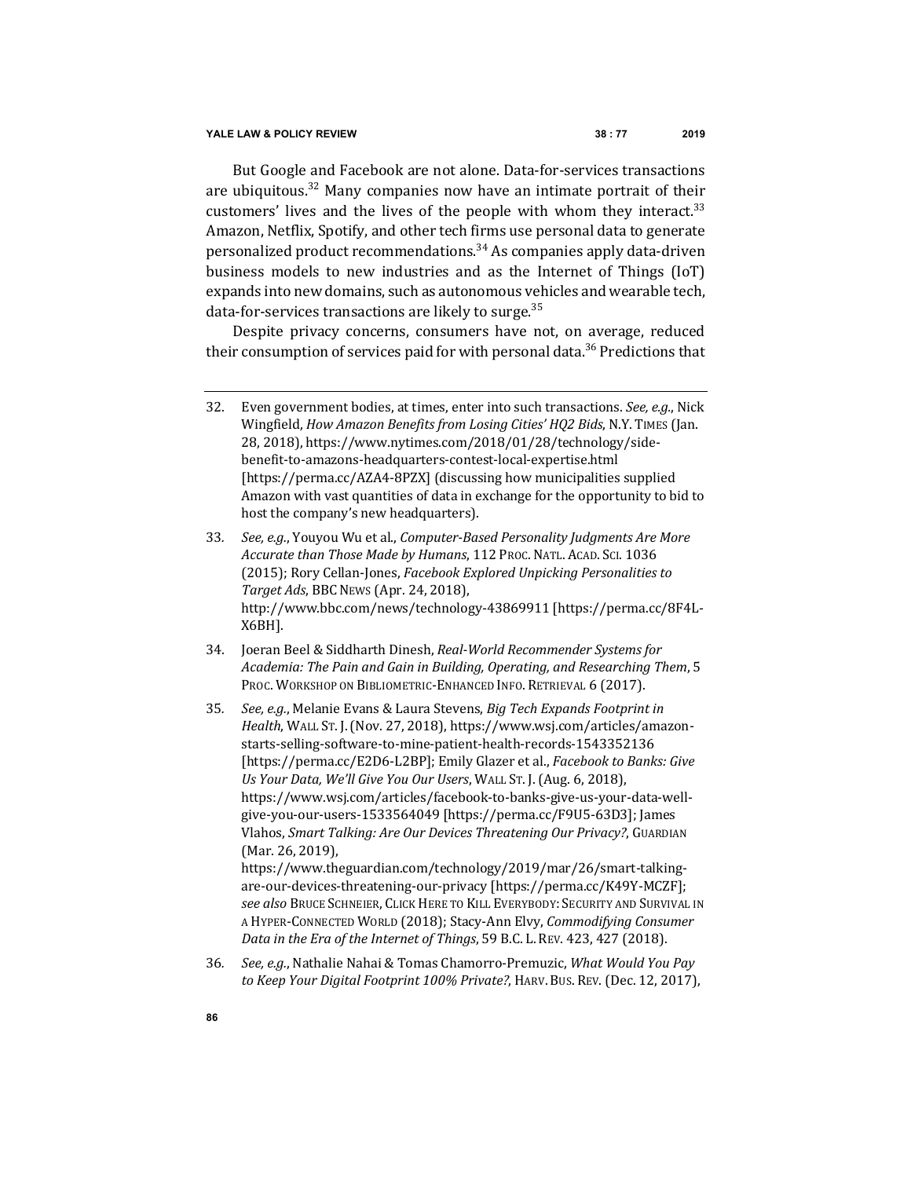But Google and Facebook are not alone. Data-for-services transactions are ubiquitous.[32] Many companies now have an intimate portrait of their customers' lives and the lives of the people with whom they interact.[33] Amazon, Netflix, Spotify, and other tech firms use personal data to generate personalized product recommendations.[34] As companies apply data-driven business models to new industries and as the Internet of Things (IoT) expands into new domains, such as autonomous vehicles and wearable tech, data-for-services transactions are likely to surge.[35]

Despite privacy concerns, consumers have not, on average, reduced their consumption of services paid for with personal data.[36] Predictions that

---

32. Even government bodies, at times, enter into such transactions. *See, e.g.*, Nick Wingfield, *How Amazon Benefits from Losing Cities' HQ2 Bids*, N.Y. TIMES (Jan. 28, 2018), https://www.nytimes.com/2018/01/28/technology/side-benefit-to-amazons-headquarters-contest-local-expertise.html [https://perma.cc/AZA4-8PZX] (discussing how municipalities supplied Amazon with vast quantities of data in exchange for the opportunity to bid to host the company's new headquarters).

33. *See, e.g.*, Youyou Wu et al., *Computer-Based Personality Judgments Are More Accurate than Those Made by Humans*, 112 PROC. NATL. ACAD. SCI. 1036 (2015); Rory Cellan-Jones, *Facebook Explored Unpicking Personalities to Target Ads*, BBC NEWS (Apr. 24, 2018), http://www.bbc.com/news/technology-43869911 [https://perma.cc/8F4L-X6BH].

34. Joeran Beel & Siddharth Dinesh, *Real-World Recommender Systems for Academia: The Pain and Gain in Building, Operating, and Researching Them*, 5 PROC. WORKSHOP ON BIBLIOMETRIC-ENHANCED INFO. RETRIEVAL 6 (2017).

35. *See, e.g.*, Melanie Evans & Laura Stevens, *Big Tech Expands Footprint in Health*, WALL ST. J. (Nov. 27, 2018), https://www.wsj.com/articles/amazon-starts-selling-software-to-mine-patient-health-records-1543352136 [https://perma.cc/E2D6-L2BP]; Emily Glazer et al., *Facebook to Banks: Give Us Your Data, We'll Give You Our Users*, WALL ST. J. (Aug. 6, 2018), https://www.wsj.com/articles/facebook-to-banks-give-us-your-data-well-give-you-our-users-1533564049 [https://perma.cc/F9U5-63D3]; James Vlahos, *Smart Talking: Are Our Devices Threatening Our Privacy?*, GUARDIAN (Mar. 26, 2019), https://www.theguardian.com/technology/2019/mar/26/smart-talking-are-our-devices-threatening-our-privacy [https://perma.cc/K49Y-MCZF]; *see also* BRUCE SCHNEIER, CLICK HERE TO KILL EVERYBODY: SECURITY AND SURVIVAL IN A HYPER-CONNECTED WORLD (2018); Stacy-Ann Elvy, *Commodifying Consumer Data in the Era of the Internet of Things*, 59 B.C. L. REV. 423, 427 (2018).

36. *See, e.g.*, Nathalie Nahai & Tomas Chamorro-Premuzic, *What Would You Pay to Keep Your Digital Footprint 100% Private?*, HARV. BUS. REV. (Dec. 12, 2017),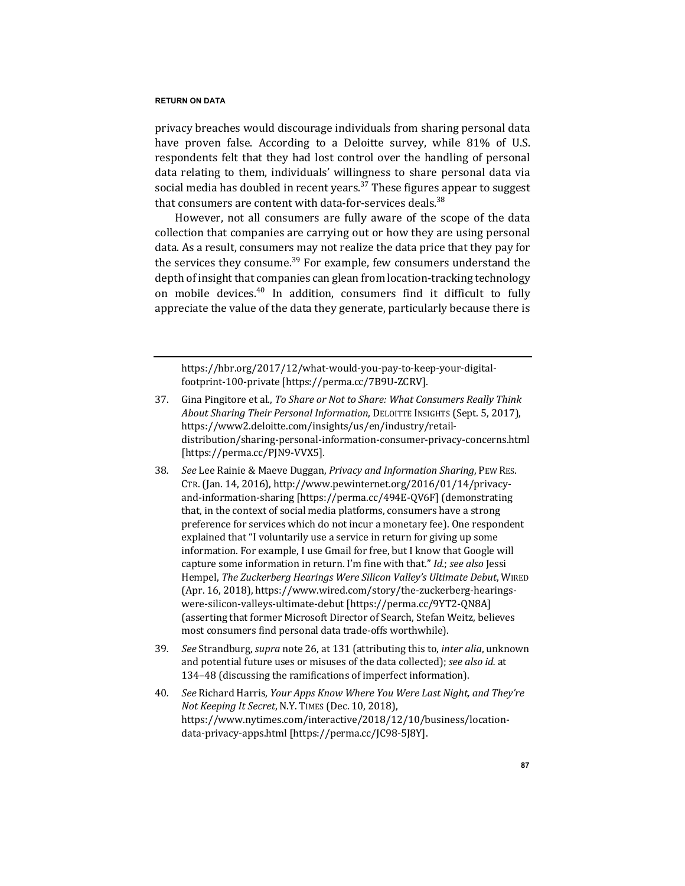privacy breaches would discourage individuals from sharing personal data have proven false. According to a Deloitte survey, while 81% of U.S. respondents felt that they had lost control over the handling of personal data relating to them, individuals' willingness to share personal data via social media has doubled in recent years.[37] These figures appear to suggest that consumers are content with data-for-services deals.[38]

However, not all consumers are fully aware of the scope of the data collection that companies are carrying out or how they are using personal data. As a result, consumers may not realize the data price that they pay for the services they consume.[39] For example, few consumers understand the depth of insight that companies can glean from location-tracking technology on mobile devices.[40] In addition, consumers find it difficult to fully appreciate the value of the data they generate, particularly because there is

---

https://hbr.org/2017/12/what-would-you-pay-to-keep-your-digital-footprint-100-private [https://perma.cc/7B9U-ZCRV].

37. Gina Pingitore et al., *To Share or Not to Share: What Consumers Really Think About Sharing Their Personal Information*, DELOITTE INSIGHTS (Sept. 5, 2017), https://www2.deloitte.com/insights/us/en/industry/retail-distribution/sharing-personal-information-consumer-privacy-concerns.html [https://perma.cc/PJN9-VVX5].

38. *See* Lee Rainie & Maeve Duggan, *Privacy and Information Sharing*, PEW RES. CTR. (Jan. 14, 2016), http://www.pewinternet.org/2016/01/14/privacy-and-information-sharing [https://perma.cc/494E-QV6F] (demonstrating that, in the context of social media platforms, consumers have a strong preference for services which do not incur a monetary fee). One respondent explained that "I voluntarily use a service in return for giving up some information. For example, I use Gmail for free, but I know that Google will capture some information in return. I'm fine with that." *Id.*; *see also* Jessi Hempel, *The Zuckerberg Hearings Were Silicon Valley's Ultimate Debut*, WIRED (Apr. 16, 2018), https://www.wired.com/story/the-zuckerberg-hearings-were-silicon-valleys-ultimate-debut [https://perma.cc/9YT2-QN8A] (asserting that former Microsoft Director of Search, Stefan Weitz, believes most consumers find personal data trade-offs worthwhile).

39. *See* Strandburg, *supra* note 26, at 131 (attributing this to, *inter alia*, unknown and potential future uses or misuses of the data collected); *see also id.* at 134–48 (discussing the ramifications of imperfect information).

40. *See* Richard Harris, *Your Apps Know Where You Were Last Night, and They're Not Keeping It Secret*, N.Y. TIMES (Dec. 10, 2018), https://www.nytimes.com/interactive/2018/12/10/business/location-data-privacy-apps.html [https://perma.cc/JC98-5J8Y].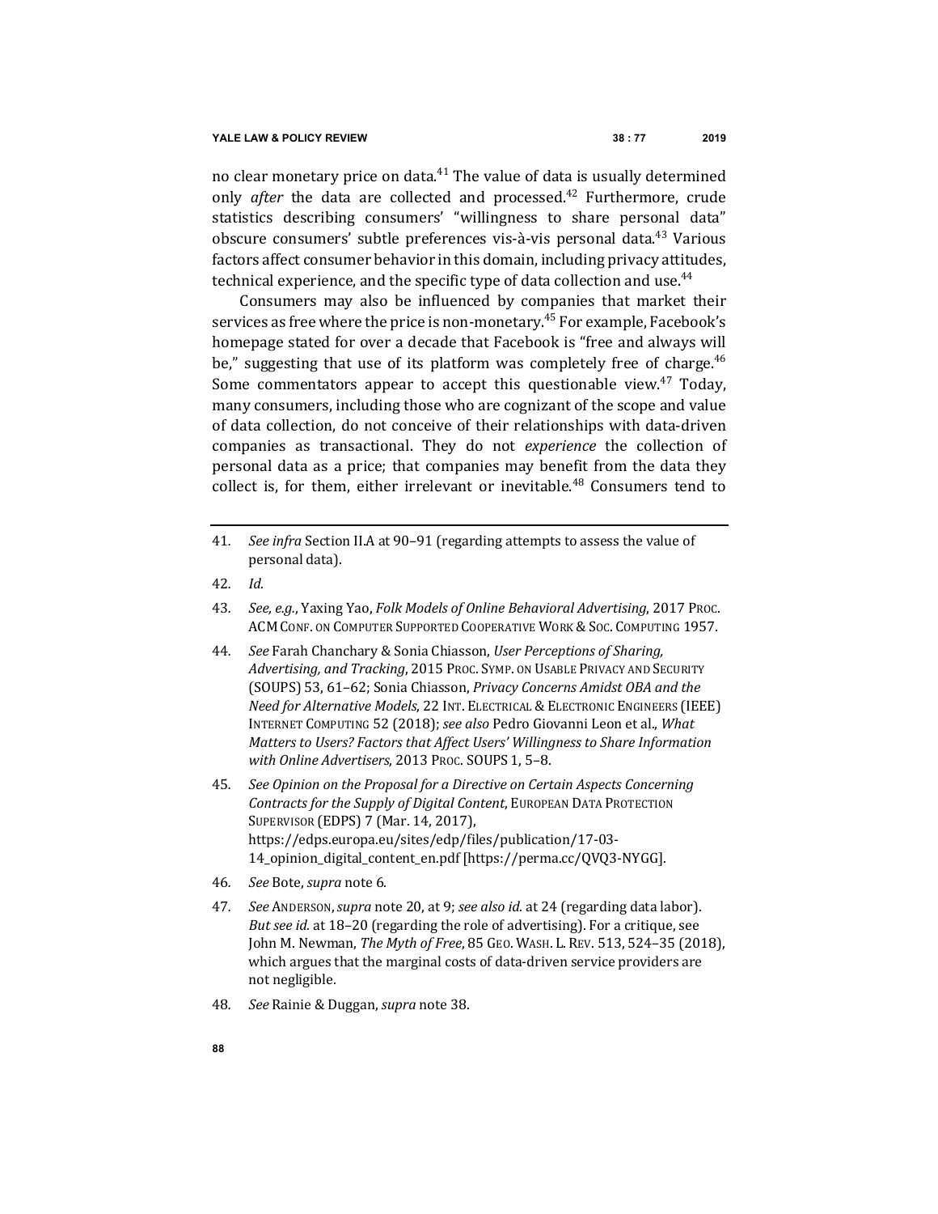no clear monetary price on data.[41] The value of data is usually determined only *after* the data are collected and processed.[42] Furthermore, crude statistics describing consumers' "willingness to share personal data" obscure consumers' subtle preferences vis-à-vis personal data.[43] Various factors affect consumer behavior in this domain, including privacy attitudes, technical experience, and the specific type of data collection and use.[44]

Consumers may also be influenced by companies that market their services as free where the price is non-monetary.[45] For example, Facebook's homepage stated for over a decade that Facebook is "free and always will be," suggesting that use of its platform was completely free of charge.[46] Some commentators appear to accept this questionable view.[47] Today, many consumers, including those who are cognizant of the scope and value of data collection, do not conceive of their relationships with data-driven companies as transactional. They do not *experience* the collection of personal data as a price; that companies may benefit from the data they collect is, for them, either irrelevant or inevitable.[48] Consumers tend to

---

41. *See infra* Section II.A at 90–91 (regarding attempts to assess the value of personal data).

42. *Id.*

43. *See, e.g.*, Yaxing Yao, *Folk Models of Online Behavioral Advertising*, 2017 PROC. ACM CONF. ON COMPUTER SUPPORTED COOPERATIVE WORK & SOC. COMPUTING 1957.

44. *See* Farah Chanchary & Sonia Chiasson, *User Perceptions of Sharing, Advertising, and Tracking*, 2015 PROC. SYMP. ON USABLE PRIVACY AND SECURITY (SOUPS) 53, 61–62; Sonia Chiasson, *Privacy Concerns Amidst OBA and the Need for Alternative Models*, 22 INT. ELECTRICAL & ELECTRONIC ENGINEERS (IEEE) INTERNET COMPUTING 52 (2018); *see also* Pedro Giovanni Leon et al., *What Matters to Users? Factors that Affect Users' Willingness to Share Information with Online Advertisers*, 2013 PROC. SOUPS 1, 5–8.

45. *See Opinion on the Proposal for a Directive on Certain Aspects Concerning Contracts for the Supply of Digital Content*, EUROPEAN DATA PROTECTION SUPERVISOR (EDPS) 7 (Mar. 14, 2017), https://edps.europa.eu/sites/edp/files/publication/17-03-14_opinion_digital_content_en.pdf [https://perma.cc/QVQ3-NYGG].

46. *See* Bote, *supra* note 6.

47. *See* ANDERSON, *supra* note 20, at 9; *see also id.* at 24 (regarding data labor). *But see id.* at 18–20 (regarding the role of advertising). For a critique, see John M. Newman, *The Myth of Free*, 85 GEO. WASH. L. REV. 513, 524–35 (2018), which argues that the marginal costs of data-driven service providers are not negligible.

48. *See* Rainie & Duggan, *supra* note 38.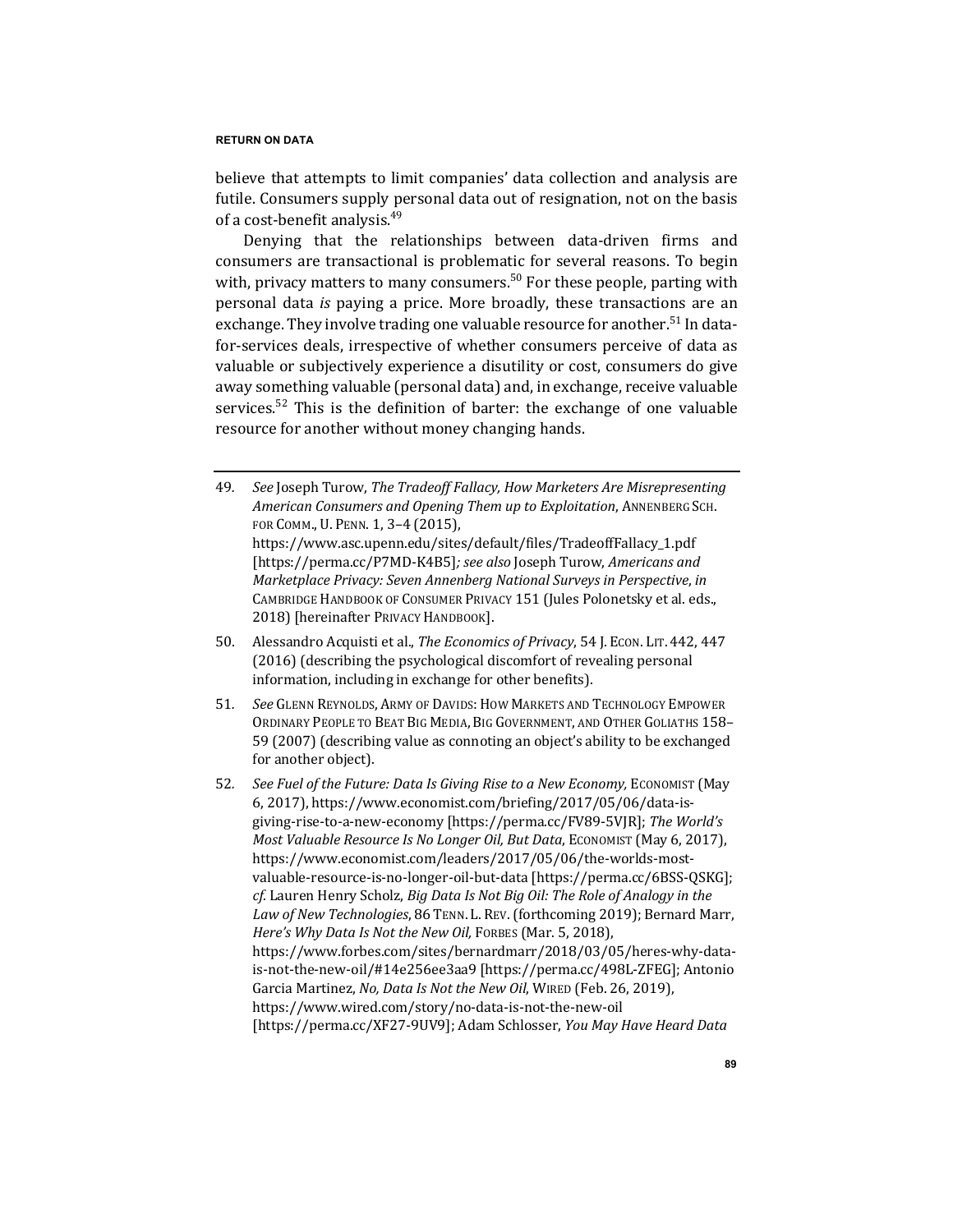believe that attempts to limit companies' data collection and analysis are futile. Consumers supply personal data out of resignation, not on the basis of a cost-benefit analysis.[49]

Denying that the relationships between data-driven firms and consumers are transactional is problematic for several reasons. To begin with, privacy matters to many consumers.[50] For these people, parting with personal data *is* paying a price. More broadly, these transactions are an exchange. They involve trading one valuable resource for another.[51] In data-for-services deals, irrespective of whether consumers perceive of data as valuable or subjectively experience a disutility or cost, consumers do give away something valuable (personal data) and, in exchange, receive valuable services.[52] This is the definition of barter: the exchange of one valuable resource for another without money changing hands.

---

49. *See* Joseph Turow, *The Tradeoff Fallacy, How Marketers Are Misrepresenting American Consumers and Opening Them up to Exploitation*, ANNENBERG SCH. FOR COMM., U. PENN. 1, 3–4 (2015), https://www.asc.upenn.edu/sites/default/files/TradeoffFallacy_1.pdf [https://perma.cc/P7MD-K4B5]*; see also* Joseph Turow, *Americans and Marketplace Privacy: Seven Annenberg National Surveys in Perspective*, *in* CAMBRIDGE HANDBOOK OF CONSUMER PRIVACY 151 (Jules Polonetsky et al. eds., 2018) [hereinafter PRIVACY HANDBOOK].

50. Alessandro Acquisti et al., *The Economics of Privacy*, 54 J. ECON. LIT. 442, 447 (2016) (describing the psychological discomfort of revealing personal information, including in exchange for other benefits).

51. *See* GLENN REYNOLDS, ARMY OF DAVIDS: HOW MARKETS AND TECHNOLOGY EMPOWER ORDINARY PEOPLE TO BEAT BIG MEDIA, BIG GOVERNMENT, AND OTHER GOLIATHS 158–59 (2007) (describing value as connoting an object's ability to be exchanged for another object).

52. *See Fuel of the Future: Data Is Giving Rise to a New Economy,* ECONOMIST (May 6, 2017), https://www.economist.com/briefing/2017/05/06/data-is-giving-rise-to-a-new-economy [https://perma.cc/FV89-5VJR]; *The World's Most Valuable Resource Is No Longer Oil, But Data*, ECONOMIST (May 6, 2017), https://www.economist.com/leaders/2017/05/06/the-worlds-most-valuable-resource-is-no-longer-oil-but-data [https://perma.cc/6BSS-QSKG]; *cf.* Lauren Henry Scholz, *Big Data Is Not Big Oil: The Role of Analogy in the Law of New Technologies*, 86 TENN. L. REV. (forthcoming 2019); Bernard Marr, *Here's Why Data Is Not the New Oil,* FORBES (Mar. 5, 2018), https://www.forbes.com/sites/bernardmarr/2018/03/05/heres-why-data-is-not-the-new-oil/#14e256ee3aa9 [https://perma.cc/498L-ZFEG]; Antonio Garcia Martinez, *No, Data Is Not the New Oil*, WIRED (Feb. 26, 2019), https://www.wired.com/story/no-data-is-not-the-new-oil [https://perma.cc/XF27-9UV9]; Adam Schlosser, *You May Have Heard Data*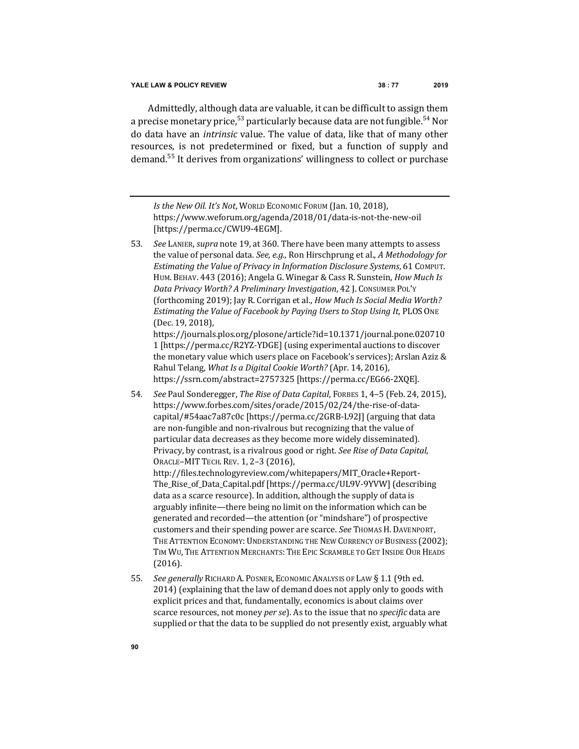Admittedly, although data are valuable, it can be difficult to assign them a precise monetary price,[53] particularly because data are not fungible.[54] Nor do data have an *intrinsic* value. The value of data, like that of many other resources, is not predetermined or fixed, but a function of supply and demand.[55] It derives from organizations' willingness to collect or purchase

---

*Is the New Oil. It's Not*, WORLD ECONOMIC FORUM (Jan. 10, 2018), https://www.weforum.org/agenda/2018/01/data-is-not-the-new-oil [https://perma.cc/CWU9-4EGM].

53. *See* LANIER, *supra* note 19, at 360. There have been many attempts to assess the value of personal data. *See, e.g.*, Ron Hirschprung et al., *A Methodology for Estimating the Value of Privacy in Information Disclosure Systems*, 61 COMPUT. HUM. BEHAV. 443 (2016); Angela G. Winegar & Cass R. Sunstein, *How Much Is Data Privacy Worth? A Preliminary Investigation*, 42 J. CONSUMER POL'Y (forthcoming 2019); Jay R. Corrigan et al., *How Much Is Social Media Worth? Estimating the Value of Facebook by Paying Users to Stop Using It*, PLOS ONE (Dec. 19, 2018), https://journals.plos.org/plosone/article?id=10.1371/journal.pone.0207101 [https://perma.cc/R2YZ-YDGE] (using experimental auctions to discover the monetary value which users place on Facebook's services); Arslan Aziz & Rahul Telang, *What Is a Digital Cookie Worth?* (Apr. 14, 2016), https://ssrn.com/abstract=2757325 [https://perma.cc/EG66-2XQE].

54. *See* Paul Sonderegger, *The Rise of Data Capital*, FORBES 1, 4–5 (Feb. 24, 2015), https://www.forbes.com/sites/oracle/2015/02/24/the-rise-of-data-capital/#54aac7a87c0c [https://perma.cc/2GRB-L92J] (arguing that data are non-fungible and non-rivalrous but recognizing that the value of particular data decreases as they become more widely disseminated). Privacy, by contrast, is a rivalrous good or right. *See Rise of Data Capital*, ORACLE–MIT TECH. REV. 1, 2–3 (2016), http://files.technologyreview.com/whitepapers/MIT_Oracle+Report-The_Rise_of_Data_Capital.pdf [https://perma.cc/UL9V-9YVW] (describing data as a scarce resource). In addition, although the supply of data is arguably infinite—there being no limit on the information which can be generated and recorded—the attention (or "mindshare") of prospective customers and their spending power are scarce. *See* THOMAS H. DAVENPORT, THE ATTENTION ECONOMY: UNDERSTANDING THE NEW CURRENCY OF BUSINESS (2002); TIM WU, THE ATTENTION MERCHANTS: THE EPIC SCRAMBLE TO GET INSIDE OUR HEADS (2016).

55. *See generally* RICHARD A. POSNER, ECONOMIC ANALYSIS OF LAW § 1.1 (9th ed. 2014) (explaining that the law of demand does not apply only to goods with explicit prices and that, fundamentally, economics is about claims over scarce resources, not money *per se*). As to the issue that no *specific* data are supplied or that the data to be supplied do not presently exist, arguably what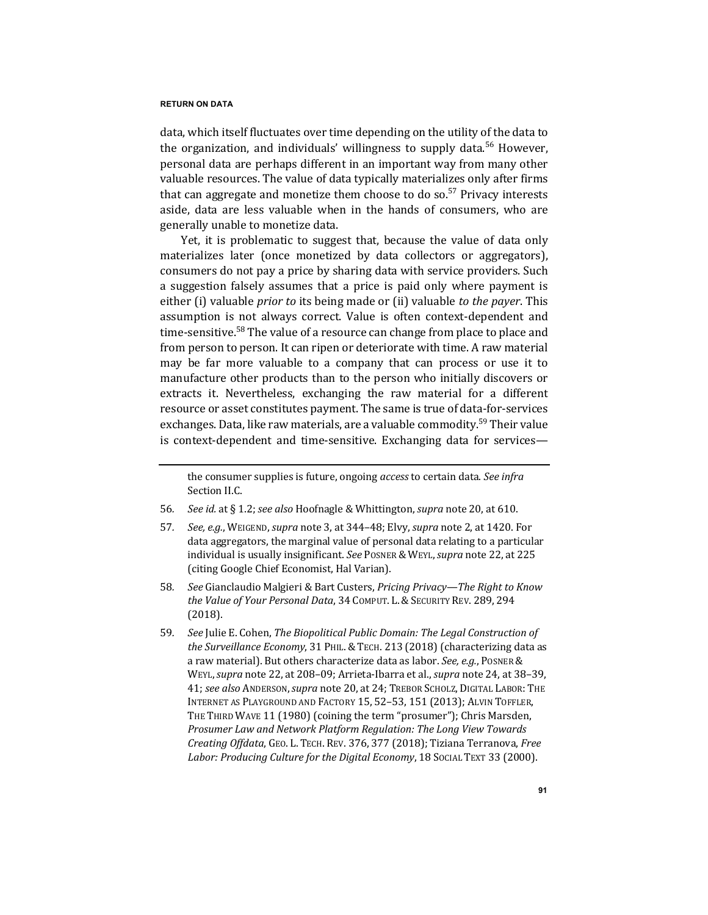data, which itself fluctuates over time depending on the utility of the data to the organization, and individuals' willingness to supply data.[56] However, personal data are perhaps different in an important way from many other valuable resources. The value of data typically materializes only after firms that can aggregate and monetize them choose to do so.[57] Privacy interests aside, data are less valuable when in the hands of consumers, who are generally unable to monetize data.

Yet, it is problematic to suggest that, because the value of data only materializes later (once monetized by data collectors or aggregators), consumers do not pay a price by sharing data with service providers. Such a suggestion falsely assumes that a price is paid only where payment is either (i) valuable *prior to* its being made or (ii) valuable *to the payer*. This assumption is not always correct. Value is often context-dependent and time-sensitive.[58] The value of a resource can change from place to place and from person to person. It can ripen or deteriorate with time. A raw material may be far more valuable to a company that can process or use it to manufacture other products than to the person who initially discovers or extracts it. Nevertheless, exchanging the raw material for a different resource or asset constitutes payment. The same is true of data-for-services exchanges. Data, like raw materials, are a valuable commodity.[59] Their value is context-dependent and time-sensitive. Exchanging data for services—

---

the consumer supplies is future, ongoing *access* to certain data. *See infra* Section II.C.

56. *See id.* at § 1.2; *see also* Hoofnagle & Whittington, *supra* note 20, at 610.

57. *See, e.g.*, WEIGEND, *supra* note 3, at 344–48; Elvy, *supra* note 2, at 1420. For data aggregators, the marginal value of personal data relating to a particular individual is usually insignificant. *See* POSNER & WEYL, *supra* note 22, at 225 (citing Google Chief Economist, Hal Varian).

58. *See* Gianclaudio Malgieri & Bart Custers, *Pricing Privacy—The Right to Know the Value of Your Personal Data*, 34 COMPUT. L. & SECURITY REV. 289, 294 (2018).

59. *See* Julie E. Cohen, *The Biopolitical Public Domain: The Legal Construction of the Surveillance Economy*, 31 PHIL. & TECH. 213 (2018) (characterizing data as a raw material). But others characterize data as labor. *See, e.g.*, POSNER & WEYL, *supra* note 22, at 208–09; Arrieta-Ibarra et al., *supra* note 24, at 38–39, 41; *see also* ANDERSON, *supra* note 20, at 24; TREBOR SCHOLZ, DIGITAL LABOR: THE INTERNET AS PLAYGROUND AND FACTORY 15, 52–53, 151 (2013); ALVIN TOFFLER, THE THIRD WAVE 11 (1980) (coining the term "prosumer"); Chris Marsden, *Prosumer Law and Network Platform Regulation: The Long View Towards Creating Offdata*, GEO. L. TECH. REV. 376, 377 (2018); Tiziana Terranova, *Free Labor: Producing Culture for the Digital Economy*, 18 SOCIAL TEXT 33 (2000).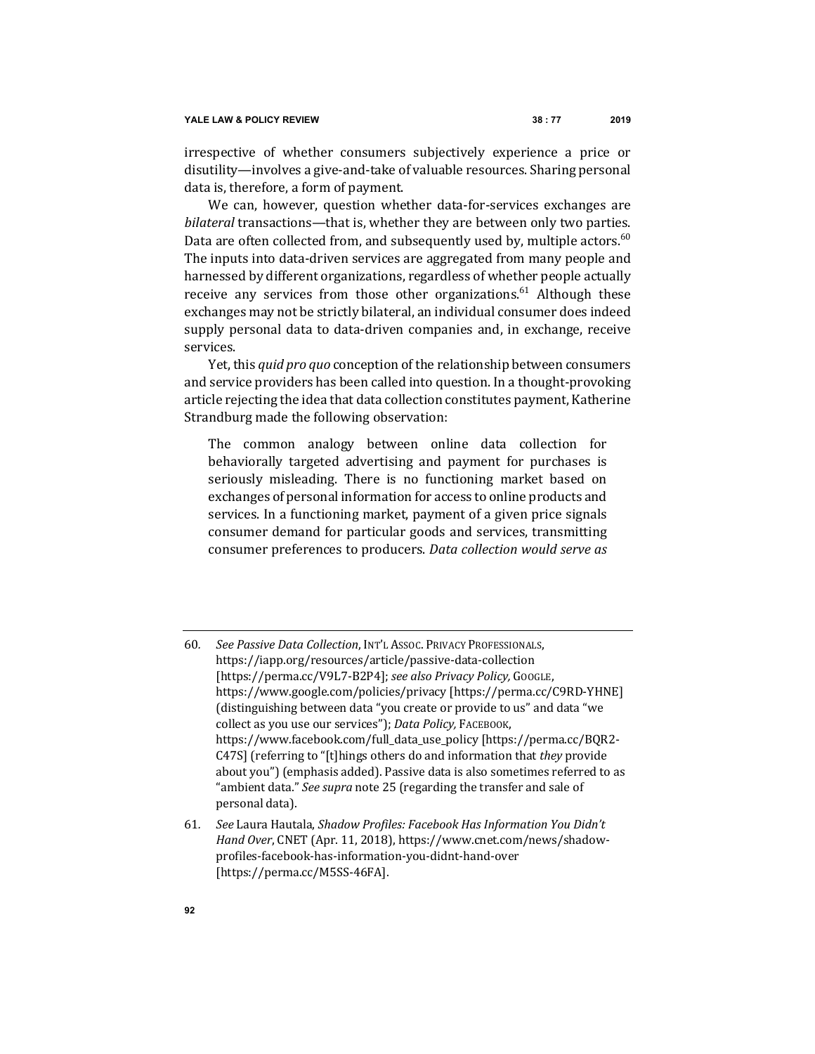irrespective of whether consumers subjectively experience a price or disutility—involves a give-and-take of valuable resources. Sharing personal data is, therefore, a form of payment.

We can, however, question whether data-for-services exchanges are *bilateral* transactions—that is, whether they are between only two parties. Data are often collected from, and subsequently used by, multiple actors.[60] The inputs into data-driven services are aggregated from many people and harnessed by different organizations, regardless of whether people actually receive any services from those other organizations.[61] Although these exchanges may not be strictly bilateral, an individual consumer does indeed supply personal data to data-driven companies and, in exchange, receive services.

Yet, this *quid pro quo* conception of the relationship between consumers and service providers has been called into question. In a thought-provoking article rejecting the idea that data collection constitutes payment, Katherine Strandburg made the following observation:

> The common analogy between online data collection for behaviorally targeted advertising and payment for purchases is seriously misleading. There is no functioning market based on exchanges of personal information for access to online products and services. In a functioning market, payment of a given price signals consumer demand for particular goods and services, transmitting consumer preferences to producers. *Data collection would serve as*

---

60. *See Passive Data Collection*, INT'L ASSOC. PRIVACY PROFESSIONALS, https://iapp.org/resources/article/passive-data-collection [https://perma.cc/V9L7-B2P4]; *see also Privacy Policy,* GOOGLE, https://www.google.com/policies/privacy [https://perma.cc/C9RD-YHNE] (distinguishing between data "you create or provide to us" and data "we collect as you use our services"); *Data Policy,* FACEBOOK, https://www.facebook.com/full_data_use_policy [https://perma.cc/BQR2-C47S] (referring to "[t]hings others do and information that *they* provide about you") (emphasis added). Passive data is also sometimes referred to as "ambient data." *See supra* note 25 (regarding the transfer and sale of personal data).

61. *See* Laura Hautala, *Shadow Profiles: Facebook Has Information You Didn't Hand Over*, CNET (Apr. 11, 2018), https://www.cnet.com/news/shadow-profiles-facebook-has-information-you-didnt-hand-over [https://perma.cc/M5SS-46FA].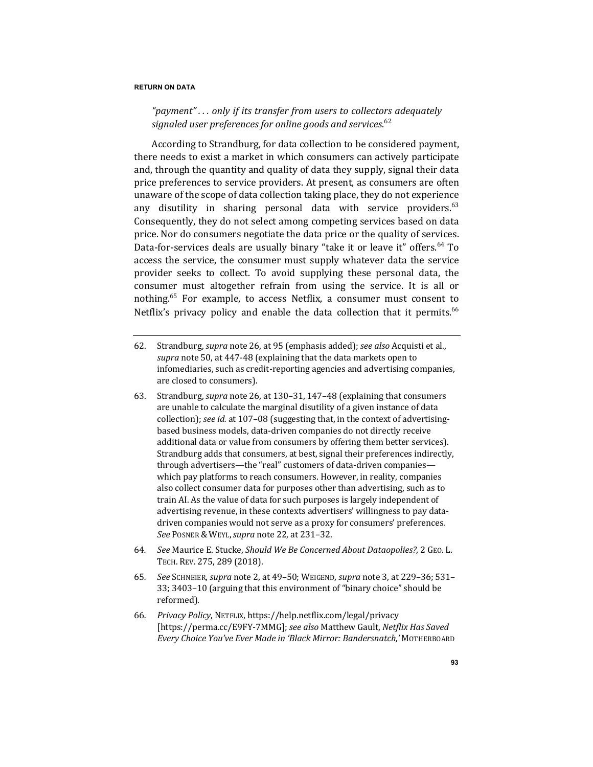*"payment" . . . only if its transfer from users to collectors adequately signaled user preferences for online goods and services.*[62]

According to Strandburg, for data collection to be considered payment, there needs to exist a market in which consumers can actively participate and, through the quantity and quality of data they supply, signal their data price preferences to service providers. At present, as consumers are often unaware of the scope of data collection taking place, they do not experience any disutility in sharing personal data with service providers.[63] Consequently, they do not select among competing services based on data price. Nor do consumers negotiate the data price or the quality of services. Data-for-services deals are usually binary "take it or leave it" offers.[64] To access the service, the consumer must supply whatever data the service provider seeks to collect. To avoid supplying these personal data, the consumer must altogether refrain from using the service. It is all or nothing.[65] For example, to access Netflix, a consumer must consent to Netflix's privacy policy and enable the data collection that it permits.[66]

---

62. Strandburg, *supra* note 26, at 95 (emphasis added); *see also* Acquisti et al., *supra* note 50, at 447-48 (explaining that the data markets open to infomediaries, such as credit-reporting agencies and advertising companies, are closed to consumers).

63. Strandburg, *supra* note 26, at 130–31, 147–48 (explaining that consumers are unable to calculate the marginal disutility of a given instance of data collection); *see id.* at 107–08 (suggesting that, in the context of advertising-based business models, data-driven companies do not directly receive additional data or value from consumers by offering them better services). Strandburg adds that consumers, at best, signal their preferences indirectly, through advertisers—the "real" customers of data-driven companies—which pay platforms to reach consumers. However, in reality, companies also collect consumer data for purposes other than advertising, such as to train AI. As the value of data for such purposes is largely independent of advertising revenue, in these contexts advertisers' willingness to pay data-driven companies would not serve as a proxy for consumers' preferences. *See* POSNER & WEYL, *supra* note 22, at 231–32.

64. *See* Maurice E. Stucke, *Should We Be Concerned About Dataopolies?*, 2 GEO. L. TECH. REV. 275, 289 (2018).

65. *See* SCHNEIER, *supra* note 2, at 49–50; WEIGEND, *supra* note 3, at 229–36; 531–33; 3403–10 (arguing that this environment of "binary choice" should be reformed).

66. *Privacy Policy*, NETFLIX, https://help.netflix.com/legal/privacy [https://perma.cc/E9FY-7MMG]; *see also* Matthew Gault, *Netflix Has Saved Every Choice You've Ever Made in 'Black Mirror: Bandersnatch,'* MOTHERBOARD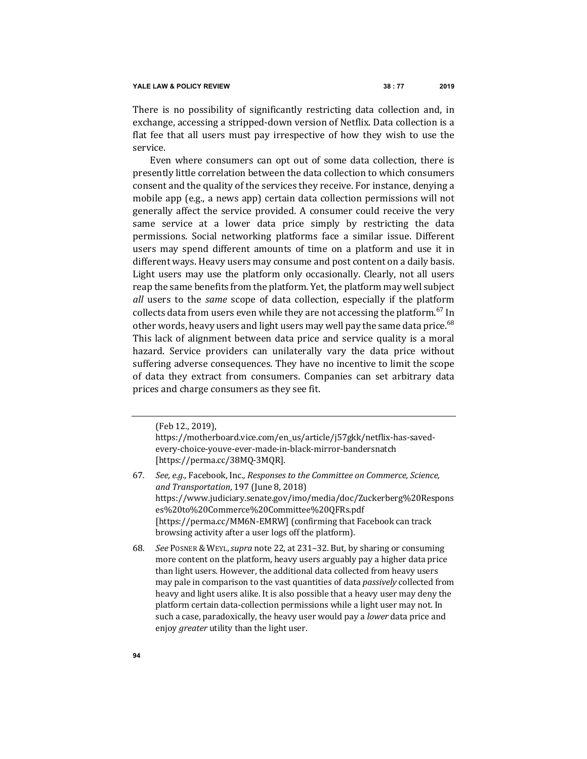There is no possibility of significantly restricting data collection and, in exchange, accessing a stripped-down version of Netflix. Data collection is a flat fee that all users must pay irrespective of how they wish to use the service.

Even where consumers can opt out of some data collection, there is presently little correlation between the data collection to which consumers consent and the quality of the services they receive. For instance, denying a mobile app (e.g., a news app) certain data collection permissions will not generally affect the service provided. A consumer could receive the very same service at a lower data price simply by restricting the data permissions. Social networking platforms face a similar issue. Different users may spend different amounts of time on a platform and use it in different ways. Heavy users may consume and post content on a daily basis. Light users may use the platform only occasionally. Clearly, not all users reap the same benefits from the platform. Yet, the platform may well subject *all* users to the *same* scope of data collection, especially if the platform collects data from users even while they are not accessing the platform.[67] In other words, heavy users and light users may well pay the same data price.[68] This lack of alignment between data price and service quality is a moral hazard. Service providers can unilaterally vary the data price without suffering adverse consequences. They have no incentive to limit the scope of data they extract from consumers. Companies can set arbitrary data prices and charge consumers as they see fit.

---

(Feb 12., 2019), https://motherboard.vice.com/en_us/article/j57gkk/netflix-has-saved-every-choice-youve-ever-made-in-black-mirror-bandersnatch [https://perma.cc/38MQ-3MQR].

67. *See, e.g.,* Facebook, Inc.*, Responses to the Committee on Commerce, Science, and Transportation*, 197 (June 8, 2018) https://www.judiciary.senate.gov/imo/media/doc/Zuckerberg%20Responses%20to%20Commerce%20Committee%20QFRs.pdf [https://perma.cc/MM6N-EMRW] (confirming that Facebook can track browsing activity after a user logs off the platform).

68. *See* POSNER & WEYL, *supra* note 22, at 231–32. But, by sharing or consuming more content on the platform, heavy users arguably pay a higher data price than light users. However, the additional data collected from heavy users may pale in comparison to the vast quantities of data *passively* collected from heavy and light users alike. It is also possible that a heavy user may deny the platform certain data-collection permissions while a light user may not. In such a case, paradoxically, the heavy user would pay a *lower* data price and enjoy *greater* utility than the light user.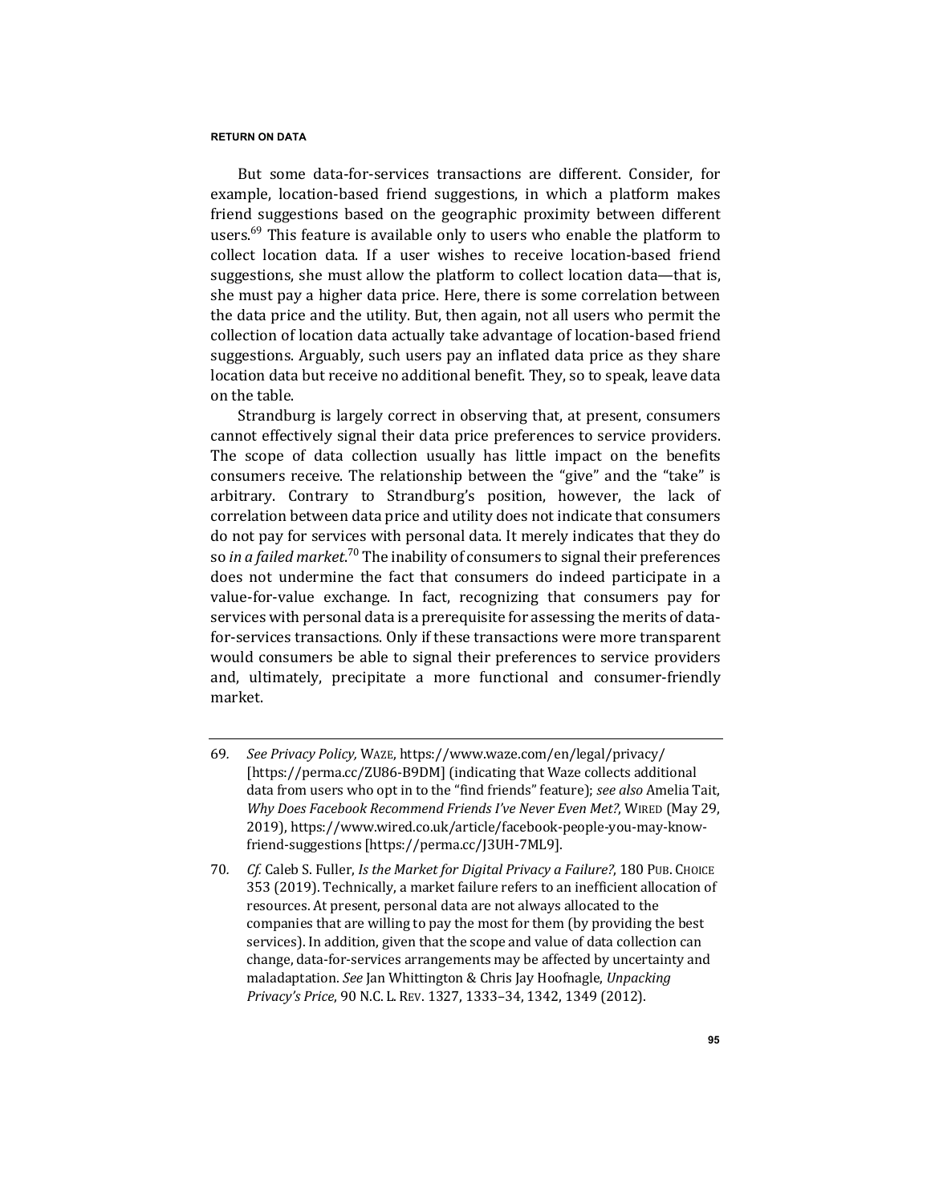But some data-for-services transactions are different. Consider, for example, location-based friend suggestions, in which a platform makes friend suggestions based on the geographic proximity between different users.[69] This feature is available only to users who enable the platform to collect location data. If a user wishes to receive location-based friend suggestions, she must allow the platform to collect location data—that is, she must pay a higher data price. Here, there is some correlation between the data price and the utility. But, then again, not all users who permit the collection of location data actually take advantage of location-based friend suggestions. Arguably, such users pay an inflated data price as they share location data but receive no additional benefit. They, so to speak, leave data on the table.

Strandburg is largely correct in observing that, at present, consumers cannot effectively signal their data price preferences to service providers. The scope of data collection usually has little impact on the benefits consumers receive. The relationship between the "give" and the "take" is arbitrary. Contrary to Strandburg's position, however, the lack of correlation between data price and utility does not indicate that consumers do not pay for services with personal data. It merely indicates that they do so *in a failed market*.[70] The inability of consumers to signal their preferences does not undermine the fact that consumers do indeed participate in a value-for-value exchange. In fact, recognizing that consumers pay for services with personal data is a prerequisite for assessing the merits of data-for-services transactions. Only if these transactions were more transparent would consumers be able to signal their preferences to service providers and, ultimately, precipitate a more functional and consumer-friendly market.

---

69. *See Privacy Policy,* WAZE, https://www.waze.com/en/legal/privacy/ [https://perma.cc/ZU86-B9DM] (indicating that Waze collects additional data from users who opt in to the "find friends" feature); *see also* Amelia Tait, *Why Does Facebook Recommend Friends I've Never Even Met?*, WIRED (May 29, 2019), https://www.wired.co.uk/article/facebook-people-you-may-know-friend-suggestions [https://perma.cc/J3UH-7ML9].

70. *Cf.* Caleb S. Fuller, *Is the Market for Digital Privacy a Failure?*, 180 PUB. CHOICE 353 (2019). Technically, a market failure refers to an inefficient allocation of resources. At present, personal data are not always allocated to the companies that are willing to pay the most for them (by providing the best services). In addition, given that the scope and value of data collection can change, data-for-services arrangements may be affected by uncertainty and maladaptation. *See* Jan Whittington & Chris Jay Hoofnagle, *Unpacking Privacy's Price*, 90 N.C. L. REV. 1327, 1333–34, 1342, 1349 (2012).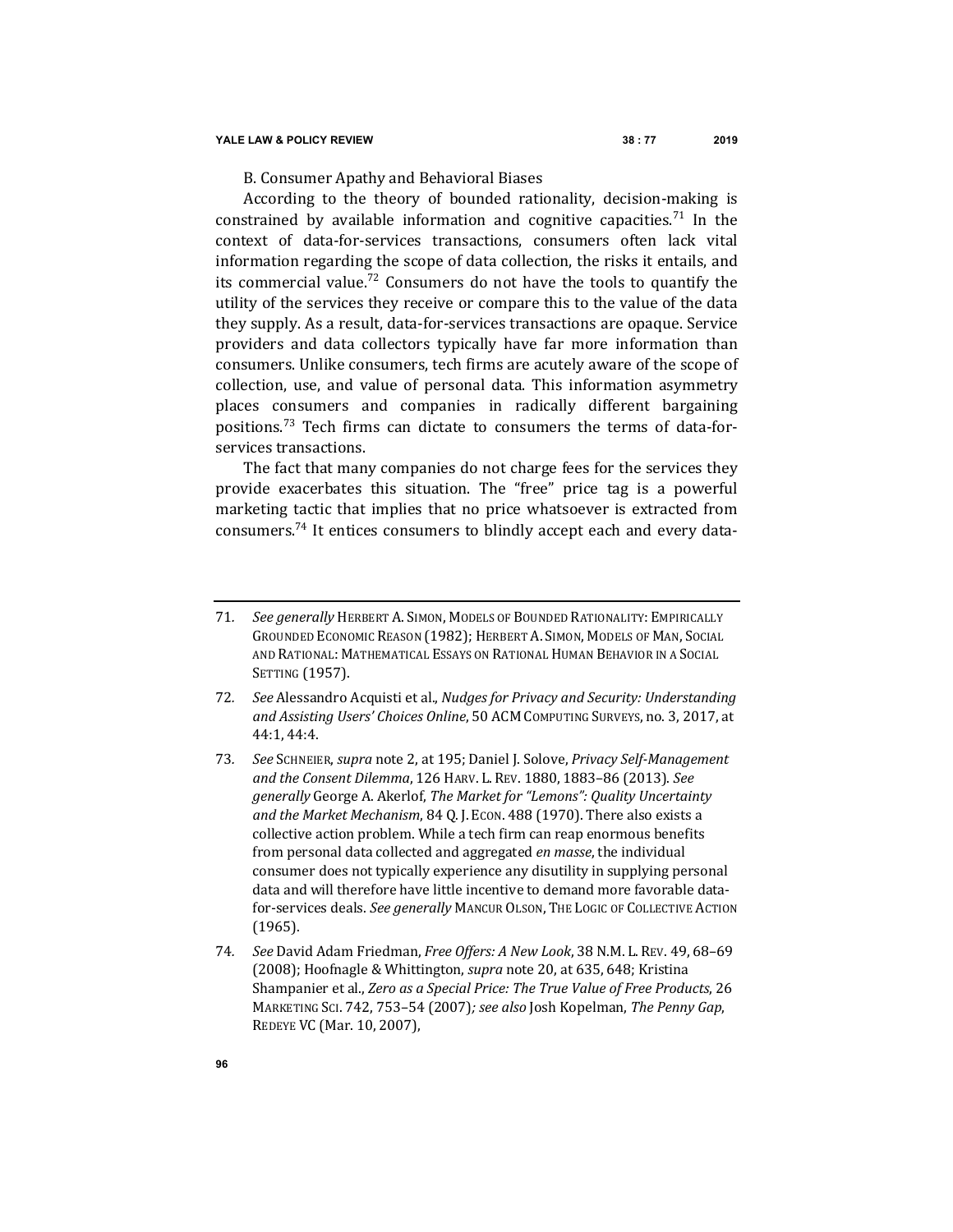### B. Consumer Apathy and Behavioral Biases

According to the theory of bounded rationality, decision-making is constrained by available information and cognitive capacities.[71] In the context of data-for-services transactions, consumers often lack vital information regarding the scope of data collection, the risks it entails, and its commercial value.[72] Consumers do not have the tools to quantify the utility of the services they receive or compare this to the value of the data they supply. As a result, data-for-services transactions are opaque. Service providers and data collectors typically have far more information than consumers. Unlike consumers, tech firms are acutely aware of the scope of collection, use, and value of personal data. This information asymmetry places consumers and companies in radically different bargaining positions.[73] Tech firms can dictate to consumers the terms of data-for-services transactions.

The fact that many companies do not charge fees for the services they provide exacerbates this situation. The "free" price tag is a powerful marketing tactic that implies that no price whatsoever is extracted from consumers.[74] It entices consumers to blindly accept each and every data-

---

71. *See generally* HERBERT A. SIMON, MODELS OF BOUNDED RATIONALITY: EMPIRICALLY GROUNDED ECONOMIC REASON (1982); HERBERT A. SIMON, MODELS OF MAN, SOCIAL AND RATIONAL: MATHEMATICAL ESSAYS ON RATIONAL HUMAN BEHAVIOR IN A SOCIAL SETTING (1957).

72. *See* Alessandro Acquisti et al., *Nudges for Privacy and Security: Understanding and Assisting Users' Choices Online*, 50 ACM COMPUTING SURVEYS, no. 3, 2017, at 44:1, 44:4.

73. *See* SCHNEIER, *supra* note 2, at 195; Daniel J. Solove, *Privacy Self-Management and the Consent Dilemma*, 126 HARV. L. REV. 1880, 1883–86 (2013). *See generally* George A. Akerlof, *The Market for "Lemons": Quality Uncertainty and the Market Mechanism*, 84 Q. J. ECON. 488 (1970). There also exists a collective action problem. While a tech firm can reap enormous benefits from personal data collected and aggregated *en masse*, the individual consumer does not typically experience any disutility in supplying personal data and will therefore have little incentive to demand more favorable data-for-services deals. *See generally* MANCUR OLSON, THE LOGIC OF COLLECTIVE ACTION (1965).

74. *See* David Adam Friedman, *Free Offers: A New Look*, 38 N.M. L. REV. 49, 68–69 (2008); Hoofnagle & Whittington, *supra* note 20, at 635, 648; Kristina Shampanier et al., *Zero as a Special Price: The True Value of Free Products*, 26 MARKETING SCI. 742, 753–54 (2007)*; see also* Josh Kopelman, *The Penny Gap*, REDEYE VC (Mar. 10, 2007),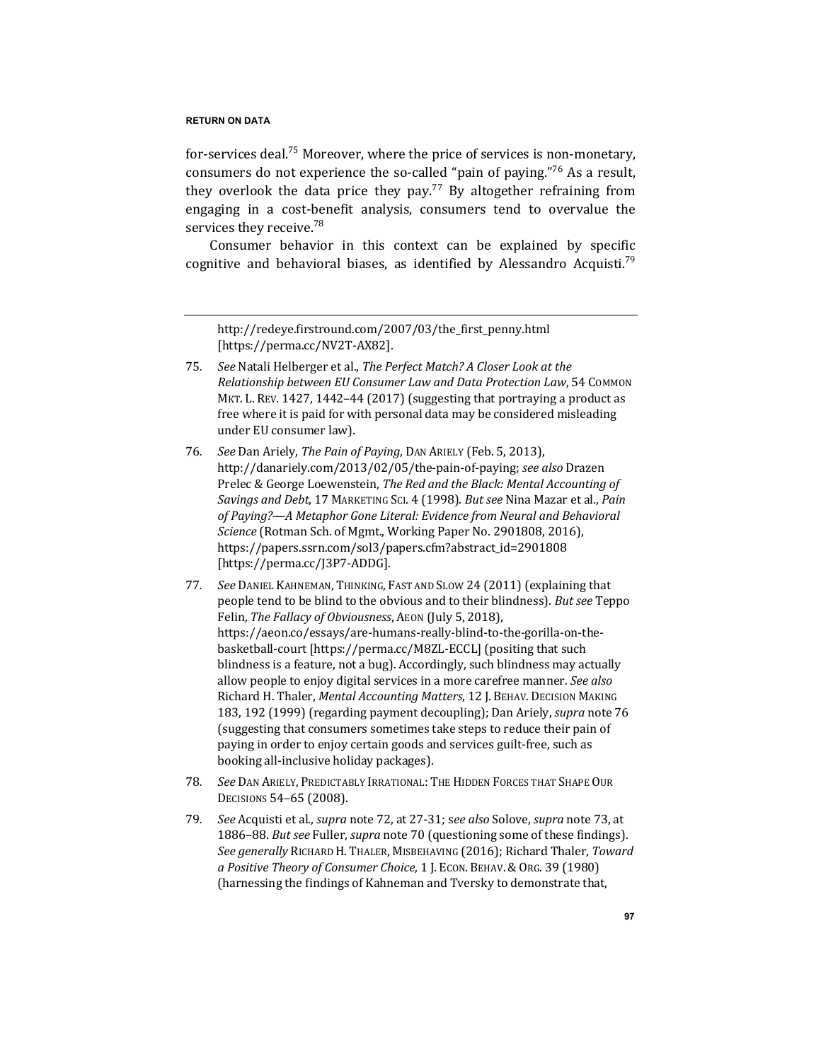for-services deal.[75] Moreover, where the price of services is non-monetary, consumers do not experience the so-called "pain of paying."[76] As a result, they overlook the data price they pay.[77] By altogether refraining from engaging in a cost-benefit analysis, consumers tend to overvalue the services they receive.[78]

Consumer behavior in this context can be explained by specific cognitive and behavioral biases, as identified by Alessandro Acquisti.[79]

---

http://redeye.firstround.com/2007/03/the_first_penny.html [https://perma.cc/NV2T-AX82].

75. *See* Natali Helberger et al., *The Perfect Match? A Closer Look at the Relationship between EU Consumer Law and Data Protection Law*, 54 COMMON MKT. L. REV. 1427, 1442–44 (2017) (suggesting that portraying a product as free where it is paid for with personal data may be considered misleading under EU consumer law).

76. *See* Dan Ariely, *The Pain of Paying*, DAN ARIELY (Feb. 5, 2013), http://danariely.com/2013/02/05/the-pain-of-paying; *see also* Drazen Prelec & George Loewenstein, *The Red and the Black: Mental Accounting of Savings and Debt*, 17 MARKETING SCI. 4 (1998). *But see* Nina Mazar et al., *Pain of Paying?—A Metaphor Gone Literal: Evidence from Neural and Behavioral Science* (Rotman Sch. of Mgmt., Working Paper No. 2901808, 2016), https://papers.ssrn.com/sol3/papers.cfm?abstract_id=2901808 [https://perma.cc/J3P7-ADDG].

77. *See* DANIEL KAHNEMAN, THINKING, FAST AND SLOW 24 (2011) (explaining that people tend to be blind to the obvious and to their blindness). *But see* Teppo Felin, *The Fallacy of Obviousness*, AEON (July 5, 2018), https://aeon.co/essays/are-humans-really-blind-to-the-gorilla-on-the-basketball-court [https://perma.cc/M8ZL-ECCL] (positing that such blindness is a feature, not a bug). Accordingly, such blindness may actually allow people to enjoy digital services in a more carefree manner. *See also* Richard H. Thaler, *Mental Accounting Matters*, 12 J. BEHAV. DECISION MAKING 183, 192 (1999) (regarding payment decoupling); Dan Ariely, *supra* note 76 (suggesting that consumers sometimes take steps to reduce their pain of paying in order to enjoy certain goods and services guilt-free, such as booking all-inclusive holiday packages).

78. *See* DAN ARIELY, PREDICTABLY IRRATIONAL: THE HIDDEN FORCES THAT SHAPE OUR DECISIONS 54–65 (2008).

79. *See* Acquisti et al., *supra* note 72, at 27-31; *see also* Solove, *supra* note 73, at 1886–88. *But see* Fuller, *supra* note 70 (questioning some of these findings). *See generally* RICHARD H. THALER, MISBEHAVING (2016); Richard Thaler, *Toward a Positive Theory of Consumer Choice*, 1 J. ECON. BEHAV. & ORG. 39 (1980) (harnessing the findings of Kahneman and Tversky to demonstrate that,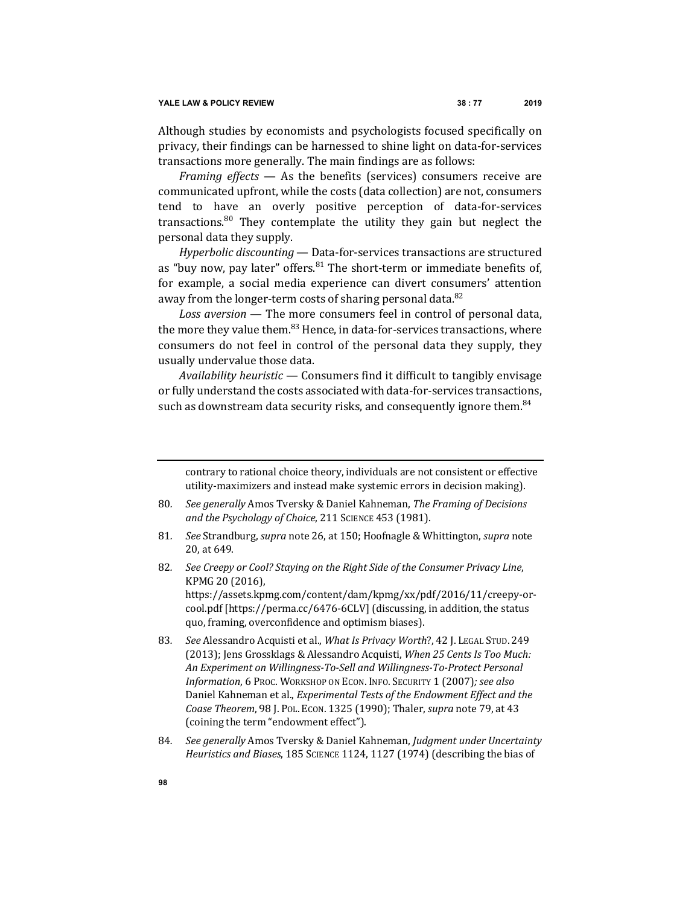Although studies by economists and psychologists focused specifically on privacy, their findings can be harnessed to shine light on data-for-services transactions more generally. The main findings are as follows:

*Framing effects* — As the benefits (services) consumers receive are communicated upfront, while the costs (data collection) are not, consumers tend to have an overly positive perception of data-for-services transactions.[80] They contemplate the utility they gain but neglect the personal data they supply.

*Hyperbolic discounting* — Data-for-services transactions are structured as "buy now, pay later" offers.[81] The short-term or immediate benefits of, for example, a social media experience can divert consumers' attention away from the longer-term costs of sharing personal data.[82]

*Loss aversion* — The more consumers feel in control of personal data, the more they value them.[83] Hence, in data-for-services transactions, where consumers do not feel in control of the personal data they supply, they usually undervalue those data.

*Availability heuristic* — Consumers find it difficult to tangibly envisage or fully understand the costs associated with data-for-services transactions, such as downstream data security risks, and consequently ignore them.[84]

---

contrary to rational choice theory, individuals are not consistent or effective utility-maximizers and instead make systemic errors in decision making).

80. *See generally* Amos Tversky & Daniel Kahneman, *The Framing of Decisions and the Psychology of Choice*, 211 SCIENCE 453 (1981).

81. *See* Strandburg, *supra* note 26, at 150; Hoofnagle & Whittington, *supra* note 20, at 649.

82. *See Creepy or Cool? Staying on the Right Side of the Consumer Privacy Line*, KPMG 20 (2016), https://assets.kpmg.com/content/dam/kpmg/xx/pdf/2016/11/creepy-or-cool.pdf [https://perma.cc/6476-6CLV] (discussing, in addition, the status quo, framing, overconfidence and optimism biases).

83. *See* Alessandro Acquisti et al., *What Is Privacy Worth*?, 42 J. LEGAL STUD. 249 (2013); Jens Grossklags & Alessandro Acquisti, *When 25 Cents Is Too Much: An Experiment on Willingness-To-Sell and Willingness-To-Protect Personal Information*, 6 PROC. WORKSHOP ON ECON. INFO. SECURITY 1 (2007)*; see also* Daniel Kahneman et al., *Experimental Tests of the Endowment Effect and the Coase Theorem*, 98 J. POL. ECON. 1325 (1990); Thaler, *supra* note 79, at 43 (coining the term "endowment effect").

84. *See generally* Amos Tversky & Daniel Kahneman, *Judgment under Uncertainty Heuristics and Biases*, 185 SCIENCE 1124, 1127 (1974) (describing the bias of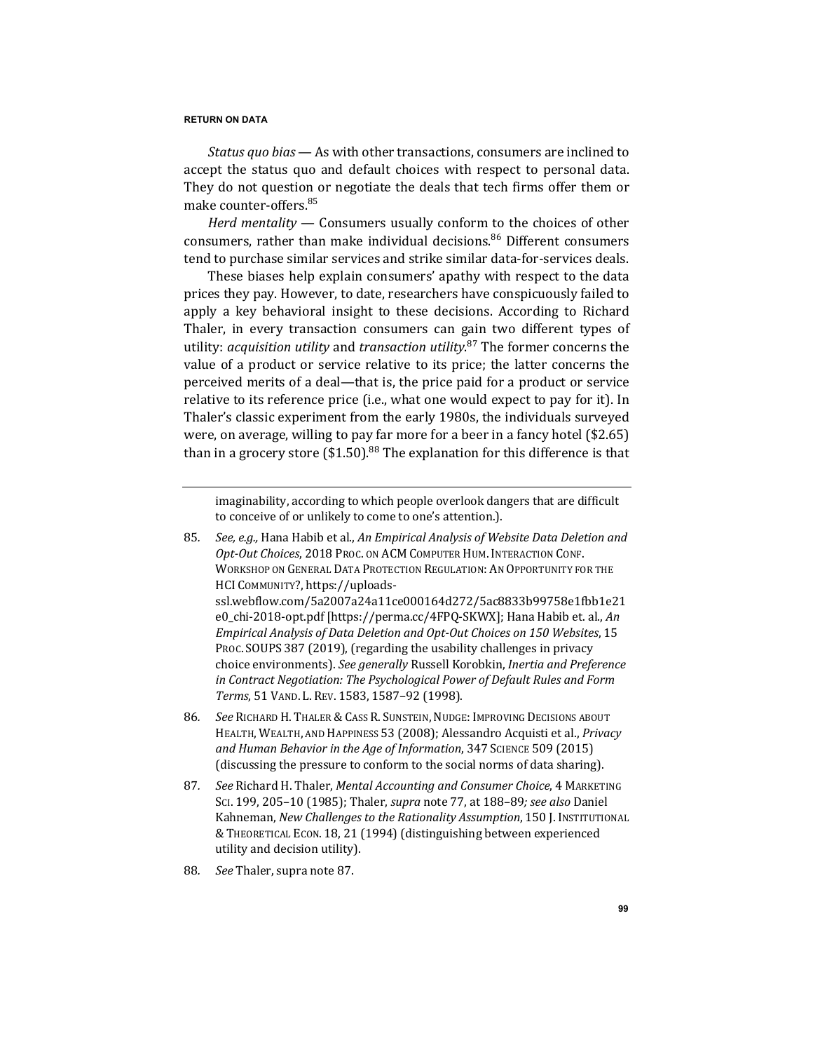*Status quo bias* — As with other transactions, consumers are inclined to accept the status quo and default choices with respect to personal data. They do not question or negotiate the deals that tech firms offer them or make counter-offers.[85]

*Herd mentality* — Consumers usually conform to the choices of other consumers, rather than make individual decisions.[86] Different consumers tend to purchase similar services and strike similar data-for-services deals.

These biases help explain consumers' apathy with respect to the data prices they pay. However, to date, researchers have conspicuously failed to apply a key behavioral insight to these decisions. According to Richard Thaler, in every transaction consumers can gain two different types of utility: *acquisition utility* and *transaction utility*.[87] The former concerns the value of a product or service relative to its price; the latter concerns the perceived merits of a deal—that is, the price paid for a product or service relative to its reference price (i.e., what one would expect to pay for it). In Thaler's classic experiment from the early 1980s, the individuals surveyed were, on average, willing to pay far more for a beer in a fancy hotel ($2.65) than in a grocery store ($1.50).[88] The explanation for this difference is that

---

imaginability, according to which people overlook dangers that are difficult to conceive of or unlikely to come to one's attention.).

85. *See, e.g.,* Hana Habib et al., *An Empirical Analysis of Website Data Deletion and Opt-Out Choices*, 2018 PROC. ON ACM COMPUTER HUM. INTERACTION CONF. WORKSHOP ON GENERAL DATA PROTECTION REGULATION: AN OPPORTUNITY FOR THE HCI COMMUNITY?, https://uploads-ssl.webflow.com/5a2007a24a11ce000164d272/5ac8833b99758e1fbb1e21e0_chi-2018-opt.pdf [https://perma.cc/4FPQ-SKWX]; Hana Habib et. al., *An Empirical Analysis of Data Deletion and Opt-Out Choices on 150 Websites*, 15 PROC. SOUPS 387 (2019), (regarding the usability challenges in privacy choice environments). *See generally* Russell Korobkin, *Inertia and Preference in Contract Negotiation: The Psychological Power of Default Rules and Form Terms*, 51 VAND. L. REV. 1583, 1587–92 (1998).

86. *See* RICHARD H. THALER & CASS R. SUNSTEIN, NUDGE: IMPROVING DECISIONS ABOUT HEALTH, WEALTH, AND HAPPINESS 53 (2008); Alessandro Acquisti et al., *Privacy and Human Behavior in the Age of Information*, 347 SCIENCE 509 (2015) (discussing the pressure to conform to the social norms of data sharing).

87. *See* Richard H. Thaler, *Mental Accounting and Consumer Choice*, 4 MARKETING SCI. 199, 205–10 (1985); Thaler, *supra* note 77, at 188–89*; see also* Daniel Kahneman, *New Challenges to the Rationality Assumption*, 150 J. INSTITUTIONAL & THEORETICAL ECON. 18, 21 (1994) (distinguishing between experienced utility and decision utility).

88. *See* Thaler, supra note 87.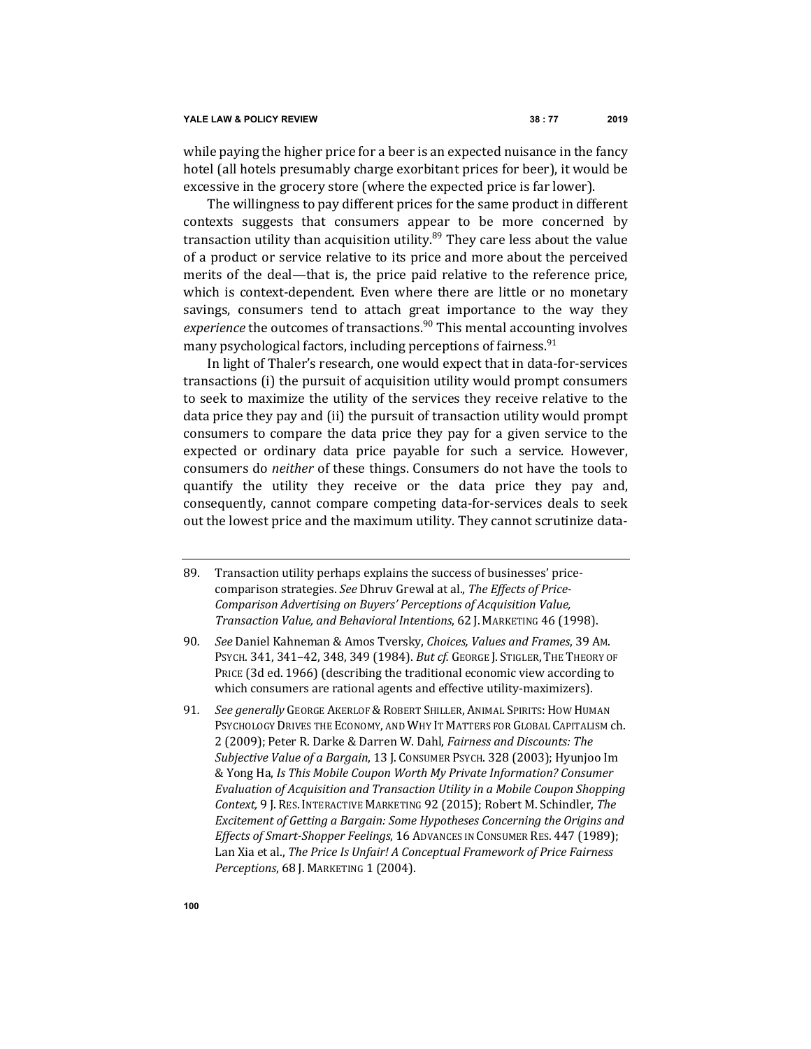while paying the higher price for a beer is an expected nuisance in the fancy hotel (all hotels presumably charge exorbitant prices for beer), it would be excessive in the grocery store (where the expected price is far lower).

The willingness to pay different prices for the same product in different contexts suggests that consumers appear to be more concerned by transaction utility than acquisition utility.[89] They care less about the value of a product or service relative to its price and more about the perceived merits of the deal—that is, the price paid relative to the reference price, which is context-dependent. Even where there are little or no monetary savings, consumers tend to attach great importance to the way they *experience* the outcomes of transactions.[90] This mental accounting involves many psychological factors, including perceptions of fairness.[91]

In light of Thaler's research, one would expect that in data-for-services transactions (i) the pursuit of acquisition utility would prompt consumers to seek to maximize the utility of the services they receive relative to the data price they pay and (ii) the pursuit of transaction utility would prompt consumers to compare the data price they pay for a given service to the expected or ordinary data price payable for such a service. However, consumers do *neither* of these things. Consumers do not have the tools to quantify the utility they receive or the data price they pay and, consequently, cannot compare competing data-for-services deals to seek out the lowest price and the maximum utility. They cannot scrutinize data-

---

89. Transaction utility perhaps explains the success of businesses' price-comparison strategies. *See* Dhruv Grewal at al., *The Effects of Price-Comparison Advertising on Buyers' Perceptions of Acquisition Value, Transaction Value, and Behavioral Intentions*, 62 J. MARKETING 46 (1998).

90. *See* Daniel Kahneman & Amos Tversky, *Choices, Values and Frames*, 39 AM. PSYCH. 341, 341–42, 348, 349 (1984). *But cf.* GEORGE J. STIGLER, THE THEORY OF PRICE (3d ed. 1966) (describing the traditional economic view according to which consumers are rational agents and effective utility-maximizers).

91. *See generally* GEORGE AKERLOF & ROBERT SHILLER, ANIMAL SPIRITS: HOW HUMAN PSYCHOLOGY DRIVES THE ECONOMY, AND WHY IT MATTERS FOR GLOBAL CAPITALISM ch. 2 (2009); Peter R. Darke & Darren W. Dahl, *Fairness and Discounts: The Subjective Value of a Bargain*, 13 J. CONSUMER PSYCH. 328 (2003); Hyunjoo Im & Yong Ha, *Is This Mobile Coupon Worth My Private Information? Consumer Evaluation of Acquisition and Transaction Utility in a Mobile Coupon Shopping Context,* 9 J. RES. INTERACTIVE MARKETING 92 (2015); Robert M. Schindler, *The Excitement of Getting a Bargain: Some Hypotheses Concerning the Origins and Effects of Smart-Shopper Feelings*, 16 ADVANCES IN CONSUMER RES. 447 (1989); Lan Xia et al., *The Price Is Unfair! A Conceptual Framework of Price Fairness Perceptions*, 68 J. MARKETING 1 (2004).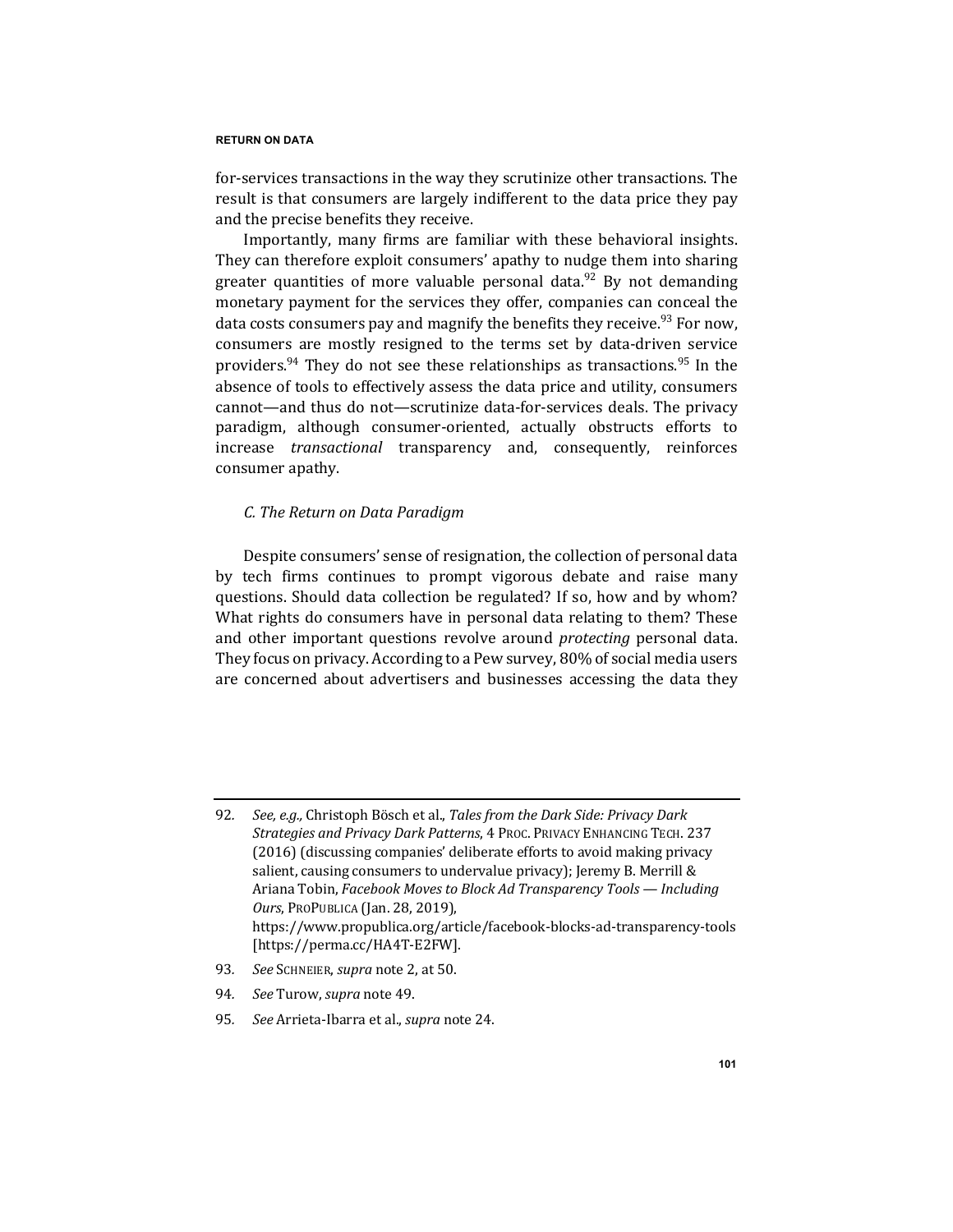for-services transactions in the way they scrutinize other transactions. The result is that consumers are largely indifferent to the data price they pay and the precise benefits they receive.

Importantly, many firms are familiar with these behavioral insights. They can therefore exploit consumers' apathy to nudge them into sharing greater quantities of more valuable personal data.[92] By not demanding monetary payment for the services they offer, companies can conceal the data costs consumers pay and magnify the benefits they receive.[93] For now, consumers are mostly resigned to the terms set by data-driven service providers.[94] They do not see these relationships as transactions.[95] In the absence of tools to effectively assess the data price and utility, consumers cannot—and thus do not—scrutinize data-for-services deals. The privacy paradigm, although consumer-oriented, actually obstructs efforts to increase *transactional* transparency and, consequently, reinforces consumer apathy.

### *C. The Return on Data Paradigm*

Despite consumers' sense of resignation, the collection of personal data by tech firms continues to prompt vigorous debate and raise many questions. Should data collection be regulated? If so, how and by whom? What rights do consumers have in personal data relating to them? These and other important questions revolve around *protecting* personal data. They focus on privacy. According to a Pew survey, 80% of social media users are concerned about advertisers and businesses accessing the data they

---

92. *See, e.g.,* Christoph Bösch et al., *Tales from the Dark Side: Privacy Dark Strategies and Privacy Dark Patterns*, 4 PROC. PRIVACY ENHANCING TECH. 237 (2016) (discussing companies' deliberate efforts to avoid making privacy salient, causing consumers to undervalue privacy); Jeremy B. Merrill & Ariana Tobin, *Facebook Moves to Block Ad Transparency Tools — Including Ours*, PROPUBLICA (Jan. 28, 2019), https://www.propublica.org/article/facebook-blocks-ad-transparency-tools [https://perma.cc/HA4T-E2FW].

93. *See* SCHNEIER, *supra* note 2, at 50.

94. *See* Turow, *supra* note 49.

95. *See* Arrieta-Ibarra et al., *supra* note 24.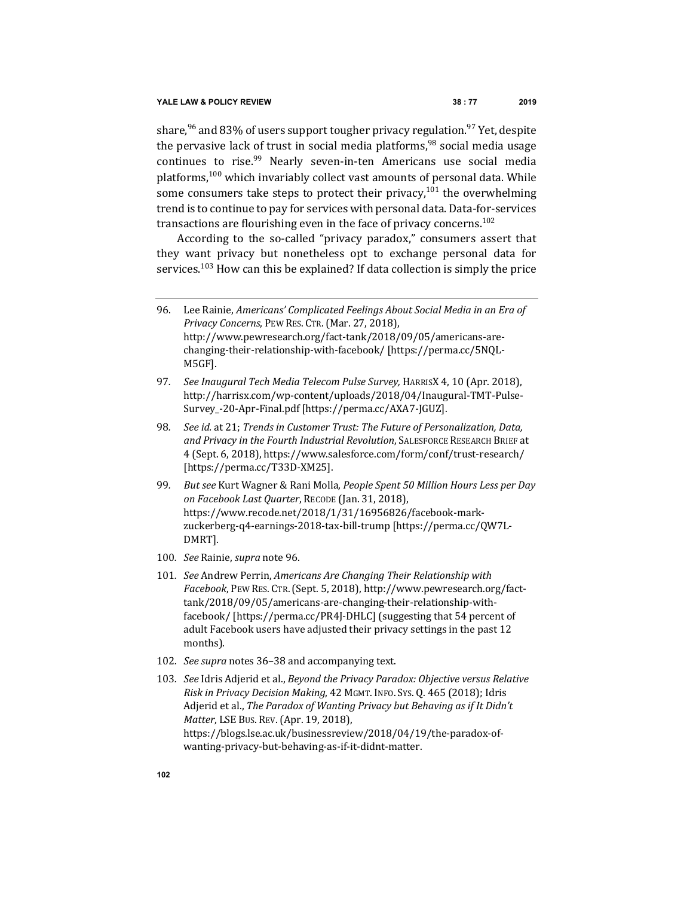share,[96] and 83% of users support tougher privacy regulation.[97] Yet, despite the pervasive lack of trust in social media platforms,[98] social media usage continues to rise.[99] Nearly seven-in-ten Americans use social media platforms,[100] which invariably collect vast amounts of personal data. While some consumers take steps to protect their privacy,[101] the overwhelming trend is to continue to pay for services with personal data. Data-for-services transactions are flourishing even in the face of privacy concerns.[102]

According to the so-called "privacy paradox," consumers assert that they want privacy but nonetheless opt to exchange personal data for services.[103] How can this be explained? If data collection is simply the price

---

96. Lee Rainie, *Americans' Complicated Feelings About Social Media in an Era of Privacy Concerns*, PEW RES. CTR. (Mar. 27, 2018), http://www.pewresearch.org/fact-tank/2018/09/05/americans-are-changing-their-relationship-with-facebook/ [https://perma.cc/5NQL-M5GF].

97. *See Inaugural Tech Media Telecom Pulse Survey,* HARRISX 4, 10 (Apr. 2018), http://harrisx.com/wp-content/uploads/2018/04/Inaugural-TMT-Pulse-Survey_-20-Apr-Final.pdf [https://perma.cc/AXA7-JGUZ].

98. *See id.* at 21; *Trends in Customer Trust: The Future of Personalization, Data, and Privacy in the Fourth Industrial Revolution*, SALESFORCE RESEARCH BRIEF at 4 (Sept. 6, 2018), https://www.salesforce.com/form/conf/trust-research/ [https://perma.cc/T33D-XM25].

99. *But see* Kurt Wagner & Rani Molla, *People Spent 50 Million Hours Less per Day on Facebook Last Quarter*, RECODE (Jan. 31, 2018), https://www.recode.net/2018/1/31/16956826/facebook-mark-zuckerberg-q4-earnings-2018-tax-bill-trump [https://perma.cc/QW7L-DMRT].

100. *See* Rainie, *supra* note 96.

101. *See* Andrew Perrin, *Americans Are Changing Their Relationship with Facebook*, PEW RES. CTR. (Sept. 5, 2018), http://www.pewresearch.org/fact-tank/2018/09/05/americans-are-changing-their-relationship-with-facebook/ [https://perma.cc/PR4J-DHLC] (suggesting that 54 percent of adult Facebook users have adjusted their privacy settings in the past 12 months).

102. *See supra* notes 36–38 and accompanying text.

103. *See* Idris Adjerid et al., *Beyond the Privacy Paradox: Objective versus Relative Risk in Privacy Decision Making*, 42 MGMT. INFO. SYS. Q. 465 (2018); Idris Adjerid et al., *The Paradox of Wanting Privacy but Behaving as if It Didn't Matter*, LSE BUS. REV. (Apr. 19, 2018), https://blogs.lse.ac.uk/businessreview/2018/04/19/the-paradox-of-wanting-privacy-but-behaving-as-if-it-didnt-matter.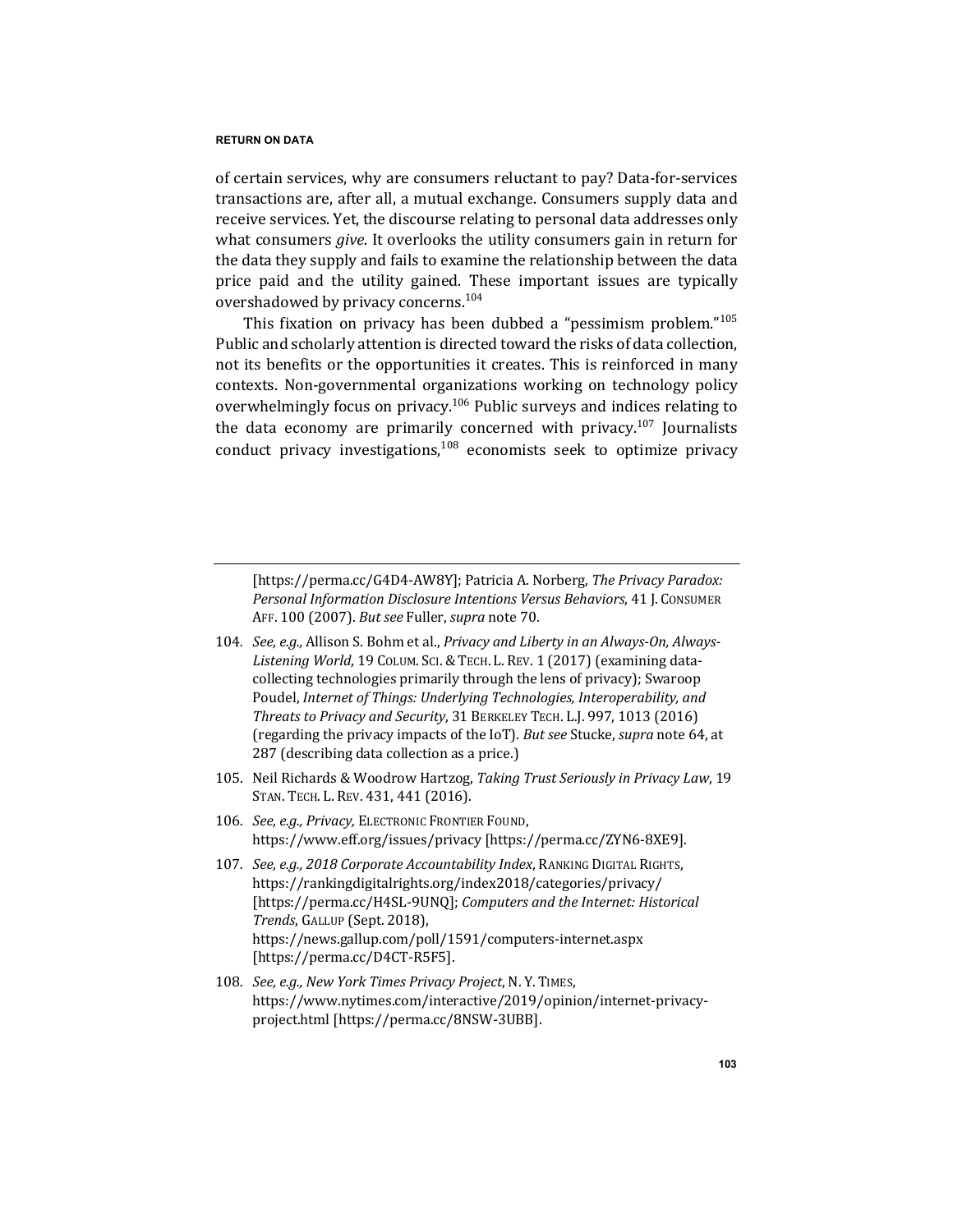of certain services, why are consumers reluctant to pay? Data-for-services transactions are, after all, a mutual exchange. Consumers supply data and receive services. Yet, the discourse relating to personal data addresses only what consumers *give*. It overlooks the utility consumers gain in return for the data they supply and fails to examine the relationship between the data price paid and the utility gained. These important issues are typically overshadowed by privacy concerns.[104]

This fixation on privacy has been dubbed a "pessimism problem."[105] Public and scholarly attention is directed toward the risks of data collection, not its benefits or the opportunities it creates. This is reinforced in many contexts. Non-governmental organizations working on technology policy overwhelmingly focus on privacy.[106] Public surveys and indices relating to the data economy are primarily concerned with privacy.[107] Journalists conduct privacy investigations,[108] economists seek to optimize privacy

---

[https://perma.cc/G4D4-AW8Y]; Patricia A. Norberg, *The Privacy Paradox: Personal Information Disclosure Intentions Versus Behaviors*, 41 J. CONSUMER AFF. 100 (2007). *But see* Fuller, *supra* note 70.

104. *See, e.g.,* Allison S. Bohm et al., *Privacy and Liberty in an Always-On, Always-Listening World*, 19 COLUM. SCI. & TECH. L. REV. 1 (2017) (examining data-collecting technologies primarily through the lens of privacy); Swaroop Poudel, *Internet of Things: Underlying Technologies, Interoperability, and Threats to Privacy and Security*, 31 BERKELEY TECH. L.J. 997, 1013 (2016) (regarding the privacy impacts of the IoT). *But see* Stucke, *supra* note 64, at 287 (describing data collection as a price.)

105. Neil Richards & Woodrow Hartzog, *Taking Trust Seriously in Privacy Law*, 19 STAN. TECH. L. REV. 431, 441 (2016).

106. *See, e.g., Privacy,* ELECTRONIC FRONTIER FOUND, https://www.eff.org/issues/privacy [https://perma.cc/ZYN6-8XE9].

107. *See, e.g., 2018 Corporate Accountability Index*, RANKING DIGITAL RIGHTS, https://rankingdigitalrights.org/index2018/categories/privacy/ [https://perma.cc/H4SL-9UNQ]; *Computers and the Internet: Historical Trends*, GALLUP (Sept. 2018), https://news.gallup.com/poll/1591/computers-internet.aspx [https://perma.cc/D4CT-R5F5].

108. *See, e.g., New York Times Privacy Project*, N. Y. TIMES, https://www.nytimes.com/interactive/2019/opinion/internet-privacy-project.html [https://perma.cc/8NSW-3UBB].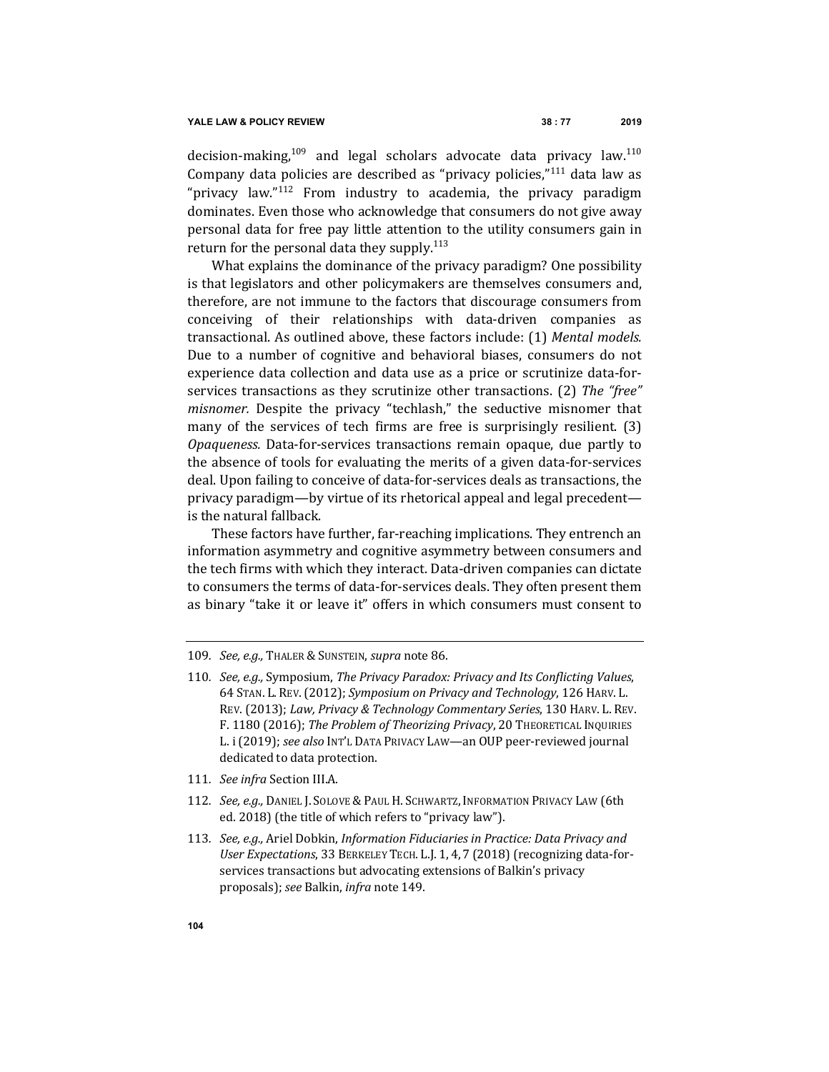decision-making,[109] and legal scholars advocate data privacy law.[110] Company data policies are described as "privacy policies,"[111] data law as "privacy law."[112] From industry to academia, the privacy paradigm dominates. Even those who acknowledge that consumers do not give away personal data for free pay little attention to the utility consumers gain in return for the personal data they supply.[113]

What explains the dominance of the privacy paradigm? One possibility is that legislators and other policymakers are themselves consumers and, therefore, are not immune to the factors that discourage consumers from conceiving of their relationships with data-driven companies as transactional. As outlined above, these factors include: (1) *Mental models.* Due to a number of cognitive and behavioral biases, consumers do not experience data collection and data use as a price or scrutinize data-for-services transactions as they scrutinize other transactions. (2) *The "free" misnomer.* Despite the privacy "techlash," the seductive misnomer that many of the services of tech firms are free is surprisingly resilient. (3) *Opaqueness.* Data-for-services transactions remain opaque, due partly to the absence of tools for evaluating the merits of a given data-for-services deal. Upon failing to conceive of data-for-services deals as transactions, the privacy paradigm—by virtue of its rhetorical appeal and legal precedent—is the natural fallback.

These factors have further, far-reaching implications. They entrench an information asymmetry and cognitive asymmetry between consumers and the tech firms with which they interact. Data-driven companies can dictate to consumers the terms of data-for-services deals. They often present them as binary "take it or leave it" offers in which consumers must consent to

---

109. *See, e.g.,* THALER & SUNSTEIN, *supra* note 86.

110. *See, e.g.,* Symposium, *The Privacy Paradox: Privacy and Its Conflicting Values*, 64 STAN. L. REV. (2012); *Symposium on Privacy and Technology*, 126 HARV. L. REV. (2013); *Law, Privacy & Technology Commentary Series*, 130 HARV. L. REV. F. 1180 (2016); *The Problem of Theorizing Privacy*, 20 THEORETICAL INQUIRIES L. i (2019); *see also* INT'L DATA PRIVACY LAW—an OUP peer-reviewed journal dedicated to data protection.

111. *See infra* Section III.A.

112. *See, e.g.,* DANIEL J. SOLOVE & PAUL H. SCHWARTZ, INFORMATION PRIVACY LAW (6th ed. 2018) (the title of which refers to "privacy law").

113. *See, e.g.,* Ariel Dobkin, *Information Fiduciaries in Practice: Data Privacy and User Expectations*, 33 BERKELEY TECH. L.J. 1, 4, 7 (2018) (recognizing data-for-services transactions but advocating extensions of Balkin's privacy proposals); *see* Balkin, *infra* note 149.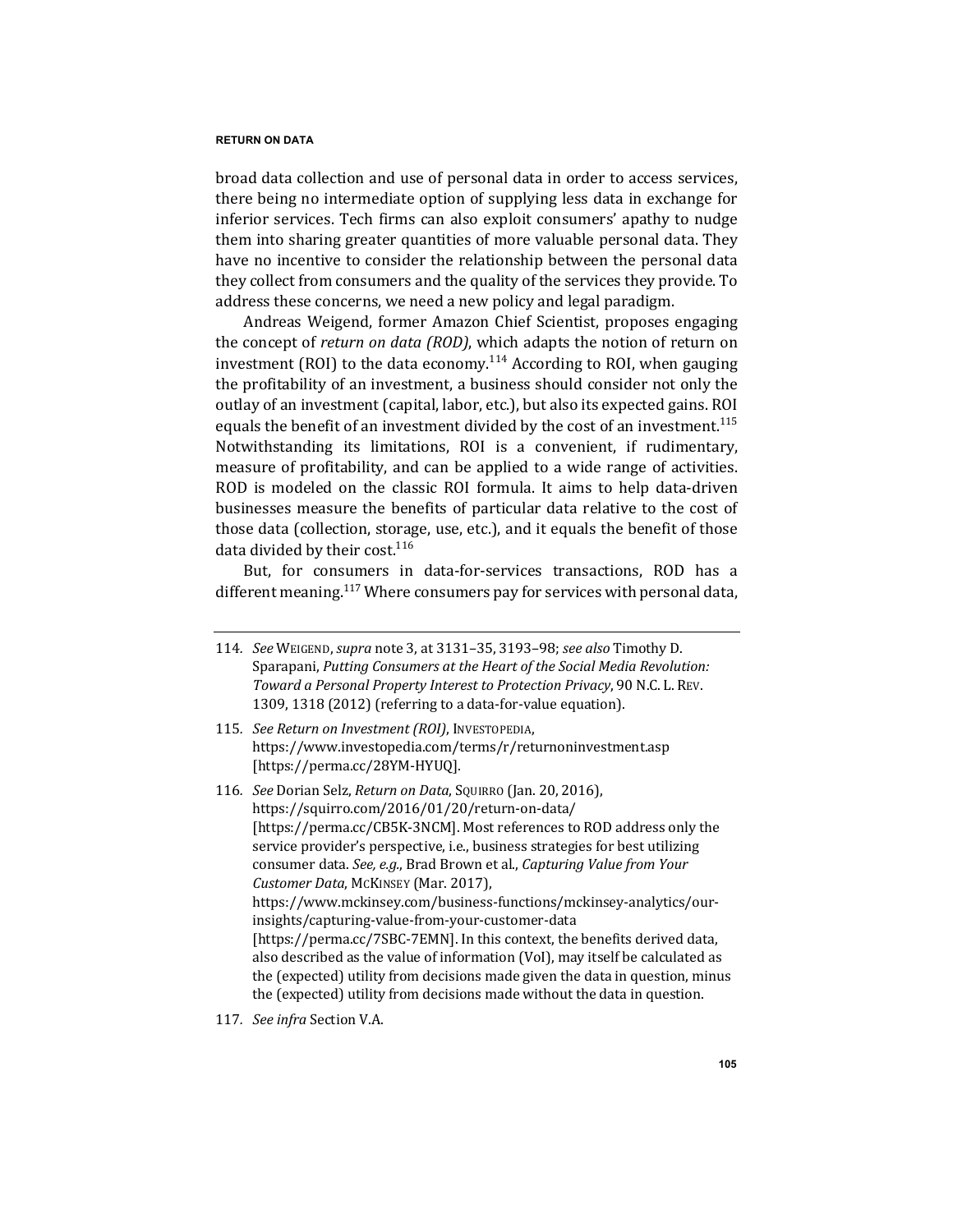broad data collection and use of personal data in order to access services, there being no intermediate option of supplying less data in exchange for inferior services. Tech firms can also exploit consumers' apathy to nudge them into sharing greater quantities of more valuable personal data. They have no incentive to consider the relationship between the personal data they collect from consumers and the quality of the services they provide. To address these concerns, we need a new policy and legal paradigm.

Andreas Weigend, former Amazon Chief Scientist, proposes engaging the concept of *return on data (ROD)*, which adapts the notion of return on investment (ROI) to the data economy.[114] According to ROI, when gauging the profitability of an investment, a business should consider not only the outlay of an investment (capital, labor, etc.), but also its expected gains. ROI equals the benefit of an investment divided by the cost of an investment.[115] Notwithstanding its limitations, ROI is a convenient, if rudimentary, measure of profitability, and can be applied to a wide range of activities. ROD is modeled on the classic ROI formula. It aims to help data-driven businesses measure the benefits of particular data relative to the cost of those data (collection, storage, use, etc.), and it equals the benefit of those data divided by their cost.[116]

But, for consumers in data-for-services transactions, ROD has a different meaning.[117] Where consumers pay for services with personal data,

---

114. *See* WEIGEND, *supra* note 3, at 3131–35, 3193–98; *see also* Timothy D. Sparapani, *Putting Consumers at the Heart of the Social Media Revolution: Toward a Personal Property Interest to Protection Privacy*, 90 N.C. L. REV. 1309, 1318 (2012) (referring to a data-for-value equation).

115. *See Return on Investment (ROI)*, INVESTOPEDIA, https://www.investopedia.com/terms/r/returnoninvestment.asp [https://perma.cc/28YM-HYUQ].

116. *See* Dorian Selz, *Return on Data*, SQUIRRO (Jan. 20, 2016), https://squirro.com/2016/01/20/return-on-data/ [https://perma.cc/CB5K-3NCM]. Most references to ROD address only the service provider's perspective, i.e., business strategies for best utilizing consumer data. *See, e.g.*, Brad Brown et al., *Capturing Value from Your Customer Data*, MCKINSEY (Mar. 2017), https://www.mckinsey.com/business-functions/mckinsey-analytics/our-insights/capturing-value-from-your-customer-data [https://perma.cc/7SBC-7EMN]. In this context, the benefits derived data, also described as the value of information (VoI), may itself be calculated as the (expected) utility from decisions made given the data in question, minus the (expected) utility from decisions made without the data in question.

117. *See infra* Section V.A.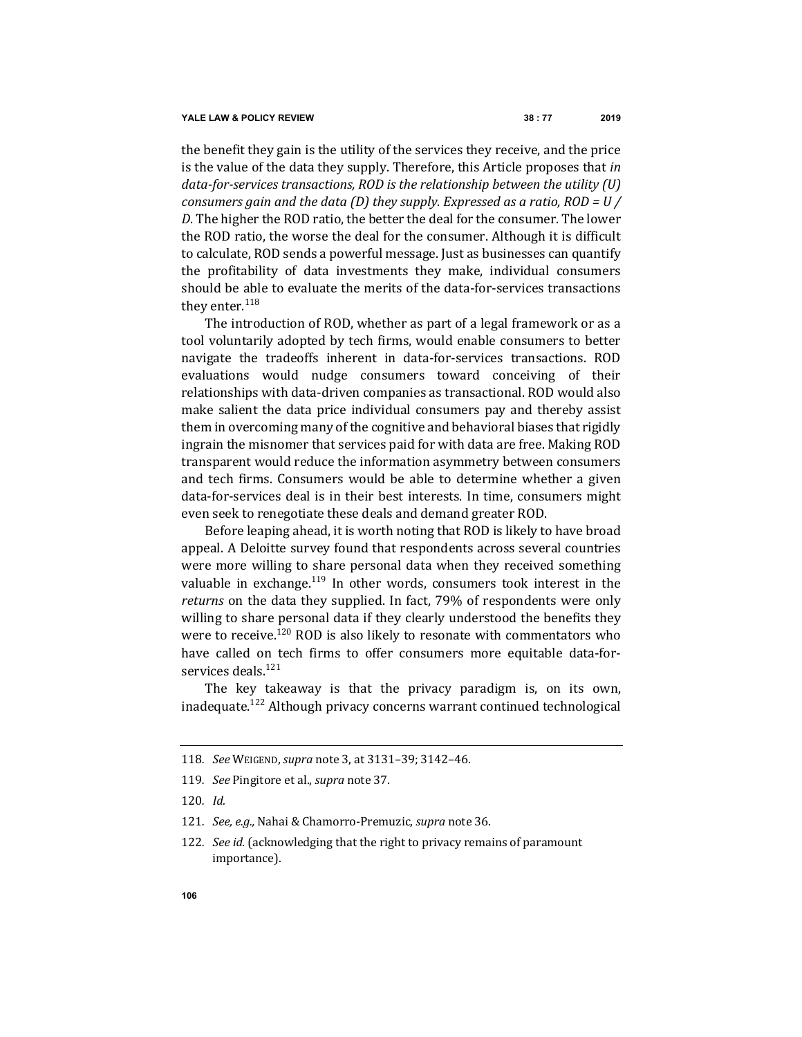the benefit they gain is the utility of the services they receive, and the price is the value of the data they supply. Therefore, this Article proposes that *in data-for-services transactions, ROD is the relationship between the utility (U) consumers gain and the data (D) they supply. Expressed as a ratio, ROD = U / D*. The higher the ROD ratio, the better the deal for the consumer. The lower the ROD ratio, the worse the deal for the consumer. Although it is difficult to calculate, ROD sends a powerful message. Just as businesses can quantify the profitability of data investments they make, individual consumers should be able to evaluate the merits of the data-for-services transactions they enter.[118]

The introduction of ROD, whether as part of a legal framework or as a tool voluntarily adopted by tech firms, would enable consumers to better navigate the tradeoffs inherent in data-for-services transactions. ROD evaluations would nudge consumers toward conceiving of their relationships with data-driven companies as transactional. ROD would also make salient the data price individual consumers pay and thereby assist them in overcoming many of the cognitive and behavioral biases that rigidly ingrain the misnomer that services paid for with data are free. Making ROD transparent would reduce the information asymmetry between consumers and tech firms. Consumers would be able to determine whether a given data-for-services deal is in their best interests. In time, consumers might even seek to renegotiate these deals and demand greater ROD.

Before leaping ahead, it is worth noting that ROD is likely to have broad appeal. A Deloitte survey found that respondents across several countries were more willing to share personal data when they received something valuable in exchange.[119] In other words, consumers took interest in the *returns* on the data they supplied. In fact, 79% of respondents were only willing to share personal data if they clearly understood the benefits they were to receive.[120] ROD is also likely to resonate with commentators who have called on tech firms to offer consumers more equitable data-for-services deals.[121]

The key takeaway is that the privacy paradigm is, on its own, inadequate.[122] Although privacy concerns warrant continued technological

---

118. *See* WEIGEND, *supra* note 3, at 3131–39; 3142–46.

119. *See* Pingitore et al., *supra* note 37.

120. *Id.*

121. *See, e.g.,* Nahai & Chamorro-Premuzic, *supra* note 36.

122. *See id.* (acknowledging that the right to privacy remains of paramount importance).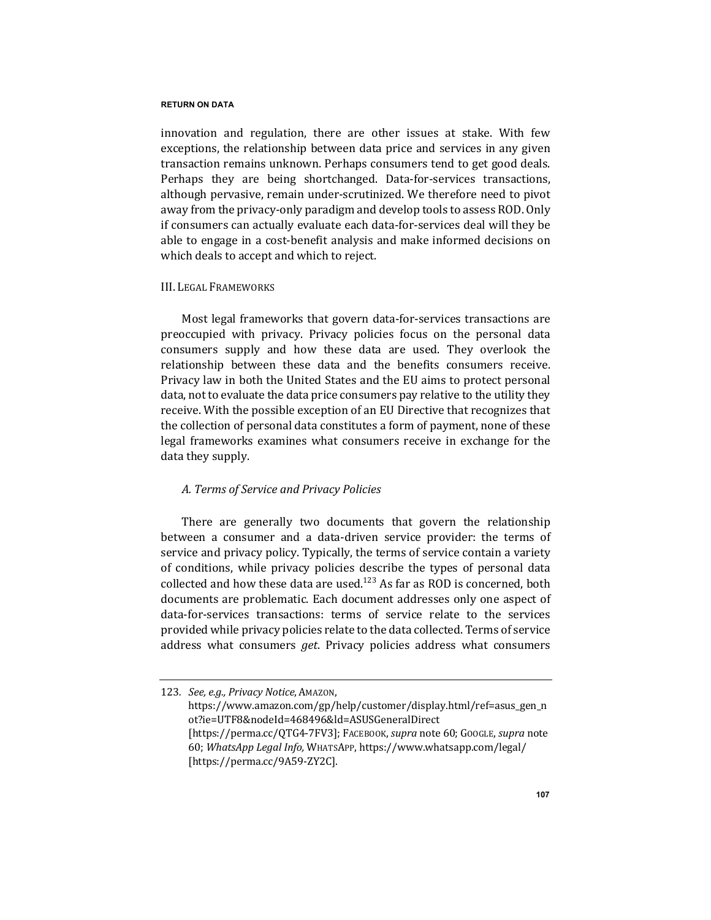innovation and regulation, there are other issues at stake. With few exceptions, the relationship between data price and services in any given transaction remains unknown. Perhaps consumers tend to get good deals. Perhaps they are being shortchanged. Data-for-services transactions, although pervasive, remain under-scrutinized. We therefore need to pivot away from the privacy-only paradigm and develop tools to assess ROD. Only if consumers can actually evaluate each data-for-services deal will they be able to engage in a cost-benefit analysis and make informed decisions on which deals to accept and which to reject.

## III. Legal Frameworks

Most legal frameworks that govern data-for-services transactions are preoccupied with privacy. Privacy policies focus on the personal data consumers supply and how these data are used. They overlook the relationship between these data and the benefits consumers receive. Privacy law in both the United States and the EU aims to protect personal data, not to evaluate the data price consumers pay relative to the utility they receive. With the possible exception of an EU Directive that recognizes that the collection of personal data constitutes a form of payment, none of these legal frameworks examines what consumers receive in exchange for the data they supply.

### *A. Terms of Service and Privacy Policies*

There are generally two documents that govern the relationship between a consumer and a data-driven service provider: the terms of service and privacy policy. Typically, the terms of service contain a variety of conditions, while privacy policies describe the types of personal data collected and how these data are used.[123] As far as ROD is concerned, both documents are problematic. Each document addresses only one aspect of data-for-services transactions: terms of service relate to the services provided while privacy policies relate to the data collected. Terms of service address what consumers *get*. Privacy policies address what consumers

---

123. *See, e.g., Privacy Notice*, AMAZON, https://www.amazon.com/gp/help/customer/display.html/ref=asus_gen_not?ie=UTF8&nodeId=468496&ld=ASUSGeneralDirect [https://perma.cc/QTG4-7FV3]; FACEBOOK, *supra* note 60; GOOGLE, *supra* note 60; *WhatsApp Legal Info,* WHATSAPP, https://www.whatsapp.com/legal/ [https://perma.cc/9A59-ZY2C].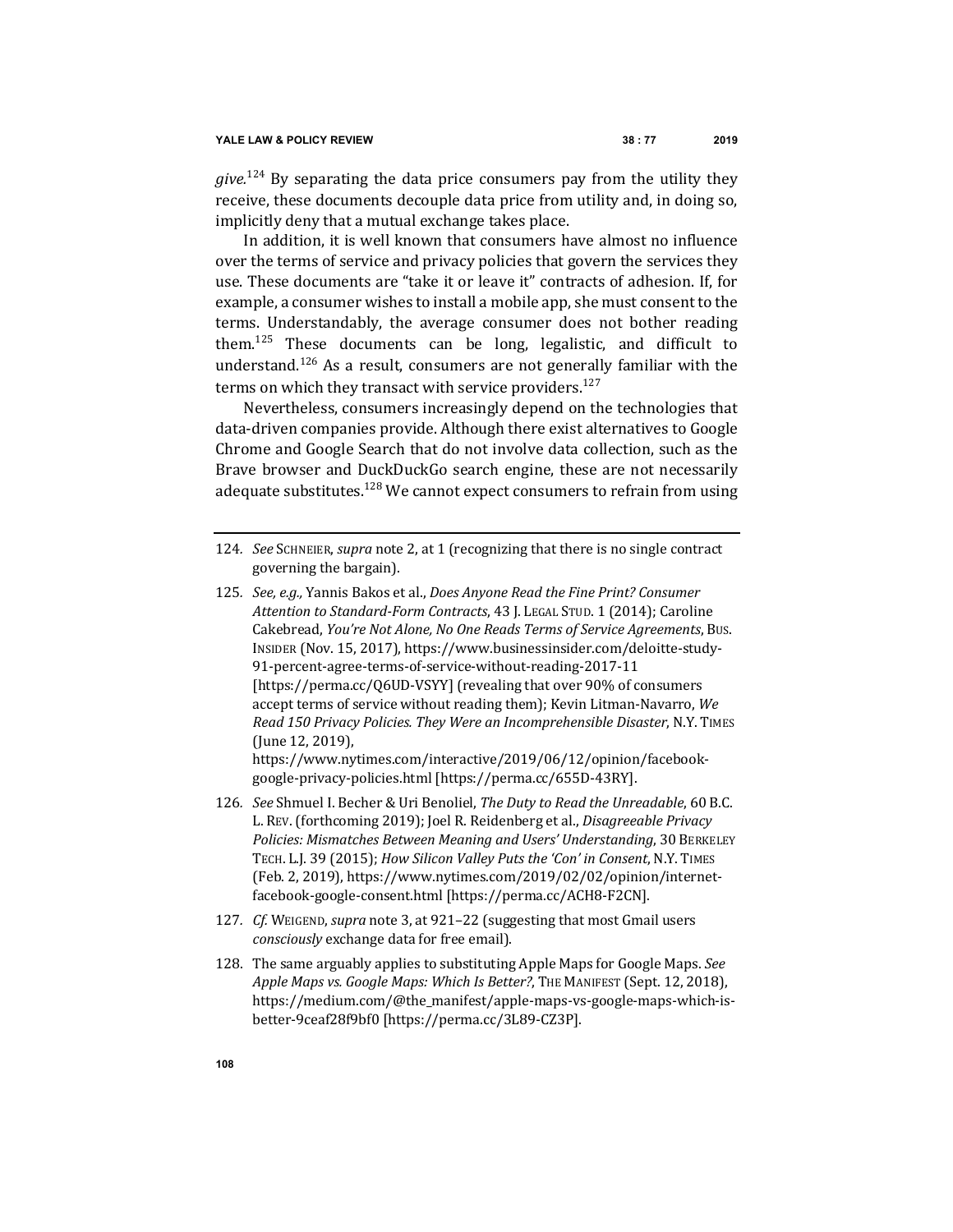*give*.[124] By separating the data price consumers pay from the utility they receive, these documents decouple data price from utility and, in doing so, implicitly deny that a mutual exchange takes place.

In addition, it is well known that consumers have almost no influence over the terms of service and privacy policies that govern the services they use. These documents are "take it or leave it" contracts of adhesion. If, for example, a consumer wishes to install a mobile app, she must consent to the terms. Understandably, the average consumer does not bother reading them.[125] These documents can be long, legalistic, and difficult to understand.[126] As a result, consumers are not generally familiar with the terms on which they transact with service providers.[127]

Nevertheless, consumers increasingly depend on the technologies that data-driven companies provide. Although there exist alternatives to Google Chrome and Google Search that do not involve data collection, such as the Brave browser and DuckDuckGo search engine, these are not necessarily adequate substitutes.[128] We cannot expect consumers to refrain from using

---

124. *See* SCHNEIER, *supra* note 2, at 1 (recognizing that there is no single contract governing the bargain).

125. *See, e.g.,* Yannis Bakos et al., *Does Anyone Read the Fine Print? Consumer Attention to Standard-Form Contracts*, 43 J. LEGAL STUD. 1 (2014); Caroline Cakebread, *You're Not Alone, No One Reads Terms of Service Agreements*, BUS. INSIDER (Nov. 15, 2017), https://www.businessinsider.com/deloitte-study-91-percent-agree-terms-of-service-without-reading-2017-11 [https://perma.cc/Q6UD-VSYY] (revealing that over 90% of consumers accept terms of service without reading them); Kevin Litman-Navarro, *We Read 150 Privacy Policies. They Were an Incomprehensible Disaster*, N.Y. TIMES (June 12, 2019), https://www.nytimes.com/interactive/2019/06/12/opinion/facebook-google-privacy-policies.html [https://perma.cc/655D-43RY].

126. *See* Shmuel I. Becher & Uri Benoliel, *The Duty to Read the Unreadable*, 60 B.C. L. REV. (forthcoming 2019); Joel R. Reidenberg et al., *Disagreeable Privacy Policies: Mismatches Between Meaning and Users' Understanding*, 30 BERKELEY TECH. L.J. 39 (2015); *How Silicon Valley Puts the 'Con' in Consent*, N.Y. TIMES (Feb. 2, 2019), https://www.nytimes.com/2019/02/02/opinion/internet-facebook-google-consent.html [https://perma.cc/ACH8-F2CN].

127. *Cf.* WEIGEND, *supra* note 3, at 921–22 (suggesting that most Gmail users *consciously* exchange data for free email).

128. The same arguably applies to substituting Apple Maps for Google Maps. *See Apple Maps vs. Google Maps: Which Is Better?*, THE MANIFEST (Sept. 12, 2018), https://medium.com/@the_manifest/apple-maps-vs-google-maps-which-is-better-9ceaf28f9bf0 [https://perma.cc/3L89-CZ3P].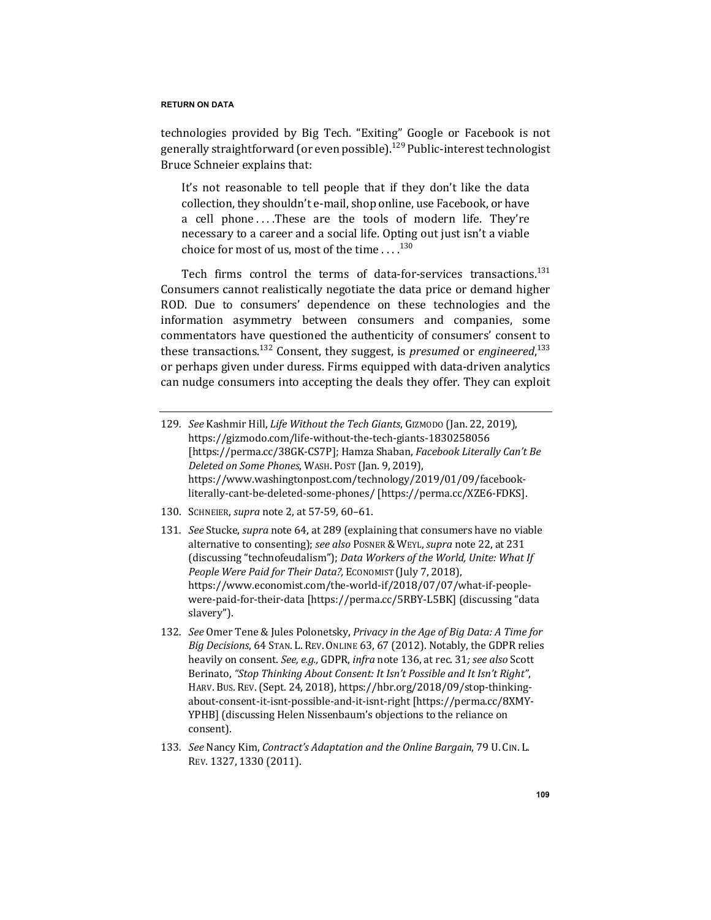technologies provided by Big Tech. "Exiting" Google or Facebook is not generally straightforward (or even possible).[129] Public-interest technologist Bruce Schneier explains that:

> It's not reasonable to tell people that if they don't like the data collection, they shouldn't e-mail, shop online, use Facebook, or have a cell phone . . . .These are the tools of modern life. They're necessary to a career and a social life. Opting out just isn't a viable choice for most of us, most of the time . . . .[130]

Tech firms control the terms of data-for-services transactions.[131] Consumers cannot realistically negotiate the data price or demand higher ROD. Due to consumers' dependence on these technologies and the information asymmetry between consumers and companies, some commentators have questioned the authenticity of consumers' consent to these transactions.[132] Consent, they suggest, is *presumed* or *engineered*,[133] or perhaps given under duress. Firms equipped with data-driven analytics can nudge consumers into accepting the deals they offer. They can exploit

---

129. *See* Kashmir Hill, *Life Without the Tech Giants*, GIZMODO (Jan. 22, 2019), https://gizmodo.com/life-without-the-tech-giants-1830258056 [https://perma.cc/38GK-CS7P]; Hamza Shaban, *Facebook Literally Can't Be Deleted on Some Phones*, WASH. POST (Jan. 9, 2019), https://www.washingtonpost.com/technology/2019/01/09/facebook-literally-cant-be-deleted-some-phones/ [https://perma.cc/XZE6-FDKS].

130. SCHNEIER, *supra* note 2, at 57-59, 60–61.

131. *See* Stucke, *supra* note 64, at 289 (explaining that consumers have no viable alternative to consenting); *see also* POSNER & WEYL, *supra* note 22, at 231 (discussing "technofeudalism"); *Data Workers of the World, Unite: What If People Were Paid for Their Data?,* ECONOMIST (July 7, 2018), https://www.economist.com/the-world-if/2018/07/07/what-if-people-were-paid-for-their-data [https://perma.cc/5RBY-L5BK] (discussing "data slavery").

132. *See* Omer Tene & Jules Polonetsky, *Privacy in the Age of Big Data: A Time for Big Decisions*, 64 STAN. L. REV. ONLINE 63, 67 (2012). Notably, the GDPR relies heavily on consent. *See, e.g.,* GDPR, *infra* note 136, at rec. 31*; see also* Scott Berinato, *"Stop Thinking About Consent: It Isn't Possible and It Isn't Right"*, HARV. BUS. REV. (Sept. 24, 2018), https://hbr.org/2018/09/stop-thinking-about-consent-it-isnt-possible-and-it-isnt-right [https://perma.cc/8XMY-YPHB] (discussing Helen Nissenbaum's objections to the reliance on consent).

133. *See* Nancy Kim, *Contract's Adaptation and the Online Bargain*, 79 U. CIN. L. REV. 1327, 1330 (2011).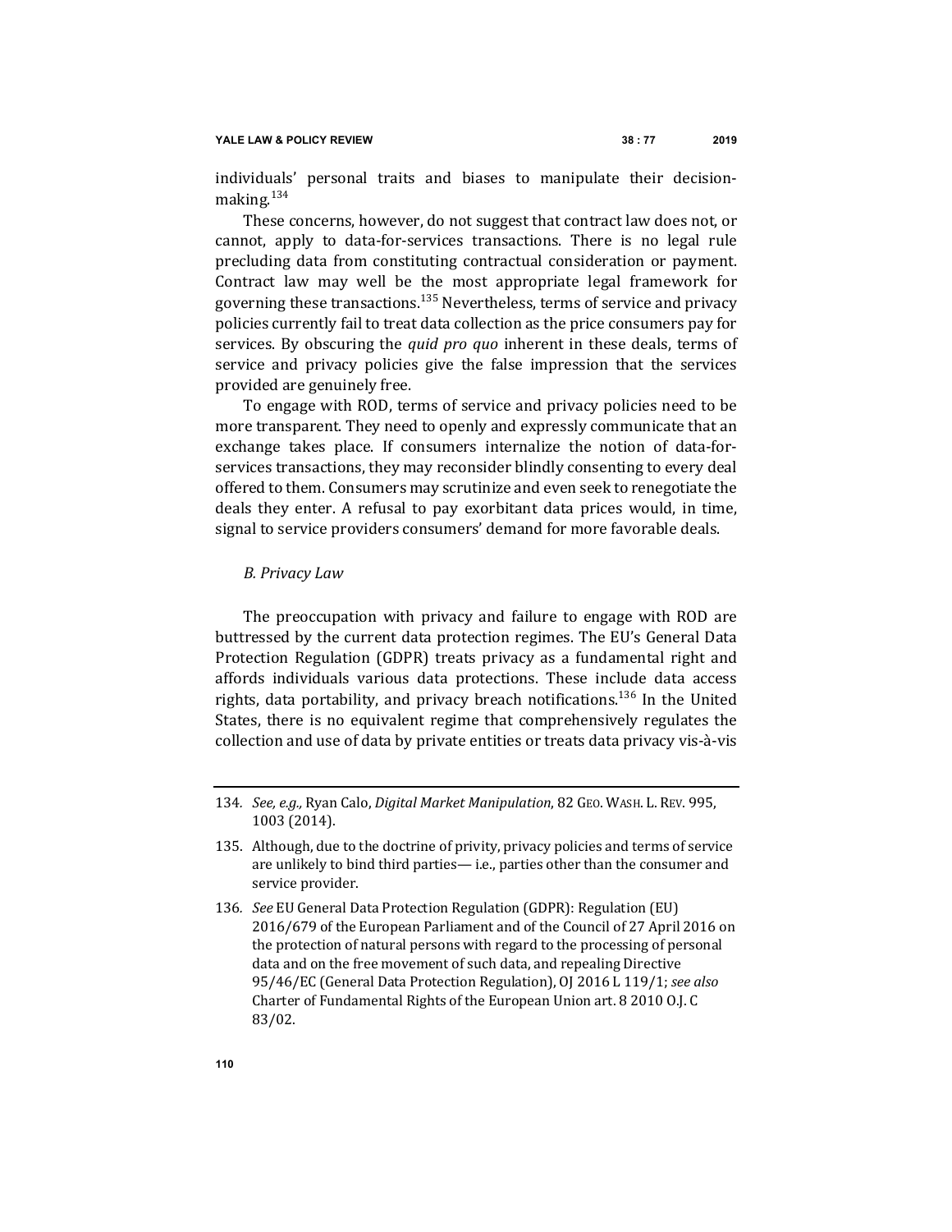individuals' personal traits and biases to manipulate their decision-making.[134]

These concerns, however, do not suggest that contract law does not, or cannot, apply to data-for-services transactions. There is no legal rule precluding data from constituting contractual consideration or payment. Contract law may well be the most appropriate legal framework for governing these transactions.[135] Nevertheless, terms of service and privacy policies currently fail to treat data collection as the price consumers pay for services. By obscuring the *quid pro quo* inherent in these deals, terms of service and privacy policies give the false impression that the services provided are genuinely free.

To engage with ROD, terms of service and privacy policies need to be more transparent. They need to openly and expressly communicate that an exchange takes place. If consumers internalize the notion of data-for-services transactions, they may reconsider blindly consenting to every deal offered to them. Consumers may scrutinize and even seek to renegotiate the deals they enter. A refusal to pay exorbitant data prices would, in time, signal to service providers consumers' demand for more favorable deals.

### *B. Privacy Law*

The preoccupation with privacy and failure to engage with ROD are buttressed by the current data protection regimes. The EU's General Data Protection Regulation (GDPR) treats privacy as a fundamental right and affords individuals various data protections. These include data access rights, data portability, and privacy breach notifications.[136] In the United States, there is no equivalent regime that comprehensively regulates the collection and use of data by private entities or treats data privacy vis-à-vis

---

134. *See, e.g.,* Ryan Calo, *Digital Market Manipulation*, 82 GEO. WASH. L. REV. 995, 1003 (2014).

135. Although, due to the doctrine of privity, privacy policies and terms of service are unlikely to bind third parties— i.e., parties other than the consumer and service provider.

136. *See* EU General Data Protection Regulation (GDPR): Regulation (EU) 2016/679 of the European Parliament and of the Council of 27 April 2016 on the protection of natural persons with regard to the processing of personal data and on the free movement of such data, and repealing Directive 95/46/EC (General Data Protection Regulation), OJ 2016 L 119/1; *see also* Charter of Fundamental Rights of the European Union art. 8 2010 O.J. C 83/02.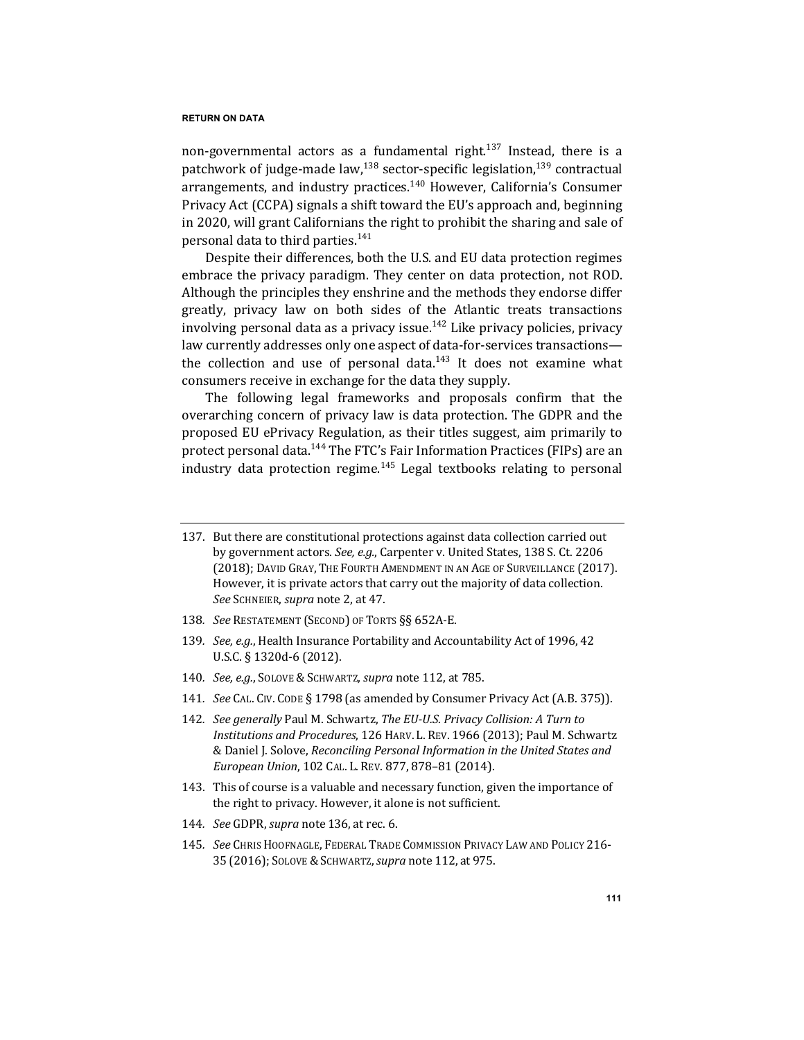non-governmental actors as a fundamental right.[137] Instead, there is a patchwork of judge-made law,[138] sector-specific legislation,[139] contractual arrangements, and industry practices.[140] However, California's Consumer Privacy Act (CCPA) signals a shift toward the EU's approach and, beginning in 2020, will grant Californians the right to prohibit the sharing and sale of personal data to third parties.[141]

Despite their differences, both the U.S. and EU data protection regimes embrace the privacy paradigm. They center on data protection, not ROD. Although the principles they enshrine and the methods they endorse differ greatly, privacy law on both sides of the Atlantic treats transactions involving personal data as a privacy issue.[142] Like privacy policies, privacy law currently addresses only one aspect of data-for-services transactions—the collection and use of personal data.[143] It does not examine what consumers receive in exchange for the data they supply.

The following legal frameworks and proposals confirm that the overarching concern of privacy law is data protection. The GDPR and the proposed EU ePrivacy Regulation, as their titles suggest, aim primarily to protect personal data.[144] The FTC's Fair Information Practices (FIPs) are an industry data protection regime.[145] Legal textbooks relating to personal

---

137. But there are constitutional protections against data collection carried out by government actors. *See, e.g.*, Carpenter v. United States, 138 S. Ct. 2206 (2018); DAVID GRAY, THE FOURTH AMENDMENT IN AN AGE OF SURVEILLANCE (2017). However, it is private actors that carry out the majority of data collection. *See* SCHNEIER, *supra* note 2, at 47.

138. *See* RESTATEMENT (SECOND) OF TORTS §§ 652A-E.

139. *See, e.g.*, Health Insurance Portability and Accountability Act of 1996, 42 U.S.C. § 1320d-6 (2012).

140. *See, e.g.*, SOLOVE & SCHWARTZ, *supra* note 112, at 785.

141. *See* CAL. CIV. CODE § 1798 (as amended by Consumer Privacy Act (A.B. 375)).

142. *See generally* Paul M. Schwartz, *The EU-U.S. Privacy Collision: A Turn to Institutions and Procedures*, 126 HARV. L. REV. 1966 (2013); Paul M. Schwartz & Daniel J. Solove, *Reconciling Personal Information in the United States and European Union*, 102 CAL. L. REV. 877, 878–81 (2014).

143. This of course is a valuable and necessary function, given the importance of the right to privacy. However, it alone is not sufficient.

144. *See* GDPR, *supra* note 136, at rec. 6.

145. *See* CHRIS HOOFNAGLE, FEDERAL TRADE COMMISSION PRIVACY LAW AND POLICY 216-35 (2016); SOLOVE & SCHWARTZ, *supra* note 112, at 975.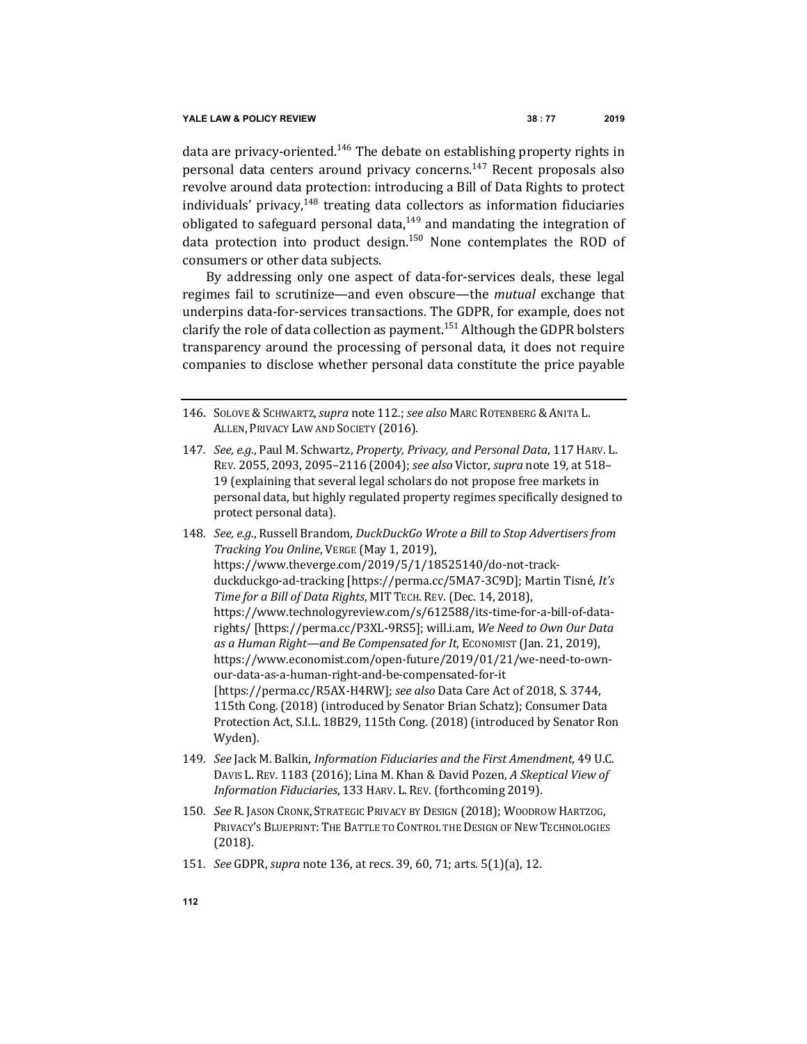data are privacy-oriented.[146] The debate on establishing property rights in personal data centers around privacy concerns.[147] Recent proposals also revolve around data protection: introducing a Bill of Data Rights to protect individuals' privacy,[148] treating data collectors as information fiduciaries obligated to safeguard personal data,[149] and mandating the integration of data protection into product design.[150] None contemplates the ROD of consumers or other data subjects.

By addressing only one aspect of data-for-services deals, these legal regimes fail to scrutinize—and even obscure—the *mutual* exchange that underpins data-for-services transactions. The GDPR, for example, does not clarify the role of data collection as payment.[151] Although the GDPR bolsters transparency around the processing of personal data, it does not require companies to disclose whether personal data constitute the price payable

---

146. SOLOVE & SCHWARTZ, *supra* note 112.; *see also* MARC ROTENBERG & ANITA L. ALLEN, PRIVACY LAW AND SOCIETY (2016).

147. *See, e.g.*, Paul M. Schwartz, *Property, Privacy, and Personal Data*, 117 HARV. L. REV. 2055, 2093, 2095–2116 (2004); *see also* Victor, *supra* note 19, at 518–19 (explaining that several legal scholars do not propose free markets in personal data, but highly regulated property regimes specifically designed to protect personal data).

148. *See, e.g.*, Russell Brandom, *DuckDuckGo Wrote a Bill to Stop Advertisers from Tracking You Online*, VERGE (May 1, 2019), https://www.theverge.com/2019/5/1/18525140/do-not-track-duckduckgo-ad-tracking [https://perma.cc/5MA7-3C9D]; Martin Tisné, *It's Time for a Bill of Data Rights*, MIT TECH. REV. (Dec. 14, 2018), https://www.technologyreview.com/s/612588/its-time-for-a-bill-of-data-rights/ [https://perma.cc/P3XL-9RS5]; will.i.am, *We Need to Own Our Data as a Human Right—and Be Compensated for It*, ECONOMIST (Jan. 21, 2019), https://www.economist.com/open-future/2019/01/21/we-need-to-own-our-data-as-a-human-right-and-be-compensated-for-it [https://perma.cc/R5AX-H4RW]; *see also* Data Care Act of 2018, S. 3744, 115th Cong. (2018) (introduced by Senator Brian Schatz); Consumer Data Protection Act, S.I.L. 18B29, 115th Cong. (2018) (introduced by Senator Ron Wyden).

149. *See* Jack M. Balkin, *Information Fiduciaries and the First Amendment*, 49 U.C. DAVIS L. REV. 1183 (2016); Lina M. Khan & David Pozen, *A Skeptical View of Information Fiduciaries*, 133 HARV. L. REV. (forthcoming 2019).

150. *See* R. JASON CRONK, STRATEGIC PRIVACY BY DESIGN (2018); WOODROW HARTZOG, PRIVACY'S BLUEPRINT: THE BATTLE TO CONTROL THE DESIGN OF NEW TECHNOLOGIES (2018).

151. *See* GDPR, *supra* note 136, at recs. 39, 60, 71; arts. 5(1)(a), 12.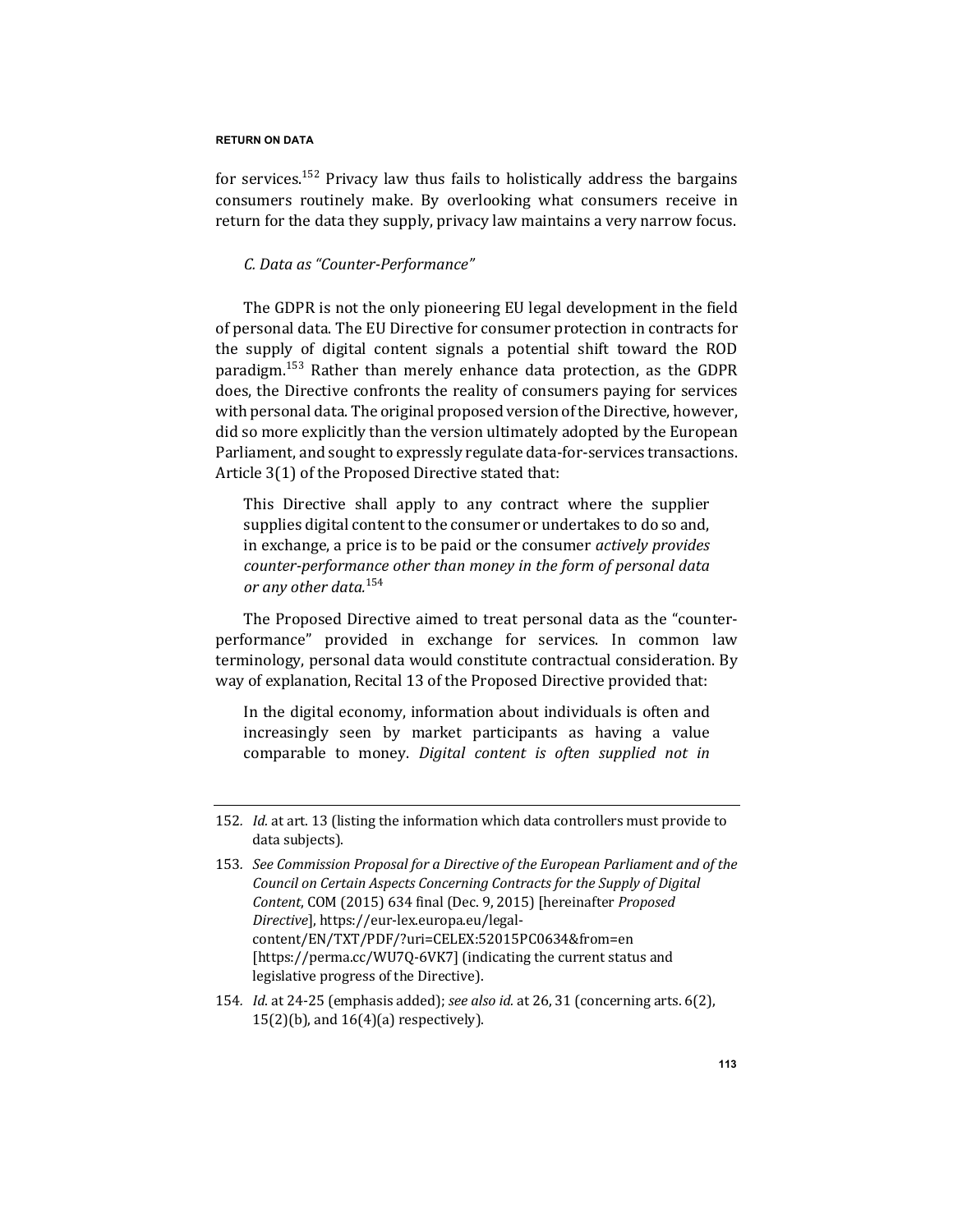for services.[152] Privacy law thus fails to holistically address the bargains consumers routinely make. By overlooking what consumers receive in return for the data they supply, privacy law maintains a very narrow focus.

### *C. Data as "Counter-Performance"*

The GDPR is not the only pioneering EU legal development in the field of personal data. The EU Directive for consumer protection in contracts for the supply of digital content signals a potential shift toward the ROD paradigm.[153] Rather than merely enhance data protection, as the GDPR does, the Directive confronts the reality of consumers paying for services with personal data. The original proposed version of the Directive, however, did so more explicitly than the version ultimately adopted by the European Parliament, and sought to expressly regulate data-for-services transactions. Article 3(1) of the Proposed Directive stated that:

> This Directive shall apply to any contract where the supplier supplies digital content to the consumer or undertakes to do so and, in exchange, a price is to be paid or the consumer *actively provides counter-performance other than money in the form of personal data or any other data.*[154]

The Proposed Directive aimed to treat personal data as the "counter-performance" provided in exchange for services. In common law terminology, personal data would constitute contractual consideration. By way of explanation, Recital 13 of the Proposed Directive provided that:

> In the digital economy, information about individuals is often and increasingly seen by market participants as having a value comparable to money. *Digital content is often supplied not in*

---

152. *Id.* at art. 13 (listing the information which data controllers must provide to data subjects).

153. *See Commission Proposal for a Directive of the European Parliament and of the Council on Certain Aspects Concerning Contracts for the Supply of Digital Content*, COM (2015) 634 final (Dec. 9, 2015) [hereinafter *Proposed Directive*], https://eur-lex.europa.eu/legal-content/EN/TXT/PDF/?uri=CELEX:52015PC0634&from=en [https://perma.cc/WU7Q-6VK7] (indicating the current status and legislative progress of the Directive).

154. *Id.* at 24-25 (emphasis added); *see also id.* at 26, 31 (concerning arts. 6(2), 15(2)(b), and 16(4)(a) respectively).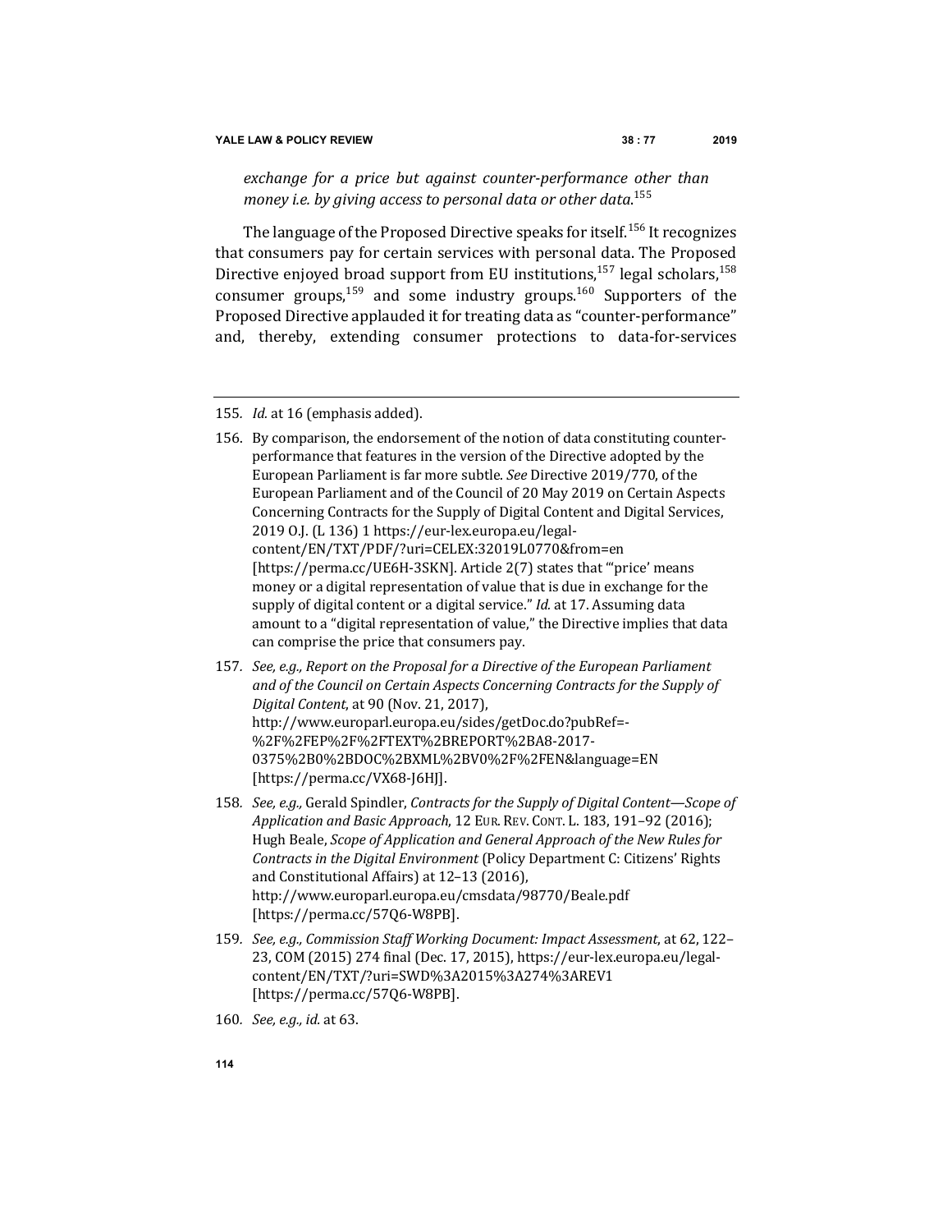*exchange for a price but against counter-performance other than money i.e. by giving access to personal data or other data.*[155]

The language of the Proposed Directive speaks for itself.[156] It recognizes that consumers pay for certain services with personal data. The Proposed Directive enjoyed broad support from EU institutions,[157] legal scholars,[158] consumer groups,[159] and some industry groups.[160] Supporters of the Proposed Directive applauded it for treating data as "counter-performance" and, thereby, extending consumer protections to data-for-services

---

155. *Id.* at 16 (emphasis added).

156. By comparison, the endorsement of the notion of data constituting counter-performance that features in the version of the Directive adopted by the European Parliament is far more subtle. *See* Directive 2019/770, of the European Parliament and of the Council of 20 May 2019 on Certain Aspects Concerning Contracts for the Supply of Digital Content and Digital Services, 2019 O.J. (L 136) 1 https://eur-lex.europa.eu/legal-content/EN/TXT/PDF/?uri=CELEX:32019L0770&from=en [https://perma.cc/UE6H-3SKN]. Article 2(7) states that "'price' means money or a digital representation of value that is due in exchange for the supply of digital content or a digital service." *Id.* at 17. Assuming data amount to a "digital representation of value," the Directive implies that data can comprise the price that consumers pay.

157. *See, e.g., Report on the Proposal for a Directive of the European Parliament and of the Council on Certain Aspects Concerning Contracts for the Supply of Digital Content*, at 90 (Nov. 21, 2017), http://www.europarl.europa.eu/sides/getDoc.do?pubRef=-%2F%2FEP%2F%2FTEXT%2BREPORT%2BA8-2017-0375%2B0%2BDOC%2BXML%2BV0%2F%2FEN&language=EN [https://perma.cc/VX68-J6HJ].

158. *See, e.g.,* Gerald Spindler, *Contracts for the Supply of Digital Content—Scope of Application and Basic Approach*, 12 EUR. REV. CONT. L. 183, 191–92 (2016); Hugh Beale, *Scope of Application and General Approach of the New Rules for Contracts in the Digital Environment* (Policy Department C: Citizens' Rights and Constitutional Affairs) at 12–13 (2016), http://www.europarl.europa.eu/cmsdata/98770/Beale.pdf [https://perma.cc/57Q6-W8PB].

159. *See, e.g., Commission Staff Working Document: Impact Assessment*, at 62, 122–23, COM (2015) 274 final (Dec. 17, 2015), https://eur-lex.europa.eu/legal-content/EN/TXT/?uri=SWD%3A2015%3A274%3AREV1 [https://perma.cc/57Q6-W8PB].

160. *See, e.g., id.* at 63.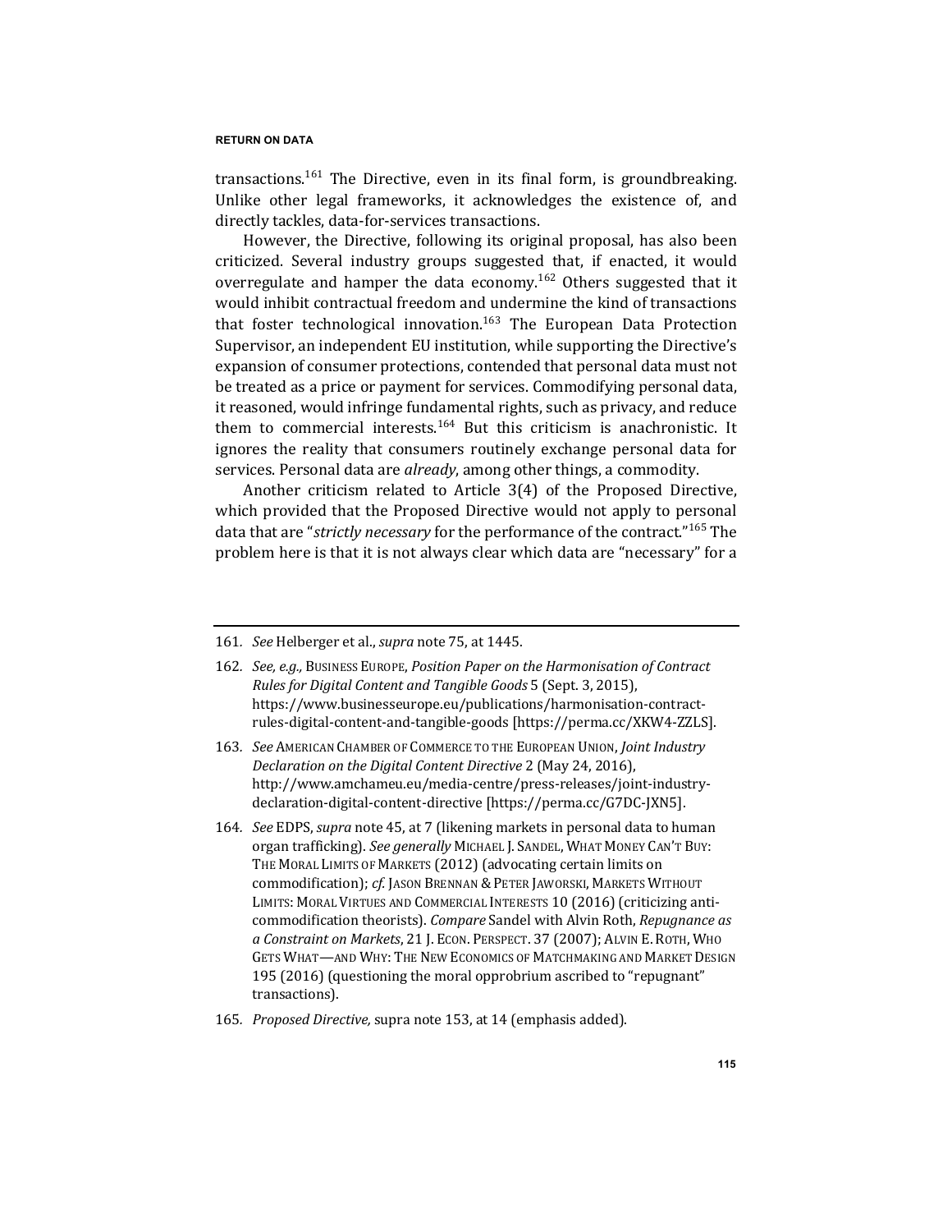transactions.[161] The Directive, even in its final form, is groundbreaking. Unlike other legal frameworks, it acknowledges the existence of, and directly tackles, data-for-services transactions.

However, the Directive, following its original proposal, has also been criticized. Several industry groups suggested that, if enacted, it would overregulate and hamper the data economy.[162] Others suggested that it would inhibit contractual freedom and undermine the kind of transactions that foster technological innovation.[163] The European Data Protection Supervisor, an independent EU institution, while supporting the Directive's expansion of consumer protections, contended that personal data must not be treated as a price or payment for services. Commodifying personal data, it reasoned, would infringe fundamental rights, such as privacy, and reduce them to commercial interests.[164] But this criticism is anachronistic. It ignores the reality that consumers routinely exchange personal data for services. Personal data are *already*, among other things, a commodity.

Another criticism related to Article 3(4) of the Proposed Directive, which provided that the Proposed Directive would not apply to personal data that are "*strictly necessary* for the performance of the contract."[165] The problem here is that it is not always clear which data are "necessary" for a

---

161. *See* Helberger et al., *supra* note 75, at 1445.

162. *See, e.g.,* BUSINESS EUROPE, *Position Paper on the Harmonisation of Contract Rules for Digital Content and Tangible Goods* 5 (Sept. 3, 2015), https://www.businesseurope.eu/publications/harmonisation-contract-rules-digital-content-and-tangible-goods [https://perma.cc/XKW4-ZZLS].

163. *See* AMERICAN CHAMBER OF COMMERCE TO THE EUROPEAN UNION, *Joint Industry Declaration on the Digital Content Directive* 2 (May 24, 2016), http://www.amchameu.eu/media-centre/press-releases/joint-industry-declaration-digital-content-directive [https://perma.cc/G7DC-JXN5].

164. *See* EDPS, *supra* note 45, at 7 (likening markets in personal data to human organ trafficking). *See generally* MICHAEL J. SANDEL, WHAT MONEY CAN'T BUY: THE MORAL LIMITS OF MARKETS (2012) (advocating certain limits on commodification); *cf.* JASON BRENNAN & PETER JAWORSKI, MARKETS WITHOUT LIMITS: MORAL VIRTUES AND COMMERCIAL INTERESTS 10 (2016) (criticizing anti-commodification theorists). *Compare* Sandel with Alvin Roth, *Repugnance as a Constraint on Markets*, 21 J. ECON. PERSPECT. 37 (2007); ALVIN E. ROTH, WHO GETS WHAT—AND WHY: THE NEW ECONOMICS OF MATCHMAKING AND MARKET DESIGN 195 (2016) (questioning the moral opprobrium ascribed to "repugnant" transactions).

165. *Proposed Directive,* supra note 153, at 14 (emphasis added).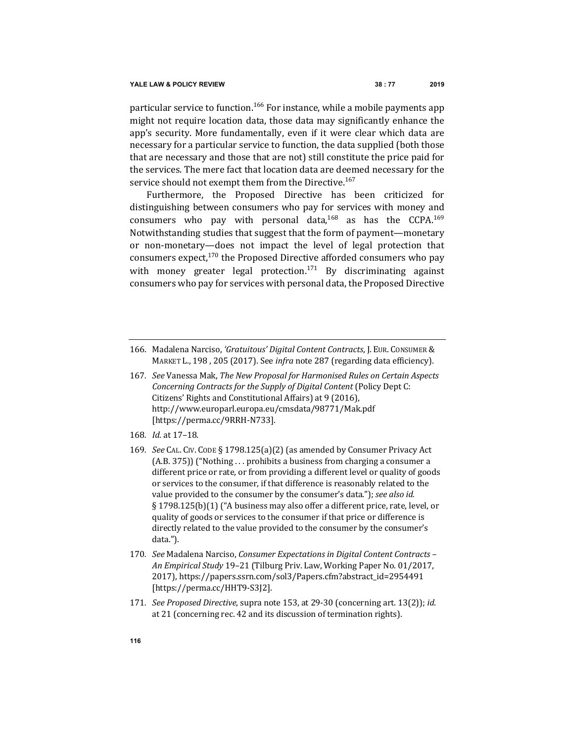particular service to function.[166] For instance, while a mobile payments app might not require location data, those data may significantly enhance the app's security. More fundamentally, even if it were clear which data are necessary for a particular service to function, the data supplied (both those that are necessary and those that are not) still constitute the price paid for the services. The mere fact that location data are deemed necessary for the service should not exempt them from the Directive.[167]

Furthermore, the Proposed Directive has been criticized for distinguishing between consumers who pay for services with money and consumers who pay with personal data,[168] as has the CCPA.[169] Notwithstanding studies that suggest that the form of payment—monetary or non-monetary—does not impact the level of legal protection that consumers expect,[170] the Proposed Directive afforded consumers who pay with money greater legal protection.[171] By discriminating against consumers who pay for services with personal data, the Proposed Directive

---

166. Madalena Narciso, *'Gratuitous' Digital Content Contracts*, J. EUR. CONSUMER & MARKET L., 198 , 205 (2017). See *infra* note 287 (regarding data efficiency).

167. *See* Vanessa Mak, *The New Proposal for Harmonised Rules on Certain Aspects Concerning Contracts for the Supply of Digital Content* (Policy Dept C: Citizens' Rights and Constitutional Affairs) at 9 (2016), http://www.europarl.europa.eu/cmsdata/98771/Mak.pdf [https://perma.cc/9RRH-N733].

168. *Id.* at 17–18.

169. *See* CAL. CIV. CODE § 1798.125(a)(2) (as amended by Consumer Privacy Act (A.B. 375)) ("Nothing . . . prohibits a business from charging a consumer a different price or rate, or from providing a different level or quality of goods or services to the consumer, if that difference is reasonably related to the value provided to the consumer by the consumer's data."); *see also id.* § 1798.125(b)(1) ("A business may also offer a different price, rate, level, or quality of goods or services to the consumer if that price or difference is directly related to the value provided to the consumer by the consumer's data.").

170. *See* Madalena Narciso, *Consumer Expectations in Digital Content Contracts – An Empirical Study* 19–21 (Tilburg Priv. Law, Working Paper No. 01/2017, 2017), https://papers.ssrn.com/sol3/Papers.cfm?abstract_id=2954491 [https://perma.cc/HHT9-S3J2].

171. *See Proposed Directive*, supra note 153, at 29-30 (concerning art. 13(2)); *id.* at 21 (concerning rec. 42 and its discussion of termination rights).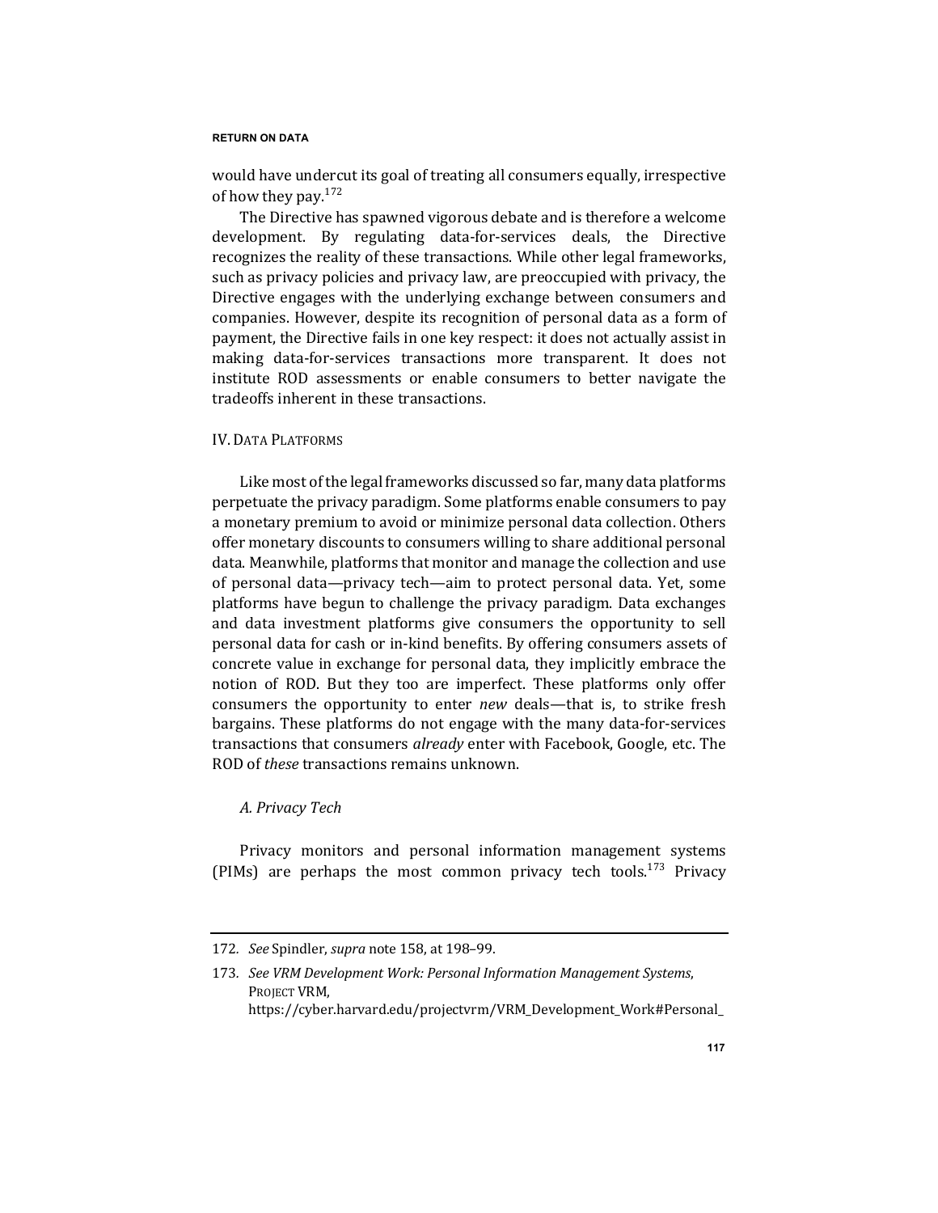would have undercut its goal of treating all consumers equally, irrespective of how they pay.[172]

The Directive has spawned vigorous debate and is therefore a welcome development. By regulating data-for-services deals, the Directive recognizes the reality of these transactions. While other legal frameworks, such as privacy policies and privacy law, are preoccupied with privacy, the Directive engages with the underlying exchange between consumers and companies. However, despite its recognition of personal data as a form of payment, the Directive fails in one key respect: it does not actually assist in making data-for-services transactions more transparent. It does not institute ROD assessments or enable consumers to better navigate the tradeoffs inherent in these transactions.

## IV. Data Platforms

Like most of the legal frameworks discussed so far, many data platforms perpetuate the privacy paradigm. Some platforms enable consumers to pay a monetary premium to avoid or minimize personal data collection. Others offer monetary discounts to consumers willing to share additional personal data. Meanwhile, platforms that monitor and manage the collection and use of personal data—privacy tech—aim to protect personal data. Yet, some platforms have begun to challenge the privacy paradigm. Data exchanges and data investment platforms give consumers the opportunity to sell personal data for cash or in-kind benefits. By offering consumers assets of concrete value in exchange for personal data, they implicitly embrace the notion of ROD. But they too are imperfect. These platforms only offer consumers the opportunity to enter *new* deals—that is, to strike fresh bargains. These platforms do not engage with the many data-for-services transactions that consumers *already* enter with Facebook, Google, etc. The ROD of *these* transactions remains unknown.

### *A. Privacy Tech*

Privacy monitors and personal information management systems (PIMs) are perhaps the most common privacy tech tools.[173] Privacy

---

172. *See* Spindler, *supra* note 158, at 198–99.

173. *See VRM Development Work: Personal Information Management Systems*, Project VRM, https://cyber.harvard.edu/projectvrm/VRM_Development_Work#Personal_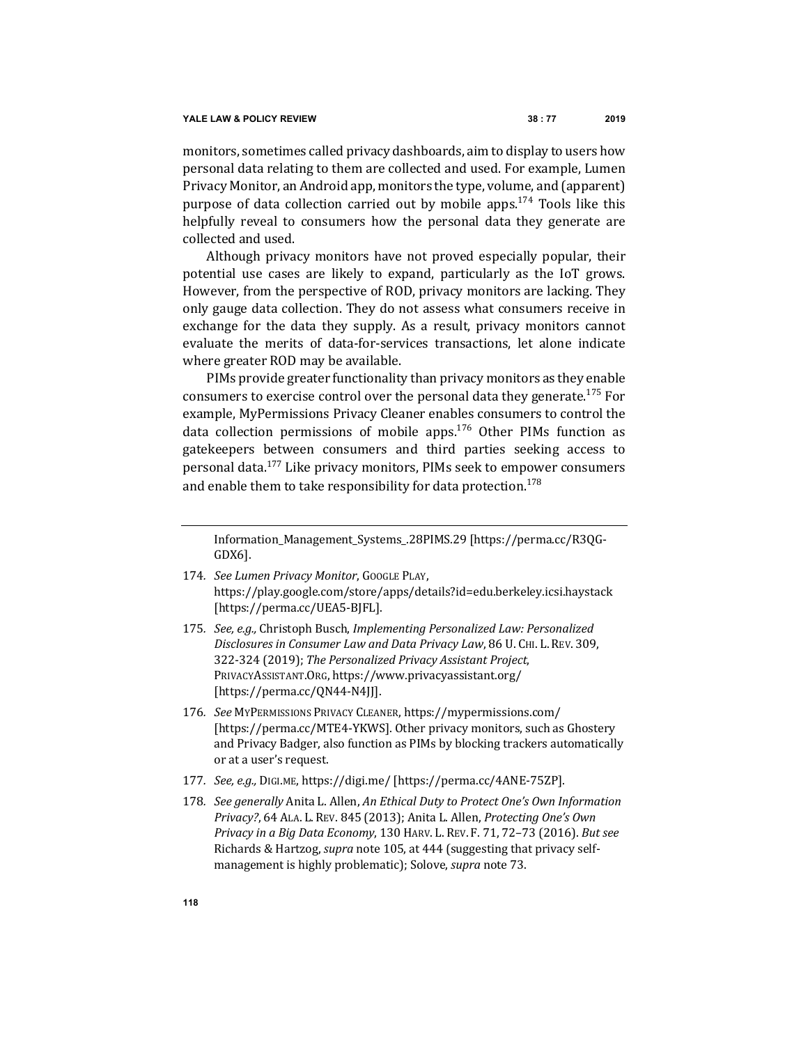monitors, sometimes called privacy dashboards, aim to display to users how personal data relating to them are collected and used. For example, Lumen Privacy Monitor, an Android app, monitors the type, volume, and (apparent) purpose of data collection carried out by mobile apps.[174] Tools like this helpfully reveal to consumers how the personal data they generate are collected and used.

Although privacy monitors have not proved especially popular, their potential use cases are likely to expand, particularly as the IoT grows. However, from the perspective of ROD, privacy monitors are lacking. They only gauge data collection. They do not assess what consumers receive in exchange for the data they supply. As a result, privacy monitors cannot evaluate the merits of data-for-services transactions, let alone indicate where greater ROD may be available.

PIMs provide greater functionality than privacy monitors as they enable consumers to exercise control over the personal data they generate.[175] For example, MyPermissions Privacy Cleaner enables consumers to control the data collection permissions of mobile apps.[176] Other PIMs function as gatekeepers between consumers and third parties seeking access to personal data.[177] Like privacy monitors, PIMs seek to empower consumers and enable them to take responsibility for data protection.[178]

---

Information_Management_Systems_.28PIMS.29 [https://perma.cc/R3QG-GDX6].

174. *See Lumen Privacy Monitor*, GOOGLE PLAY, https://play.google.com/store/apps/details?id=edu.berkeley.icsi.haystack [https://perma.cc/UEA5-BJFL].

175. *See, e.g.,* Christoph Busch, *Implementing Personalized Law: Personalized Disclosures in Consumer Law and Data Privacy Law*, 86 U. CHI. L. REV. 309, 322-324 (2019); *The Personalized Privacy Assistant Project*, PRIVACYASSISTANT.ORG, https://www.privacyassistant.org/ [https://perma.cc/QN44-N4JJ].

176. *See* MYPERMISSIONS PRIVACY CLEANER, https://mypermissions.com/ [https://perma.cc/MTE4-YKWS]. Other privacy monitors, such as Ghostery and Privacy Badger, also function as PIMs by blocking trackers automatically or at a user's request.

177. *See, e.g.,* DIGI.ME, https://digi.me/ [https://perma.cc/4ANE-75ZP].

178. *See generally* Anita L. Allen, *An Ethical Duty to Protect One's Own Information Privacy?*, 64 ALA. L. REV. 845 (2013); Anita L. Allen, *Protecting One's Own Privacy in a Big Data Economy*, 130 HARV. L. REV. F. 71, 72–73 (2016). *But see* Richards & Hartzog, *supra* note 105, at 444 (suggesting that privacy self-management is highly problematic); Solove, *supra* note 73.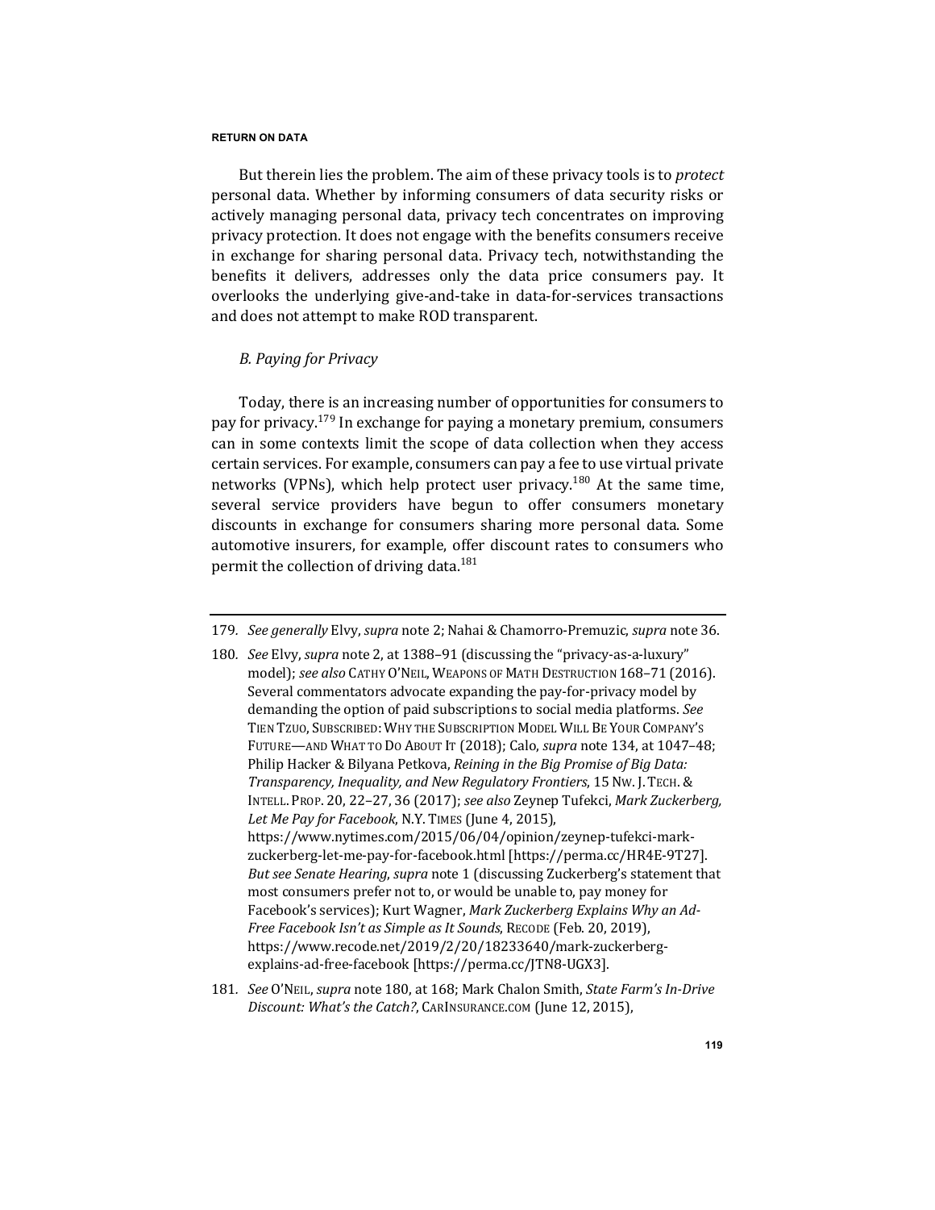But therein lies the problem. The aim of these privacy tools is to *protect* personal data. Whether by informing consumers of data security risks or actively managing personal data, privacy tech concentrates on improving privacy protection. It does not engage with the benefits consumers receive in exchange for sharing personal data. Privacy tech, notwithstanding the benefits it delivers, addresses only the data price consumers pay. It overlooks the underlying give-and-take in data-for-services transactions and does not attempt to make ROD transparent.

### *B. Paying for Privacy*

Today, there is an increasing number of opportunities for consumers to pay for privacy.[179] In exchange for paying a monetary premium, consumers can in some contexts limit the scope of data collection when they access certain services. For example, consumers can pay a fee to use virtual private networks (VPNs), which help protect user privacy.[180] At the same time, several service providers have begun to offer consumers monetary discounts in exchange for consumers sharing more personal data. Some automotive insurers, for example, offer discount rates to consumers who permit the collection of driving data.[181]

---

179. *See generally* Elvy, *supra* note 2; Nahai & Chamorro-Premuzic, *supra* note 36.

180. *See* Elvy, *supra* note 2, at 1388–91 (discussing the "privacy-as-a-luxury" model); *see also* CATHY O'NEIL, WEAPONS OF MATH DESTRUCTION 168–71 (2016). Several commentators advocate expanding the pay-for-privacy model by demanding the option of paid subscriptions to social media platforms. *See* TIEN TZUO, SUBSCRIBED: WHY THE SUBSCRIPTION MODEL WILL BE YOUR COMPANY'S FUTURE—AND WHAT TO DO ABOUT IT (2018); Calo, *supra* note 134, at 1047–48; Philip Hacker & Bilyana Petkova, *Reining in the Big Promise of Big Data: Transparency, Inequality, and New Regulatory Frontiers*, 15 NW. J. TECH. & INTELL. PROP. 20, 22–27, 36 (2017); *see also* Zeynep Tufekci, *Mark Zuckerberg, Let Me Pay for Facebook*, N.Y. TIMES (June 4, 2015), https://www.nytimes.com/2015/06/04/opinion/zeynep-tufekci-mark-zuckerberg-let-me-pay-for-facebook.html [https://perma.cc/HR4E-9T27]. *But see Senate Hearing*, *supra* note 1 (discussing Zuckerberg's statement that most consumers prefer not to, or would be unable to, pay money for Facebook's services); Kurt Wagner, *Mark Zuckerberg Explains Why an Ad-Free Facebook Isn't as Simple as It Sounds*, RECODE (Feb. 20, 2019), https://www.recode.net/2019/2/20/18233640/mark-zuckerberg-explains-ad-free-facebook [https://perma.cc/JTN8-UGX3].

181. *See* O'NEIL, *supra* note 180, at 168; Mark Chalon Smith, *State Farm's In-Drive Discount: What's the Catch?*, CARINSURANCE.COM (June 12, 2015),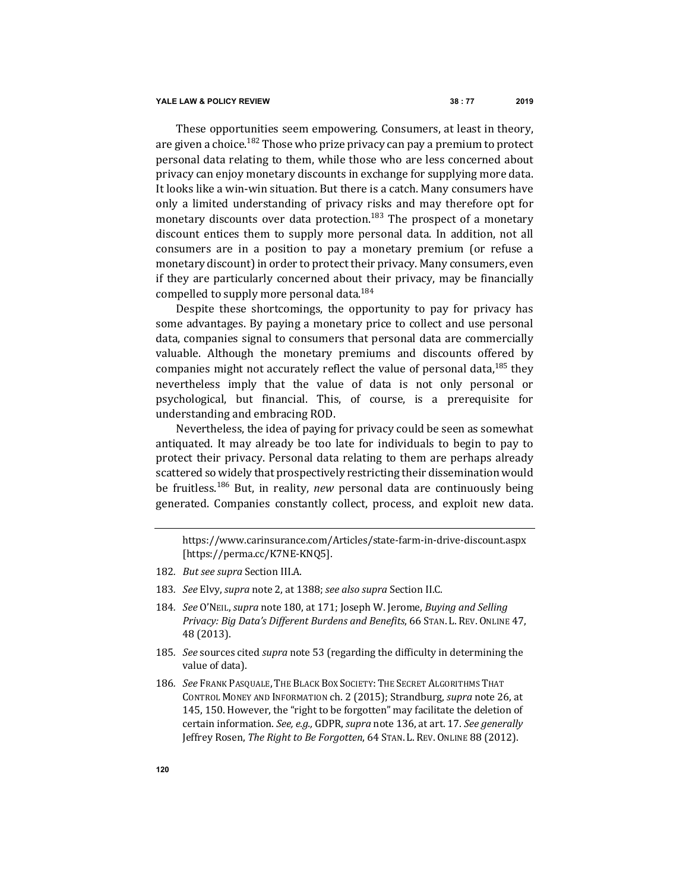These opportunities seem empowering. Consumers, at least in theory, are given a choice.[182] Those who prize privacy can pay a premium to protect personal data relating to them, while those who are less concerned about privacy can enjoy monetary discounts in exchange for supplying more data. It looks like a win-win situation. But there is a catch. Many consumers have only a limited understanding of privacy risks and may therefore opt for monetary discounts over data protection.[183] The prospect of a monetary discount entices them to supply more personal data. In addition, not all consumers are in a position to pay a monetary premium (or refuse a monetary discount) in order to protect their privacy. Many consumers, even if they are particularly concerned about their privacy, may be financially compelled to supply more personal data.[184]

Despite these shortcomings, the opportunity to pay for privacy has some advantages. By paying a monetary price to collect and use personal data, companies signal to consumers that personal data are commercially valuable. Although the monetary premiums and discounts offered by companies might not accurately reflect the value of personal data,[185] they nevertheless imply that the value of data is not only personal or psychological, but financial. This, of course, is a prerequisite for understanding and embracing ROD.

Nevertheless, the idea of paying for privacy could be seen as somewhat antiquated. It may already be too late for individuals to begin to pay to protect their privacy. Personal data relating to them are perhaps already scattered so widely that prospectively restricting their dissemination would be fruitless.[186] But, in reality, *new* personal data are continuously being generated. Companies constantly collect, process, and exploit new data.

---

https://www.carinsurance.com/Articles/state-farm-in-drive-discount.aspx [https://perma.cc/K7NE-KNQ5].

182. *But see supra* Section III.A.

183. *See* Elvy, *supra* note 2, at 1388; *see also supra* Section II.C.

184. *See* O'NEIL, *supra* note 180, at 171; Joseph W. Jerome, *Buying and Selling Privacy: Big Data's Different Burdens and Benefits*, 66 STAN. L. REV. ONLINE 47, 48 (2013).

185. *See* sources cited *supra* note 53 (regarding the difficulty in determining the value of data).

186. *See* FRANK PASQUALE, THE BLACK BOX SOCIETY: THE SECRET ALGORITHMS THAT CONTROL MONEY AND INFORMATION ch. 2 (2015); Strandburg, *supra* note 26, at 145, 150. However, the "right to be forgotten" may facilitate the deletion of certain information. *See, e.g.,* GDPR, *supra* note 136, at art. 17. *See generally* Jeffrey Rosen, *The Right to Be Forgotten*, 64 STAN. L. REV. ONLINE 88 (2012).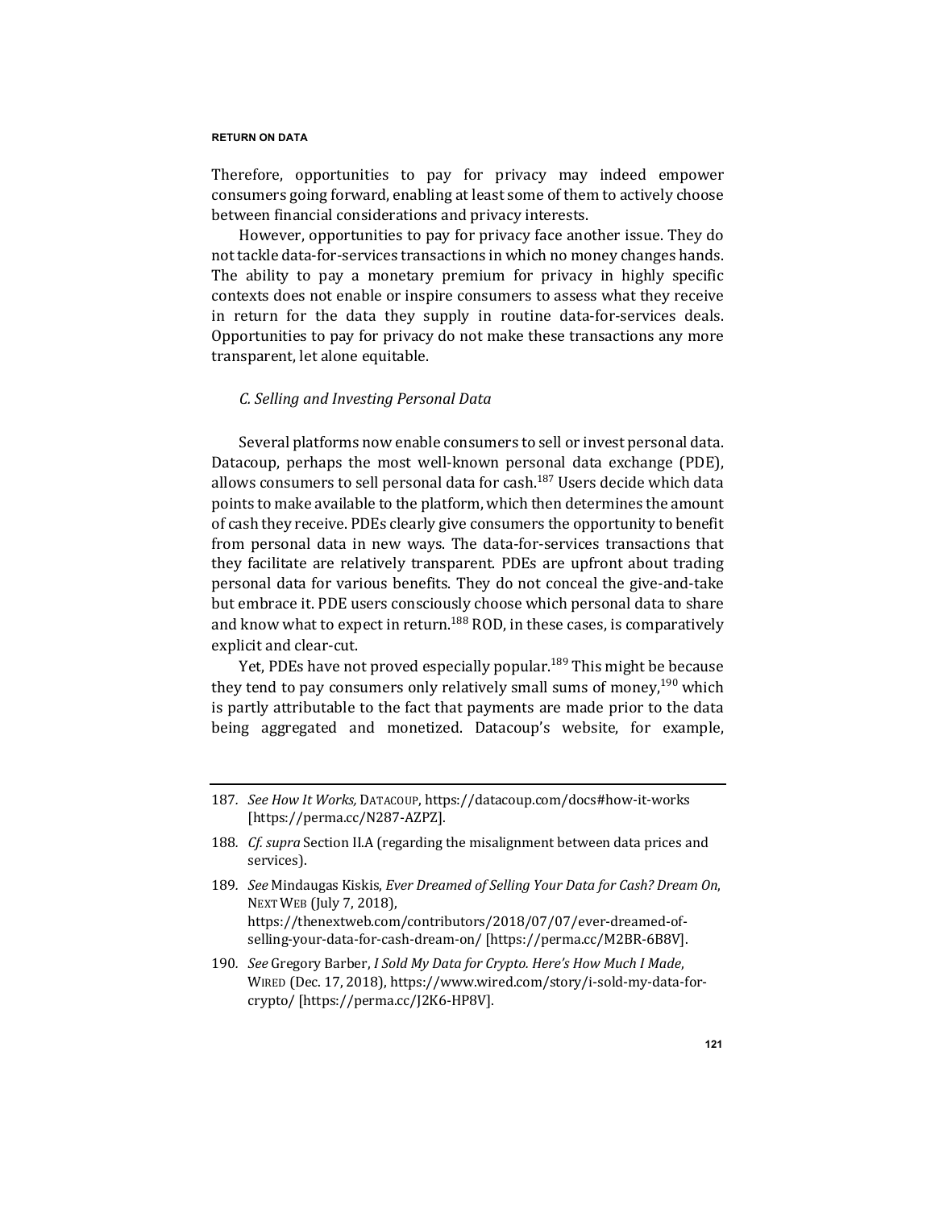Therefore, opportunities to pay for privacy may indeed empower consumers going forward, enabling at least some of them to actively choose between financial considerations and privacy interests.

However, opportunities to pay for privacy face another issue. They do not tackle data-for-services transactions in which no money changes hands. The ability to pay a monetary premium for privacy in highly specific contexts does not enable or inspire consumers to assess what they receive in return for the data they supply in routine data-for-services deals. Opportunities to pay for privacy do not make these transactions any more transparent, let alone equitable.

### *C. Selling and Investing Personal Data*

Several platforms now enable consumers to sell or invest personal data. Datacoup, perhaps the most well-known personal data exchange (PDE), allows consumers to sell personal data for cash.[187] Users decide which data points to make available to the platform, which then determines the amount of cash they receive. PDEs clearly give consumers the opportunity to benefit from personal data in new ways. The data-for-services transactions that they facilitate are relatively transparent. PDEs are upfront about trading personal data for various benefits. They do not conceal the give-and-take but embrace it. PDE users consciously choose which personal data to share and know what to expect in return.[188] ROD, in these cases, is comparatively explicit and clear-cut.

Yet, PDEs have not proved especially popular.[189] This might be because they tend to pay consumers only relatively small sums of money,[190] which is partly attributable to the fact that payments are made prior to the data being aggregated and monetized. Datacoup's website, for example,

---

187. *See How It Works,* DATACOUP, https://datacoup.com/docs#how-it-works [https://perma.cc/N287-AZPZ].

188. *Cf. supra* Section II.A (regarding the misalignment between data prices and services).

189. *See* Mindaugas Kiskis, *Ever Dreamed of Selling Your Data for Cash? Dream On*, NEXT WEB (July 7, 2018), https://thenextweb.com/contributors/2018/07/07/ever-dreamed-of-selling-your-data-for-cash-dream-on/ [https://perma.cc/M2BR-6B8V].

190. *See* Gregory Barber, *I Sold My Data for Crypto. Here's How Much I Made*, WIRED (Dec. 17, 2018), https://www.wired.com/story/i-sold-my-data-for-crypto/ [https://perma.cc/J2K6-HP8V].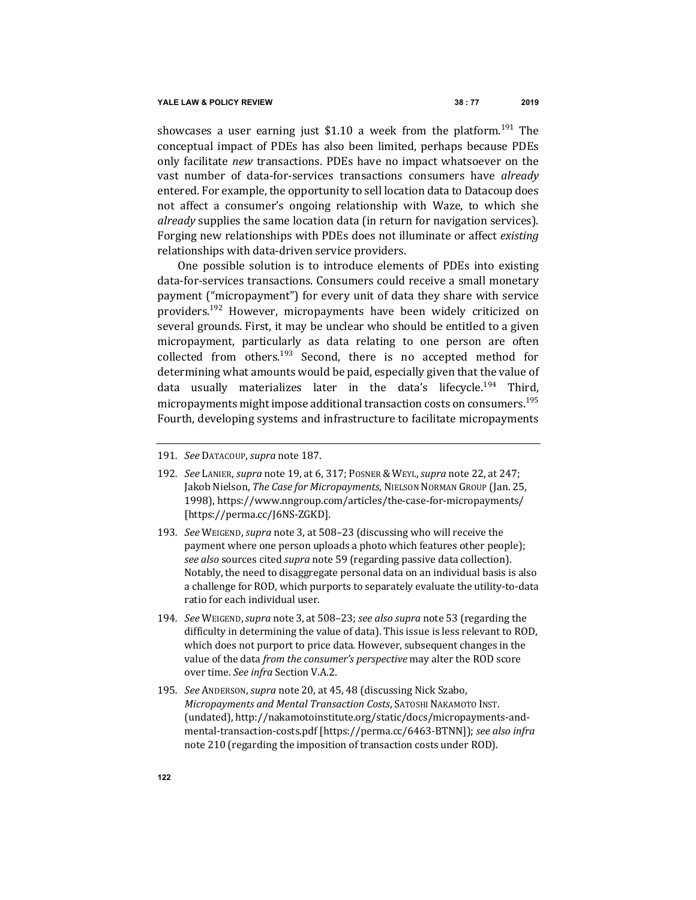showcases a user earning just $1.10 a week from the platform.[191] The conceptual impact of PDEs has also been limited, perhaps because PDEs only facilitate *new* transactions. PDEs have no impact whatsoever on the vast number of data-for-services transactions consumers have *already* entered. For example, the opportunity to sell location data to Datacoup does not affect a consumer's ongoing relationship with Waze, to which she *already* supplies the same location data (in return for navigation services). Forging new relationships with PDEs does not illuminate or affect *existing* relationships with data-driven service providers.

One possible solution is to introduce elements of PDEs into existing data-for-services transactions. Consumers could receive a small monetary payment ("micropayment") for every unit of data they share with service providers.[192] However, micropayments have been widely criticized on several grounds. First, it may be unclear who should be entitled to a given micropayment, particularly as data relating to one person are often collected from others.[193] Second, there is no accepted method for determining what amounts would be paid, especially given that the value of data usually materializes later in the data's lifecycle.[194] Third, micropayments might impose additional transaction costs on consumers.[195] Fourth, developing systems and infrastructure to facilitate micropayments

---

191. *See* DATACOUP, *supra* note 187.

192. *See* LANIER, *supra* note 19, at 6, 317; POSNER & WEYL, *supra* note 22, at 247; Jakob Nielson, *The Case for Micropayments*, NIELSON NORMAN GROUP (Jan. 25, 1998), https://www.nngroup.com/articles/the-case-for-micropayments/ [https://perma.cc/J6NS-ZGKD].

193. *See* WEIGEND, *supra* note 3, at 508–23 (discussing who will receive the payment where one person uploads a photo which features other people); *see also* sources cited *supra* note 59 (regarding passive data collection). Notably, the need to disaggregate personal data on an individual basis is also a challenge for ROD, which purports to separately evaluate the utility-to-data ratio for each individual user.

194. *See* WEIGEND, *supra* note 3, at 508–23; *see also supra* note 53 (regarding the difficulty in determining the value of data). This issue is less relevant to ROD, which does not purport to price data. However, subsequent changes in the value of the data *from the consumer's perspective* may alter the ROD score over time. *See infra* Section V.A.2.

195. *See* ANDERSON, *supra* note 20, at 45, 48 (discussing Nick Szabo, *Micropayments and Mental Transaction Costs*, SATOSHI NAKAMOTO INST. (undated), http://nakamotoinstitute.org/static/docs/micropayments-and-mental-transaction-costs.pdf [https://perma.cc/6463-BTNN]); *see also infra* note 210 (regarding the imposition of transaction costs under ROD).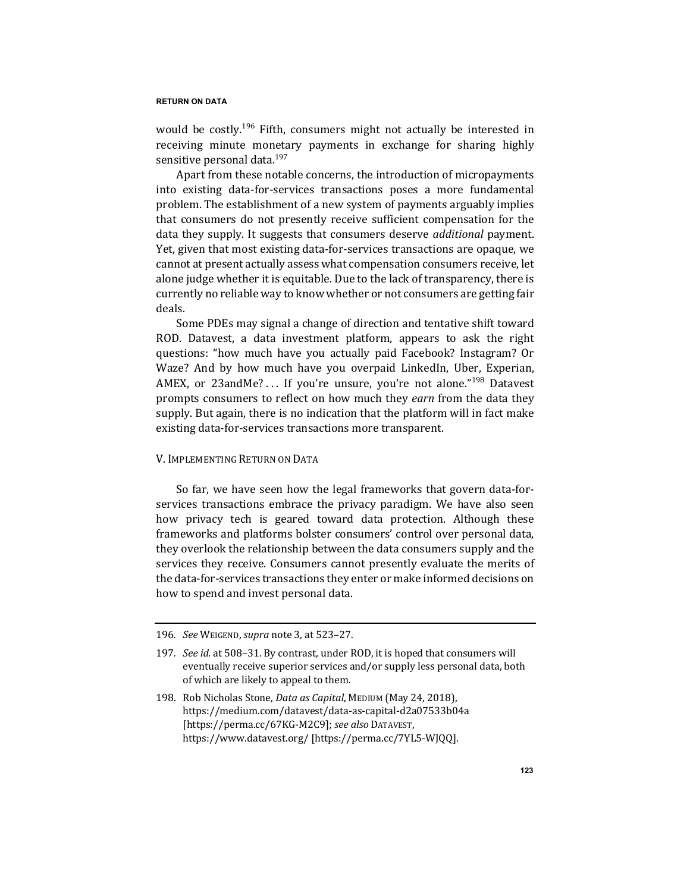would be costly.[196] Fifth, consumers might not actually be interested in receiving minute monetary payments in exchange for sharing highly sensitive personal data.[197]

Apart from these notable concerns, the introduction of micropayments into existing data-for-services transactions poses a more fundamental problem. The establishment of a new system of payments arguably implies that consumers do not presently receive sufficient compensation for the data they supply. It suggests that consumers deserve *additional* payment. Yet, given that most existing data-for-services transactions are opaque, we cannot at present actually assess what compensation consumers receive, let alone judge whether it is equitable. Due to the lack of transparency, there is currently no reliable way to know whether or not consumers are getting fair deals.

Some PDEs may signal a change of direction and tentative shift toward ROD. Datavest, a data investment platform, appears to ask the right questions: "how much have you actually paid Facebook? Instagram? Or Waze? And by how much have you overpaid LinkedIn, Uber, Experian, AMEX, or 23andMe? . . . If you're unsure, you're not alone."[198] Datavest prompts consumers to reflect on how much they *earn* from the data they supply. But again, there is no indication that the platform will in fact make existing data-for-services transactions more transparent.

## V. Implementing Return on Data

So far, we have seen how the legal frameworks that govern data-for-services transactions embrace the privacy paradigm. We have also seen how privacy tech is geared toward data protection. Although these frameworks and platforms bolster consumers' control over personal data, they overlook the relationship between the data consumers supply and the services they receive. Consumers cannot presently evaluate the merits of the data-for-services transactions they enter or make informed decisions on how to spend and invest personal data.

---

196. *See* Weigend, *supra* note 3, at 523–27.

197. *See id.* at 508–31. By contrast, under ROD, it is hoped that consumers will eventually receive superior services and/or supply less personal data, both of which are likely to appeal to them.

198. Rob Nicholas Stone, *Data as Capital*, Medium (May 24, 2018), https://medium.com/datavest/data-as-capital-d2a07533b04a [https://perma.cc/67KG-M2C9]; *see also* Datavest, https://www.datavest.org/ [https://perma.cc/7YL5-WJQQ].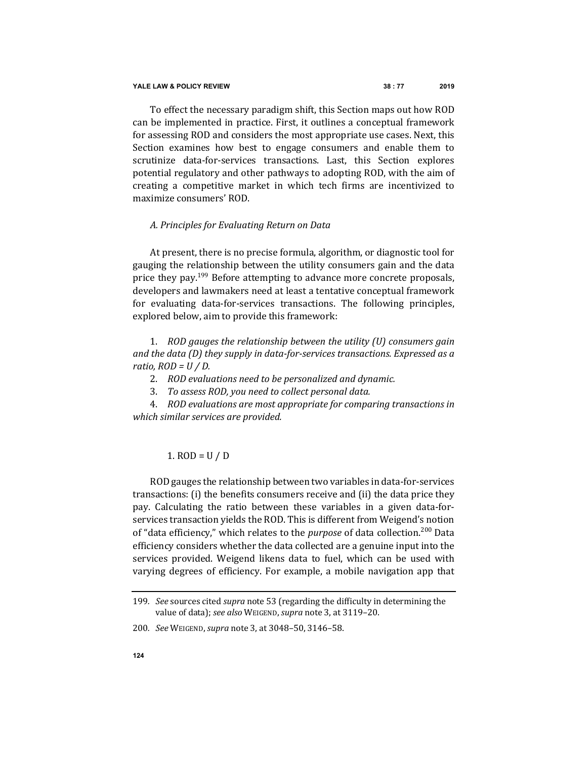To effect the necessary paradigm shift, this Section maps out how ROD can be implemented in practice. First, it outlines a conceptual framework for assessing ROD and considers the most appropriate use cases. Next, this Section examines how best to engage consumers and enable them to scrutinize data-for-services transactions. Last, this Section explores potential regulatory and other pathways to adopting ROD, with the aim of creating a competitive market in which tech firms are incentivized to maximize consumers' ROD.

### *A. Principles for Evaluating Return on Data*

At present, there is no precise formula, algorithm, or diagnostic tool for gauging the relationship between the utility consumers gain and the data price they pay.[199] Before attempting to advance more concrete proposals, developers and lawmakers need at least a tentative conceptual framework for evaluating data-for-services transactions. The following principles, explored below, aim to provide this framework:

1. *ROD gauges the relationship between the utility (U) consumers gain and the data (D) they supply in data-for-services transactions. Expressed as a ratio, ROD = U / D.*
2. *ROD evaluations need to be personalized and dynamic.*
3. *To assess ROD, you need to collect personal data.*
4. *ROD evaluations are most appropriate for comparing transactions in which similar services are provided.*

#### 1. ROD = U / D

ROD gauges the relationship between two variables in data-for-services transactions: (i) the benefits consumers receive and (ii) the data price they pay. Calculating the ratio between these variables in a given data-for-services transaction yields the ROD. This is different from Weigend's notion of "data efficiency," which relates to the *purpose* of data collection.[200] Data efficiency considers whether the data collected are a genuine input into the services provided. Weigend likens data to fuel, which can be used with varying degrees of efficiency. For example, a mobile navigation app that

---

199. *See* sources cited *supra* note 53 (regarding the difficulty in determining the value of data); *see also* WEIGEND, *supra* note 3, at 3119–20.

200. *See* WEIGEND, *supra* note 3, at 3048–50, 3146–58.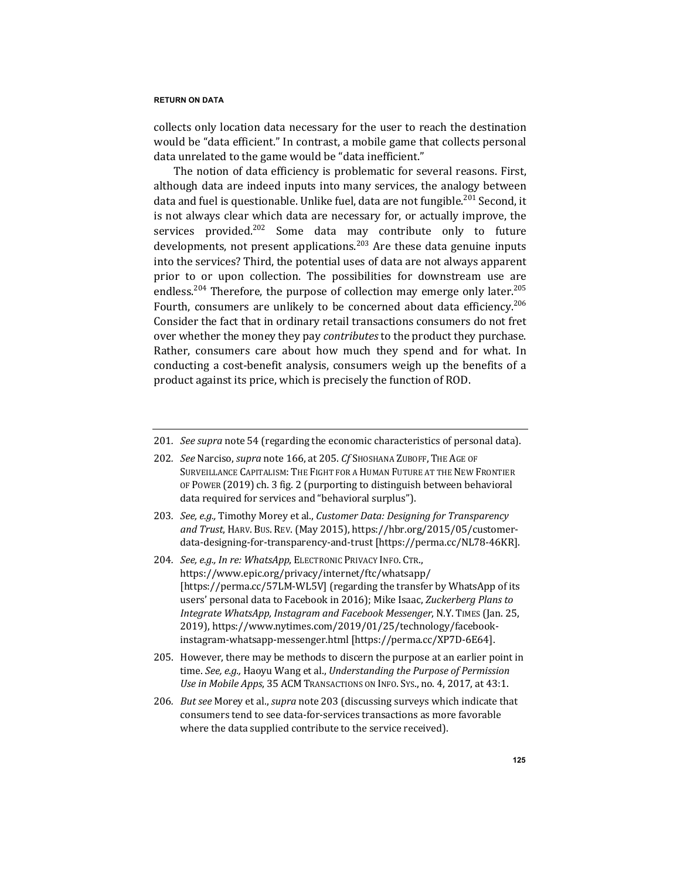collects only location data necessary for the user to reach the destination would be "data efficient." In contrast, a mobile game that collects personal data unrelated to the game would be "data inefficient."

The notion of data efficiency is problematic for several reasons. First, although data are indeed inputs into many services, the analogy between data and fuel is questionable. Unlike fuel, data are not fungible.[201] Second, it is not always clear which data are necessary for, or actually improve, the services provided.[202] Some data may contribute only to future developments, not present applications.[203] Are these data genuine inputs into the services? Third, the potential uses of data are not always apparent prior to or upon collection. The possibilities for downstream use are endless.[204] Therefore, the purpose of collection may emerge only later.[205] Fourth, consumers are unlikely to be concerned about data efficiency.[206] Consider the fact that in ordinary retail transactions consumers do not fret over whether the money they pay *contributes* to the product they purchase. Rather, consumers care about how much they spend and for what. In conducting a cost-benefit analysis, consumers weigh up the benefits of a product against its price, which is precisely the function of ROD.

---

201. *See supra* note 54 (regarding the economic characteristics of personal data).

202. *See* Narciso, *supra* note 166, at 205. *Cf* SHOSHANA ZUBOFF, THE AGE OF SURVEILLANCE CAPITALISM: THE FIGHT FOR A HUMAN FUTURE AT THE NEW FRONTIER OF POWER (2019) ch. 3 fig. 2 (purporting to distinguish between behavioral data required for services and "behavioral surplus").

203. *See, e.g.,* Timothy Morey et al., *Customer Data: Designing for Transparency and Trust*, HARV. BUS. REV. (May 2015), https://hbr.org/2015/05/customer-data-designing-for-transparency-and-trust [https://perma.cc/NL78-46KR].

204. *See, e.g., In re: WhatsApp*, ELECTRONIC PRIVACY INFO. CTR., https://www.epic.org/privacy/internet/ftc/whatsapp/ [https://perma.cc/57LM-WL5V] (regarding the transfer by WhatsApp of its users' personal data to Facebook in 2016); Mike Isaac, *Zuckerberg Plans to Integrate WhatsApp, Instagram and Facebook Messenger*, N.Y. TIMES (Jan. 25, 2019), https://www.nytimes.com/2019/01/25/technology/facebook-instagram-whatsapp-messenger.html [https://perma.cc/XP7D-6E64].

205. However, there may be methods to discern the purpose at an earlier point in time. *See, e.g.,* Haoyu Wang et al., *Understanding the Purpose of Permission Use in Mobile Apps*, 35 ACM TRANSACTIONS ON INFO. SYS., no. 4, 2017, at 43:1.

206. *But see* Morey et al., *supra* note 203 (discussing surveys which indicate that consumers tend to see data-for-services transactions as more favorable where the data supplied contribute to the service received).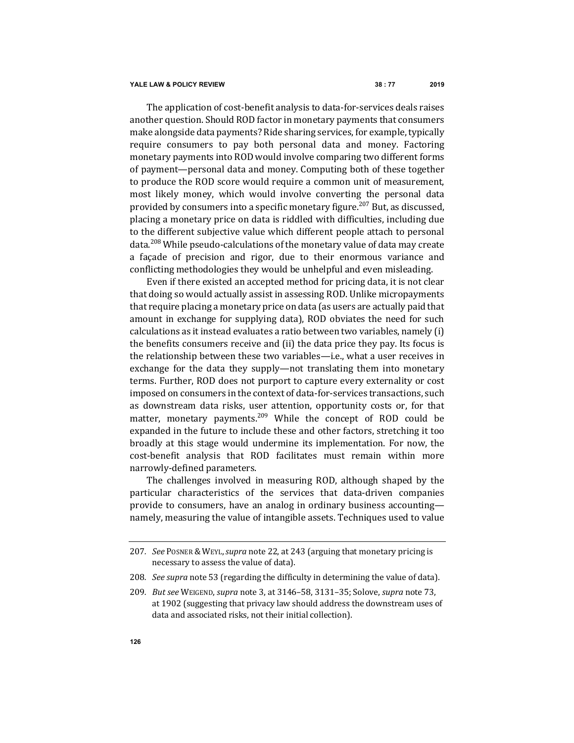The application of cost-benefit analysis to data-for-services deals raises another question. Should ROD factor in monetary payments that consumers make alongside data payments? Ride sharing services, for example, typically require consumers to pay both personal data and money. Factoring monetary payments into ROD would involve comparing two different forms of payment—personal data and money. Computing both of these together to produce the ROD score would require a common unit of measurement, most likely money, which would involve converting the personal data provided by consumers into a specific monetary figure.[207] But, as discussed, placing a monetary price on data is riddled with difficulties, including due to the different subjective value which different people attach to personal data.[208] While pseudo-calculations of the monetary value of data may create a façade of precision and rigor, due to their enormous variance and conflicting methodologies they would be unhelpful and even misleading.

Even if there existed an accepted method for pricing data, it is not clear that doing so would actually assist in assessing ROD. Unlike micropayments that require placing a monetary price on data (as users are actually paid that amount in exchange for supplying data), ROD obviates the need for such calculations as it instead evaluates a ratio between two variables, namely (i) the benefits consumers receive and (ii) the data price they pay. Its focus is the relationship between these two variables—i.e., what a user receives in exchange for the data they supply—not translating them into monetary terms. Further, ROD does not purport to capture every externality or cost imposed on consumers in the context of data-for-services transactions, such as downstream data risks, user attention, opportunity costs or, for that matter, monetary payments.[209] While the concept of ROD could be expanded in the future to include these and other factors, stretching it too broadly at this stage would undermine its implementation. For now, the cost-benefit analysis that ROD facilitates must remain within more narrowly-defined parameters.

The challenges involved in measuring ROD, although shaped by the particular characteristics of the services that data-driven companies provide to consumers, have an analog in ordinary business accounting—namely, measuring the value of intangible assets. Techniques used to value

---

207. *See* POSNER & WEYL, *supra* note 22, at 243 (arguing that monetary pricing is necessary to assess the value of data).

208. *See supra* note 53 (regarding the difficulty in determining the value of data).

209. *But see* WEIGEND, *supra* note 3, at 3146–58, 3131–35; Solove, *supra* note 73, at 1902 (suggesting that privacy law should address the downstream uses of data and associated risks, not their initial collection).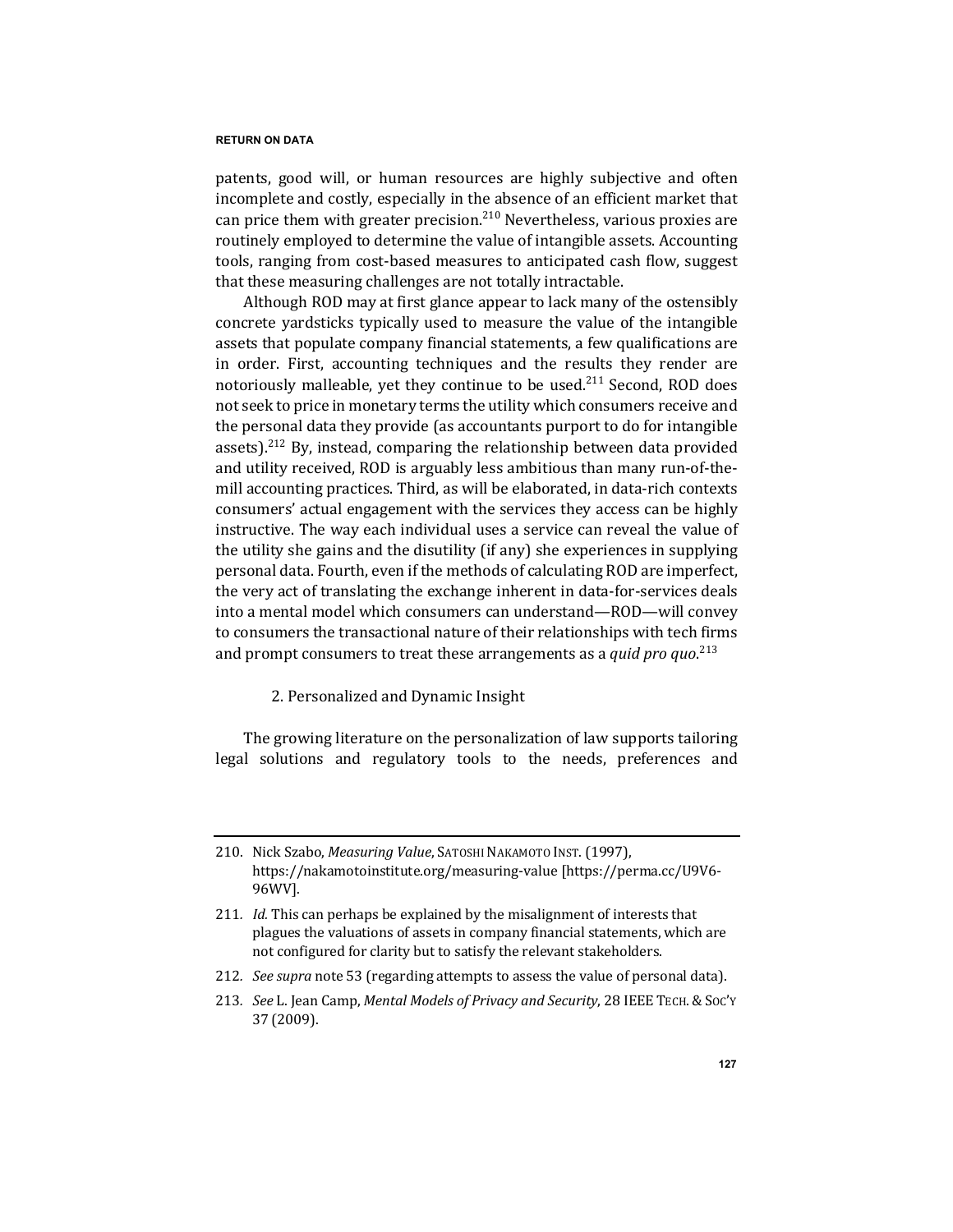patents, good will, or human resources are highly subjective and often incomplete and costly, especially in the absence of an efficient market that can price them with greater precision.[210] Nevertheless, various proxies are routinely employed to determine the value of intangible assets. Accounting tools, ranging from cost-based measures to anticipated cash flow, suggest that these measuring challenges are not totally intractable.

Although ROD may at first glance appear to lack many of the ostensibly concrete yardsticks typically used to measure the value of the intangible assets that populate company financial statements, a few qualifications are in order. First, accounting techniques and the results they render are notoriously malleable, yet they continue to be used.[211] Second, ROD does not seek to price in monetary terms the utility which consumers receive and the personal data they provide (as accountants purport to do for intangible assets).[212] By, instead, comparing the relationship between data provided and utility received, ROD is arguably less ambitious than many run-of-the-mill accounting practices. Third, as will be elaborated, in data-rich contexts consumers' actual engagement with the services they access can be highly instructive. The way each individual uses a service can reveal the value of the utility she gains and the disutility (if any) she experiences in supplying personal data. Fourth, even if the methods of calculating ROD are imperfect, the very act of translating the exchange inherent in data-for-services deals into a mental model which consumers can understand—ROD—will convey to consumers the transactional nature of their relationships with tech firms and prompt consumers to treat these arrangements as a *quid pro quo*.[213]

### 2. Personalized and Dynamic Insight

The growing literature on the personalization of law supports tailoring legal solutions and regulatory tools to the needs, preferences and

---

210. Nick Szabo, *Measuring Value*, SATOSHI NAKAMOTO INST. (1997), https://nakamotoinstitute.org/measuring-value [https://perma.cc/U9V6-96WV].

211. *Id.* This can perhaps be explained by the misalignment of interests that plagues the valuations of assets in company financial statements, which are not configured for clarity but to satisfy the relevant stakeholders.

212. *See supra* note 53 (regarding attempts to assess the value of personal data).

213. *See* L. Jean Camp, *Mental Models of Privacy and Security*, 28 IEEE TECH. & SOC'Y 37 (2009).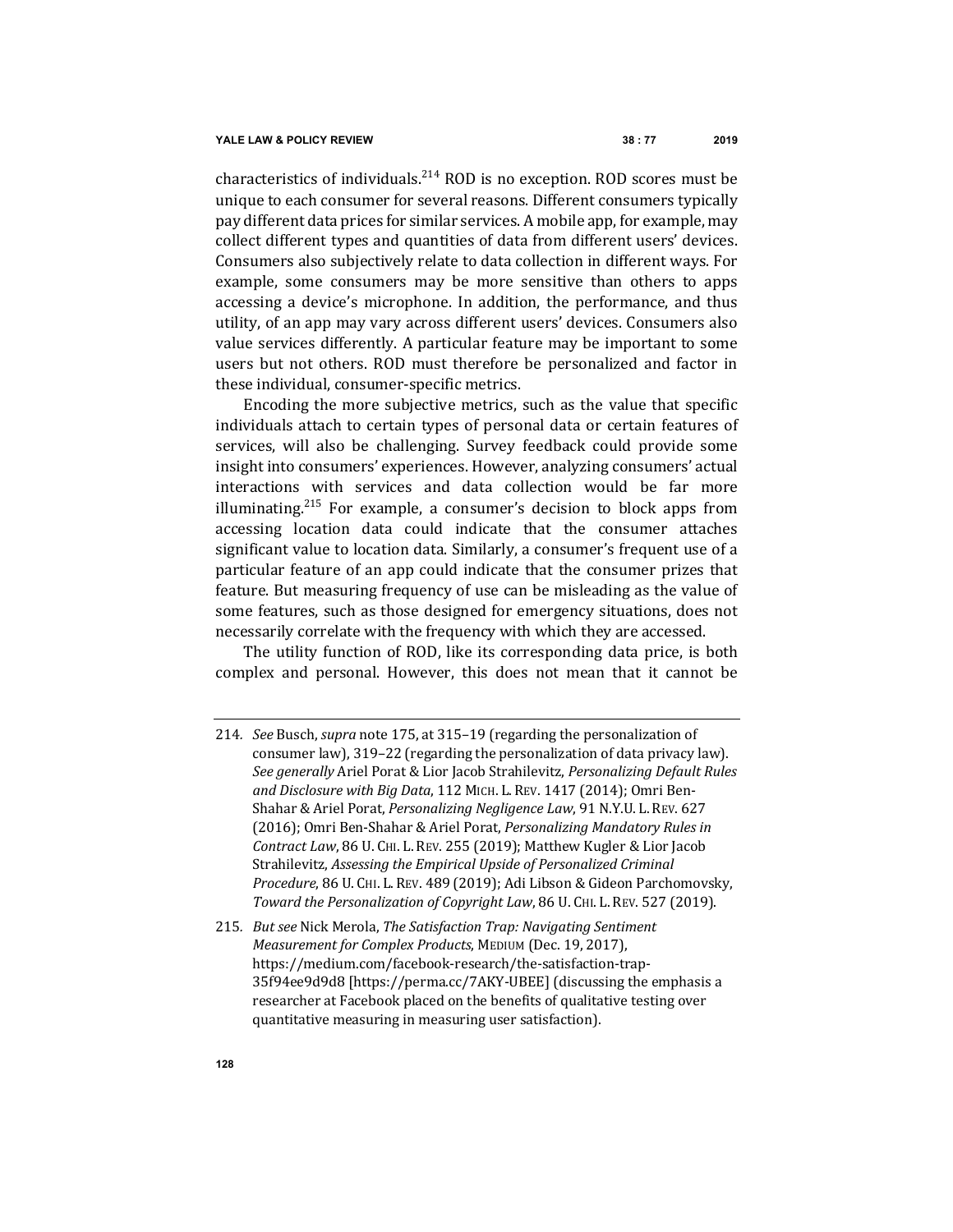characteristics of individuals.[214] ROD is no exception. ROD scores must be unique to each consumer for several reasons. Different consumers typically pay different data prices for similar services. A mobile app, for example, may collect different types and quantities of data from different users' devices. Consumers also subjectively relate to data collection in different ways. For example, some consumers may be more sensitive than others to apps accessing a device's microphone. In addition, the performance, and thus utility, of an app may vary across different users' devices. Consumers also value services differently. A particular feature may be important to some users but not others. ROD must therefore be personalized and factor in these individual, consumer-specific metrics.

Encoding the more subjective metrics, such as the value that specific individuals attach to certain types of personal data or certain features of services, will also be challenging. Survey feedback could provide some insight into consumers' experiences. However, analyzing consumers' actual interactions with services and data collection would be far more illuminating.[215] For example, a consumer's decision to block apps from accessing location data could indicate that the consumer attaches significant value to location data. Similarly, a consumer's frequent use of a particular feature of an app could indicate that the consumer prizes that feature. But measuring frequency of use can be misleading as the value of some features, such as those designed for emergency situations, does not necessarily correlate with the frequency with which they are accessed.

The utility function of ROD, like its corresponding data price, is both complex and personal. However, this does not mean that it cannot be

---

214. *See* Busch, *supra* note 175, at 315–19 (regarding the personalization of consumer law), 319–22 (regarding the personalization of data privacy law). *See generally* Ariel Porat & Lior Jacob Strahilevitz, *Personalizing Default Rules and Disclosure with Big Data*, 112 MICH. L. REV. 1417 (2014); Omri Ben-Shahar & Ariel Porat, *Personalizing Negligence Law*, 91 N.Y.U. L. REV. 627 (2016); Omri Ben-Shahar & Ariel Porat, *Personalizing Mandatory Rules in Contract Law*, 86 U. CHI. L. REV. 255 (2019); Matthew Kugler & Lior Jacob Strahilevitz, *Assessing the Empirical Upside of Personalized Criminal Procedure*, 86 U. CHI. L. REV. 489 (2019); Adi Libson & Gideon Parchomovsky, *Toward the Personalization of Copyright Law*, 86 U. CHI. L. REV. 527 (2019).

215. *But see* Nick Merola, *The Satisfaction Trap: Navigating Sentiment Measurement for Complex Products*, MEDIUM (Dec. 19, 2017), https://medium.com/facebook-research/the-satisfaction-trap-35f94ee9d9d8 [https://perma.cc/7AKY-UBEE] (discussing the emphasis a researcher at Facebook placed on the benefits of qualitative testing over quantitative measuring in measuring user satisfaction).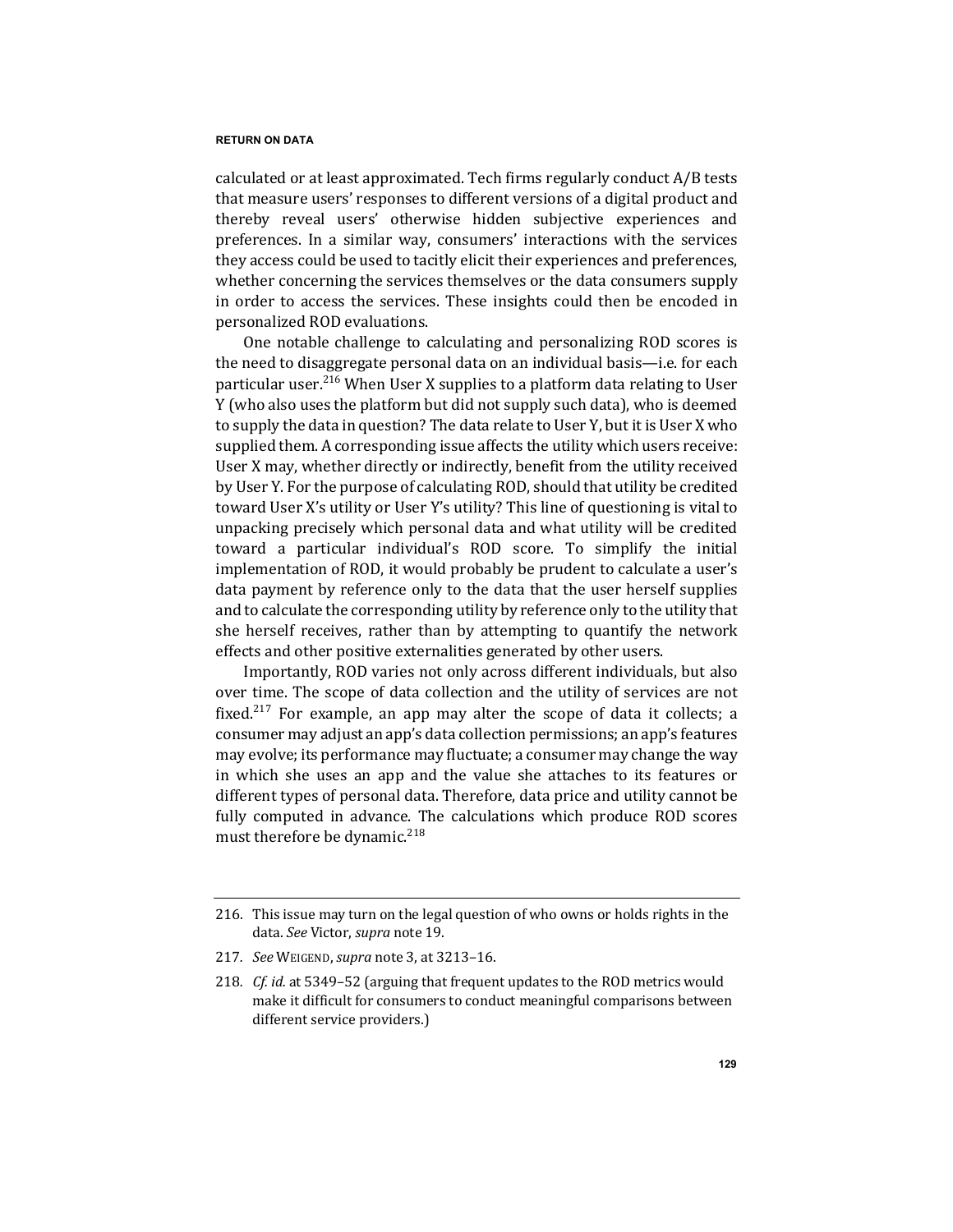calculated or at least approximated. Tech firms regularly conduct A/B tests that measure users' responses to different versions of a digital product and thereby reveal users' otherwise hidden subjective experiences and preferences. In a similar way, consumers' interactions with the services they access could be used to tacitly elicit their experiences and preferences, whether concerning the services themselves or the data consumers supply in order to access the services. These insights could then be encoded in personalized ROD evaluations.

One notable challenge to calculating and personalizing ROD scores is the need to disaggregate personal data on an individual basis—i.e. for each particular user.[216] When User X supplies to a platform data relating to User Y (who also uses the platform but did not supply such data), who is deemed to supply the data in question? The data relate to User Y, but it is User X who supplied them. A corresponding issue affects the utility which users receive: User X may, whether directly or indirectly, benefit from the utility received by User Y. For the purpose of calculating ROD, should that utility be credited toward User X's utility or User Y's utility? This line of questioning is vital to unpacking precisely which personal data and what utility will be credited toward a particular individual's ROD score. To simplify the initial implementation of ROD, it would probably be prudent to calculate a user's data payment by reference only to the data that the user herself supplies and to calculate the corresponding utility by reference only to the utility that she herself receives, rather than by attempting to quantify the network effects and other positive externalities generated by other users.

Importantly, ROD varies not only across different individuals, but also over time. The scope of data collection and the utility of services are not fixed.[217] For example, an app may alter the scope of data it collects; a consumer may adjust an app's data collection permissions; an app's features may evolve; its performance may fluctuate; a consumer may change the way in which she uses an app and the value she attaches to its features or different types of personal data. Therefore, data price and utility cannot be fully computed in advance. The calculations which produce ROD scores must therefore be dynamic.[218]

---

216. This issue may turn on the legal question of who owns or holds rights in the data. *See* Victor, *supra* note 19.

217. *See* WEIGEND, *supra* note 3, at 3213–16.

218. *Cf. id.* at 5349–52 (arguing that frequent updates to the ROD metrics would make it difficult for consumers to conduct meaningful comparisons between different service providers.)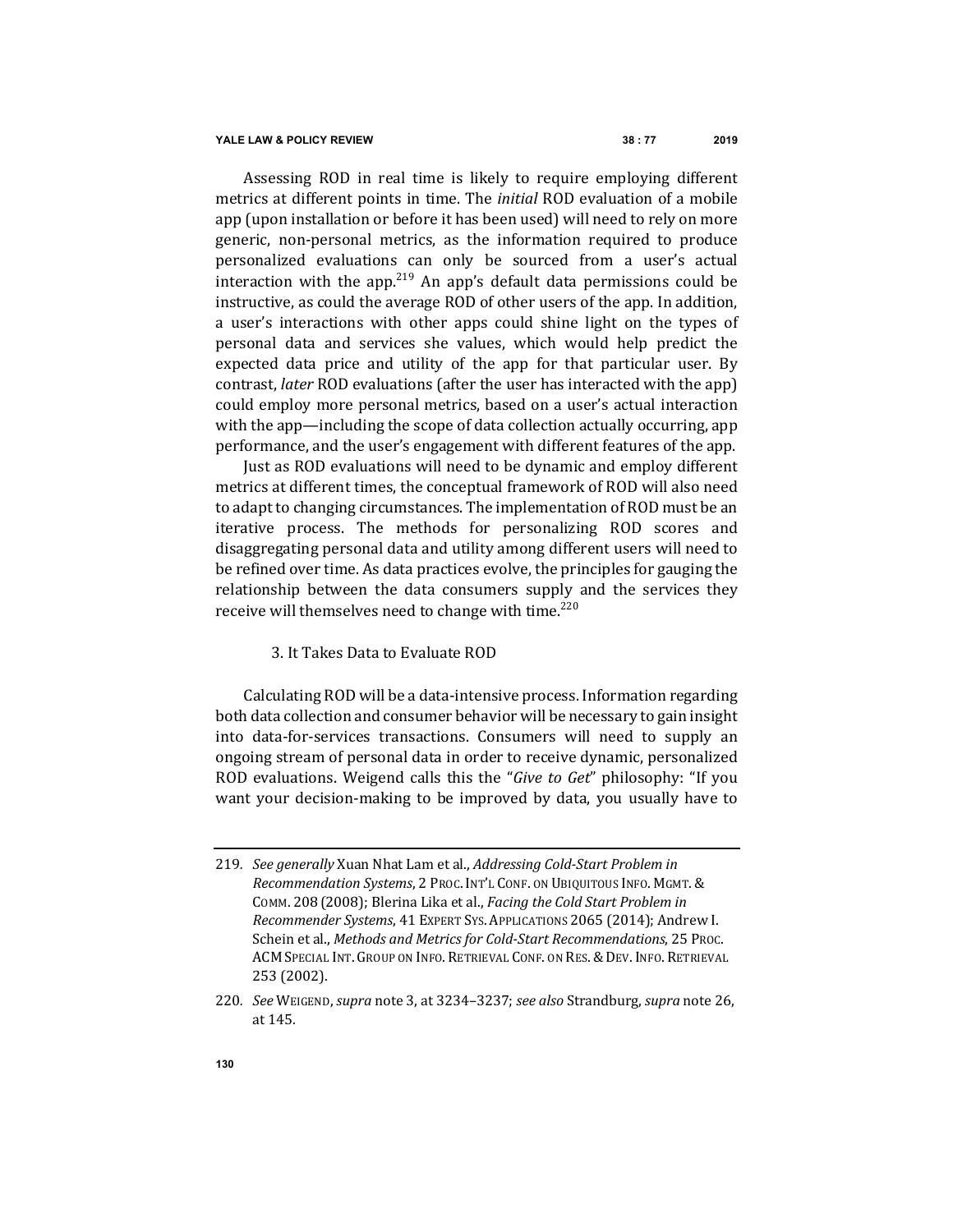Assessing ROD in real time is likely to require employing different metrics at different points in time. The *initial* ROD evaluation of a mobile app (upon installation or before it has been used) will need to rely on more generic, non-personal metrics, as the information required to produce personalized evaluations can only be sourced from a user's actual interaction with the app.[219] An app's default data permissions could be instructive, as could the average ROD of other users of the app. In addition, a user's interactions with other apps could shine light on the types of personal data and services she values, which would help predict the expected data price and utility of the app for that particular user. By contrast, *later* ROD evaluations (after the user has interacted with the app) could employ more personal metrics, based on a user's actual interaction with the app—including the scope of data collection actually occurring, app performance, and the user's engagement with different features of the app.

Just as ROD evaluations will need to be dynamic and employ different metrics at different times, the conceptual framework of ROD will also need to adapt to changing circumstances. The implementation of ROD must be an iterative process. The methods for personalizing ROD scores and disaggregating personal data and utility among different users will need to be refined over time. As data practices evolve, the principles for gauging the relationship between the data consumers supply and the services they receive will themselves need to change with time.[220]

### 3. It Takes Data to Evaluate ROD

Calculating ROD will be a data-intensive process. Information regarding both data collection and consumer behavior will be necessary to gain insight into data-for-services transactions. Consumers will need to supply an ongoing stream of personal data in order to receive dynamic, personalized ROD evaluations. Weigend calls this the "*Give to Get*" philosophy: "If you want your decision-making to be improved by data, you usually have to

---

219. *See generally* Xuan Nhat Lam et al., *Addressing Cold-Start Problem in Recommendation Systems*, 2 PROC. INT'L CONF. ON UBIQUITOUS INFO. MGMT. & COMM. 208 (2008); Blerina Lika et al., *Facing the Cold Start Problem in Recommender Systems*, 41 EXPERT SYS. APPLICATIONS 2065 (2014); Andrew I. Schein et al., *Methods and Metrics for Cold-Start Recommendations*, 25 PROC. ACM SPECIAL INT. GROUP ON INFO. RETRIEVAL CONF. ON RES. & DEV. INFO. RETRIEVAL 253 (2002).

220. *See* WEIGEND, *supra* note 3, at 3234–3237; *see also* Strandburg, *supra* note 26, at 145.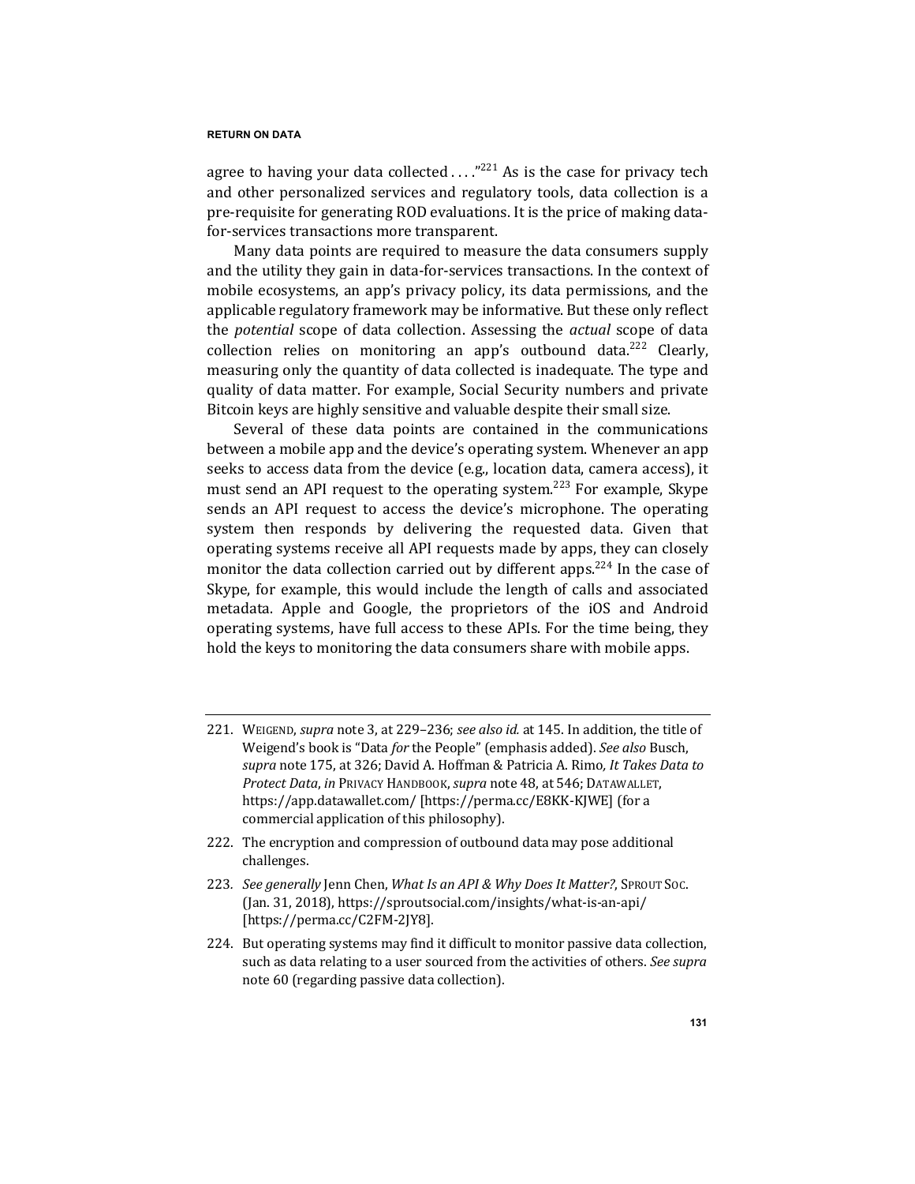agree to having your data collected . . . ."[221] As is the case for privacy tech and other personalized services and regulatory tools, data collection is a pre-requisite for generating ROD evaluations. It is the price of making data-for-services transactions more transparent.

Many data points are required to measure the data consumers supply and the utility they gain in data-for-services transactions. In the context of mobile ecosystems, an app's privacy policy, its data permissions, and the applicable regulatory framework may be informative. But these only reflect the *potential* scope of data collection. Assessing the *actual* scope of data collection relies on monitoring an app's outbound data.[222] Clearly, measuring only the quantity of data collected is inadequate. The type and quality of data matter. For example, Social Security numbers and private Bitcoin keys are highly sensitive and valuable despite their small size.

Several of these data points are contained in the communications between a mobile app and the device's operating system. Whenever an app seeks to access data from the device (e.g., location data, camera access), it must send an API request to the operating system.[223] For example, Skype sends an API request to access the device's microphone. The operating system then responds by delivering the requested data. Given that operating systems receive all API requests made by apps, they can closely monitor the data collection carried out by different apps.[224] In the case of Skype, for example, this would include the length of calls and associated metadata. Apple and Google, the proprietors of the iOS and Android operating systems, have full access to these APIs. For the time being, they hold the keys to monitoring the data consumers share with mobile apps.

---

221. WEIGEND, *supra* note 3, at 229–236; *see also id.* at 145. In addition, the title of Weigend's book is "Data *for* the People" (emphasis added). *See also* Busch, *supra* note 175, at 326; David A. Hoffman & Patricia A. Rimo, *It Takes Data to Protect Data*, *in* PRIVACY HANDBOOK, *supra* note 48, at 546; DATAWALLET, https://app.datawallet.com/ [https://perma.cc/E8KK-KJWE] (for a commercial application of this philosophy).

222. The encryption and compression of outbound data may pose additional challenges.

223. *See generally* Jenn Chen, *What Is an API & Why Does It Matter?*, SPROUT SOC. (Jan. 31, 2018), https://sproutsocial.com/insights/what-is-an-api/ [https://perma.cc/C2FM-2JY8].

224. But operating systems may find it difficult to monitor passive data collection, such as data relating to a user sourced from the activities of others. *See supra* note 60 (regarding passive data collection).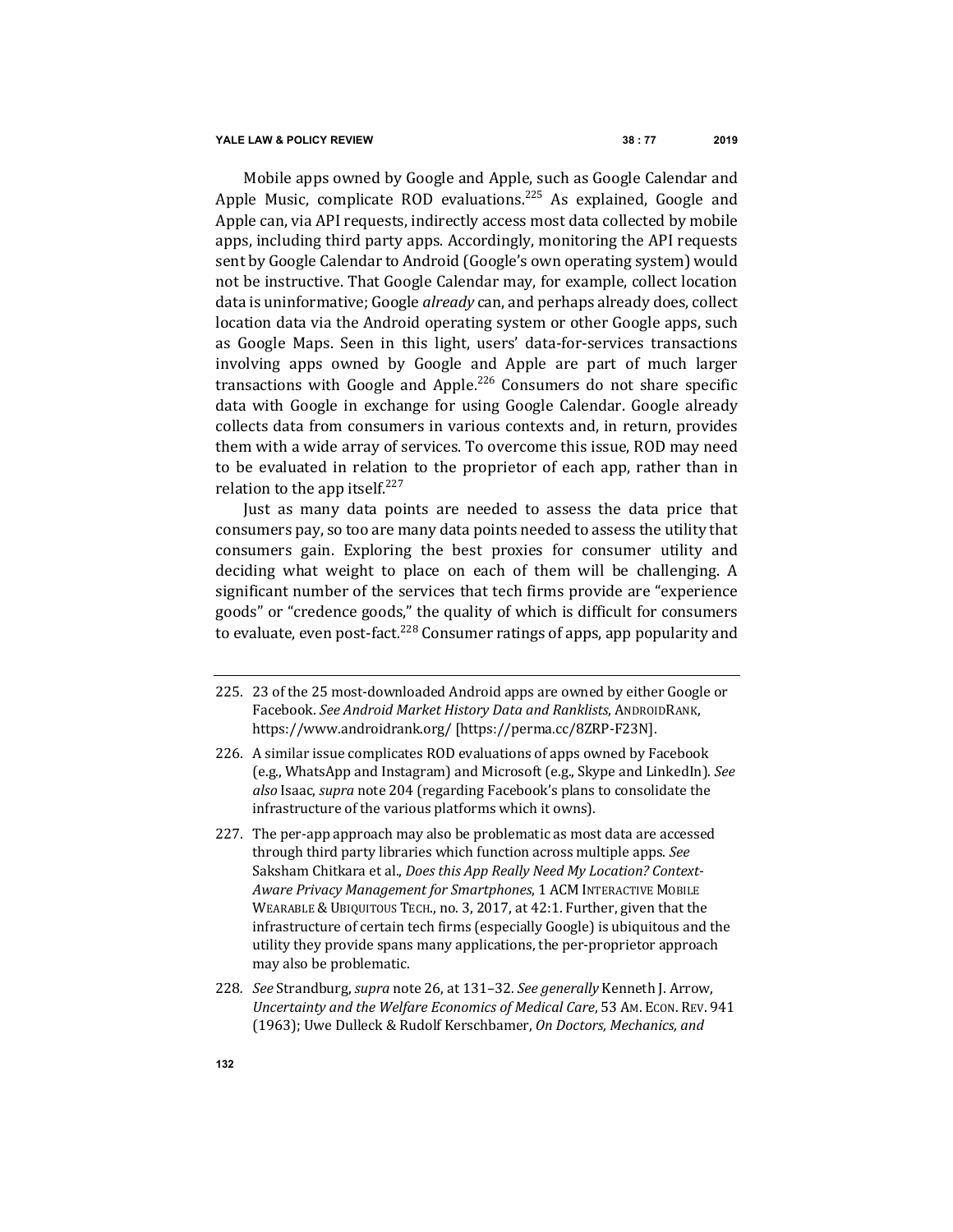Mobile apps owned by Google and Apple, such as Google Calendar and Apple Music, complicate ROD evaluations.[225] As explained, Google and Apple can, via API requests, indirectly access most data collected by mobile apps, including third party apps. Accordingly, monitoring the API requests sent by Google Calendar to Android (Google's own operating system) would not be instructive. That Google Calendar may, for example, collect location data is uninformative; Google *already* can, and perhaps already does, collect location data via the Android operating system or other Google apps, such as Google Maps. Seen in this light, users' data-for-services transactions involving apps owned by Google and Apple are part of much larger transactions with Google and Apple.[226] Consumers do not share specific data with Google in exchange for using Google Calendar. Google already collects data from consumers in various contexts and, in return, provides them with a wide array of services. To overcome this issue, ROD may need to be evaluated in relation to the proprietor of each app, rather than in relation to the app itself.[227]

Just as many data points are needed to assess the data price that consumers pay, so too are many data points needed to assess the utility that consumers gain. Exploring the best proxies for consumer utility and deciding what weight to place on each of them will be challenging. A significant number of the services that tech firms provide are "experience goods" or "credence goods," the quality of which is difficult for consumers to evaluate, even post-fact.[228] Consumer ratings of apps, app popularity and

---

225. 23 of the 25 most-downloaded Android apps are owned by either Google or Facebook. *See Android Market History Data and Ranklists*, ANDROIDRANK, https://www.androidrank.org/ [https://perma.cc/8ZRP-F23N].

226. A similar issue complicates ROD evaluations of apps owned by Facebook (e.g., WhatsApp and Instagram) and Microsoft (e.g., Skype and LinkedIn). *See also* Isaac, *supra* note 204 (regarding Facebook's plans to consolidate the infrastructure of the various platforms which it owns).

227. The per-app approach may also be problematic as most data are accessed through third party libraries which function across multiple apps. *See* Saksham Chitkara et al., *Does this App Really Need My Location? Context-Aware Privacy Management for Smartphones*, 1 ACM INTERACTIVE MOBILE WEARABLE & UBIQUITOUS TECH., no. 3, 2017, at 42:1. Further, given that the infrastructure of certain tech firms (especially Google) is ubiquitous and the utility they provide spans many applications, the per-proprietor approach may also be problematic.

228. *See* Strandburg, *supra* note 26, at 131–32. *See generally* Kenneth J. Arrow, *Uncertainty and the Welfare Economics of Medical Care*, 53 AM. ECON. REV. 941 (1963); Uwe Dulleck & Rudolf Kerschbamer, *On Doctors, Mechanics, and*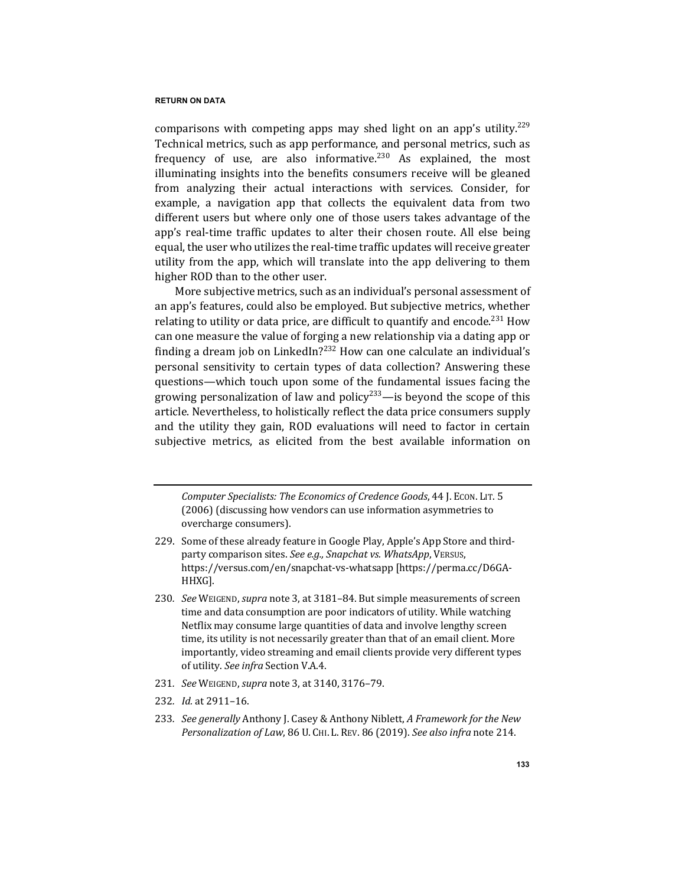comparisons with competing apps may shed light on an app's utility.[229] Technical metrics, such as app performance, and personal metrics, such as frequency of use, are also informative.[230] As explained, the most illuminating insights into the benefits consumers receive will be gleaned from analyzing their actual interactions with services. Consider, for example, a navigation app that collects the equivalent data from two different users but where only one of those users takes advantage of the app's real-time traffic updates to alter their chosen route. All else being equal, the user who utilizes the real-time traffic updates will receive greater utility from the app, which will translate into the app delivering to them higher ROD than to the other user.

More subjective metrics, such as an individual's personal assessment of an app's features, could also be employed. But subjective metrics, whether relating to utility or data price, are difficult to quantify and encode.[231] How can one measure the value of forging a new relationship via a dating app or finding a dream job on LinkedIn?[232] How can one calculate an individual's personal sensitivity to certain types of data collection? Answering these questions—which touch upon some of the fundamental issues facing the growing personalization of law and policy[233]—is beyond the scope of this article. Nevertheless, to holistically reflect the data price consumers supply and the utility they gain, ROD evaluations will need to factor in certain subjective metrics, as elicited from the best available information on

---

*Computer Specialists: The Economics of Credence Goods*, 44 J. ECON. LIT. 5 (2006) (discussing how vendors can use information asymmetries to overcharge consumers).

229. Some of these already feature in Google Play, Apple's App Store and third-party comparison sites. *See e.g., Snapchat vs. WhatsApp*, VERSUS, https://versus.com/en/snapchat-vs-whatsapp [https://perma.cc/D6GA-HHXG].

230. *See* WEIGEND, *supra* note 3, at 3181–84. But simple measurements of screen time and data consumption are poor indicators of utility. While watching Netflix may consume large quantities of data and involve lengthy screen time, its utility is not necessarily greater than that of an email client. More importantly, video streaming and email clients provide very different types of utility. *See infra* Section V.A.4.

231. *See* WEIGEND, *supra* note 3, at 3140, 3176–79.

232. *Id.* at 2911–16.

233. *See generally* Anthony J. Casey & Anthony Niblett, *A Framework for the New Personalization of Law*, 86 U. CHI. L. REV. 86 (2019). *See also infra* note 214.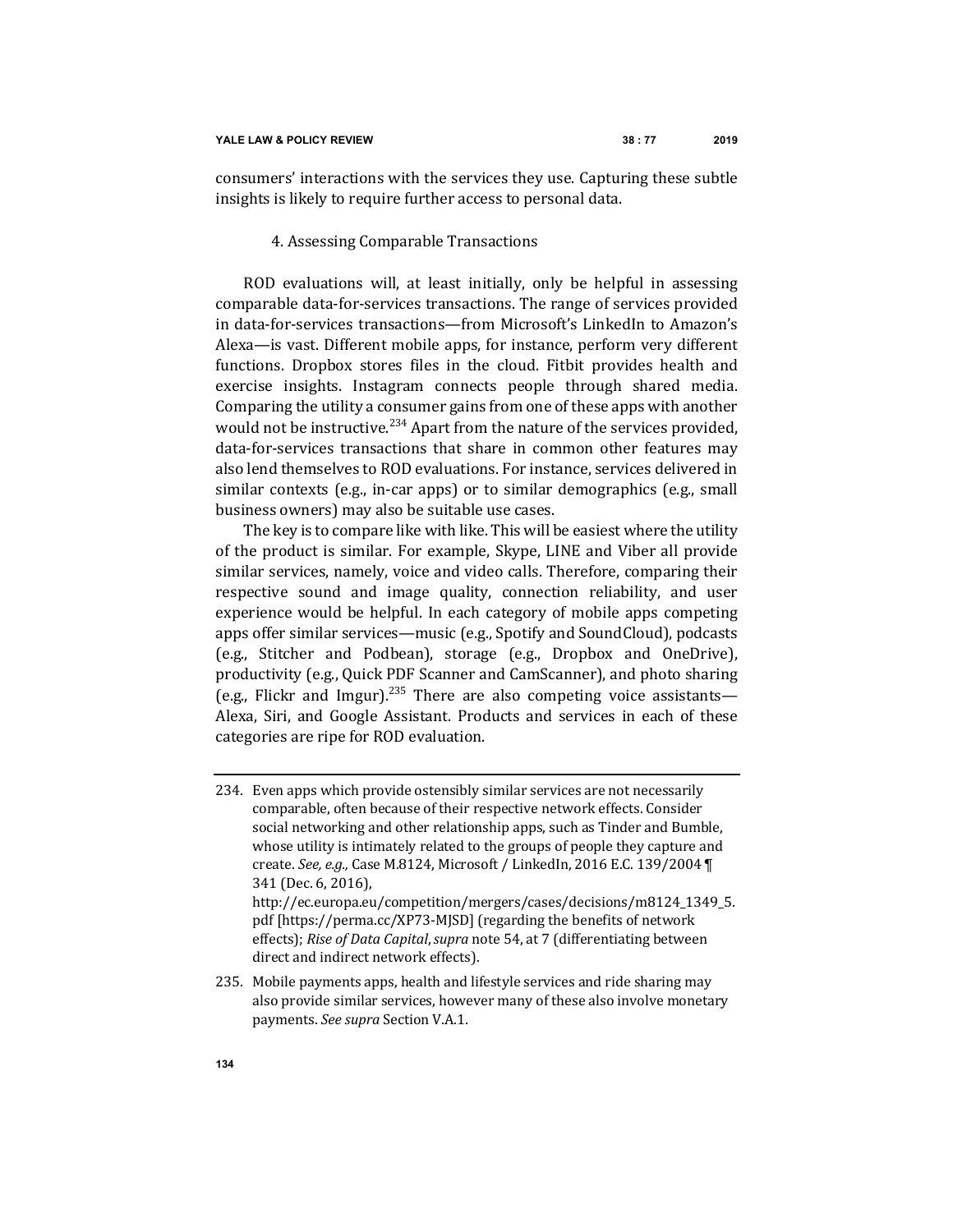consumers' interactions with the services they use. Capturing these subtle insights is likely to require further access to personal data.

#### 4. Assessing Comparable Transactions

ROD evaluations will, at least initially, only be helpful in assessing comparable data-for-services transactions. The range of services provided in data-for-services transactions—from Microsoft's LinkedIn to Amazon's Alexa—is vast. Different mobile apps, for instance, perform very different functions. Dropbox stores files in the cloud. Fitbit provides health and exercise insights. Instagram connects people through shared media. Comparing the utility a consumer gains from one of these apps with another would not be instructive.[234] Apart from the nature of the services provided, data-for-services transactions that share in common other features may also lend themselves to ROD evaluations. For instance, services delivered in similar contexts (e.g., in-car apps) or to similar demographics (e.g., small business owners) may also be suitable use cases.

The key is to compare like with like. This will be easiest where the utility of the product is similar. For example, Skype, LINE and Viber all provide similar services, namely, voice and video calls. Therefore, comparing their respective sound and image quality, connection reliability, and user experience would be helpful. In each category of mobile apps competing apps offer similar services—music (e.g., Spotify and SoundCloud), podcasts (e.g., Stitcher and Podbean), storage (e.g., Dropbox and OneDrive), productivity (e.g., Quick PDF Scanner and CamScanner), and photo sharing (e.g., Flickr and Imgur).[235] There are also competing voice assistants—Alexa, Siri, and Google Assistant. Products and services in each of these categories are ripe for ROD evaluation.

---

234. Even apps which provide ostensibly similar services are not necessarily comparable, often because of their respective network effects. Consider social networking and other relationship apps, such as Tinder and Bumble, whose utility is intimately related to the groups of people they capture and create. *See, e.g.,* Case M.8124, Microsoft / LinkedIn, 2016 E.C. 139/2004 ¶ 341 (Dec. 6, 2016), http://ec.europa.eu/competition/mergers/cases/decisions/m8124_1349_5.pdf [https://perma.cc/XP73-MJSD] (regarding the benefits of network effects); *Rise of Data Capital*, *supra* note 54, at 7 (differentiating between direct and indirect network effects).

235. Mobile payments apps, health and lifestyle services and ride sharing may also provide similar services, however many of these also involve monetary payments. *See supra* Section V.A.1.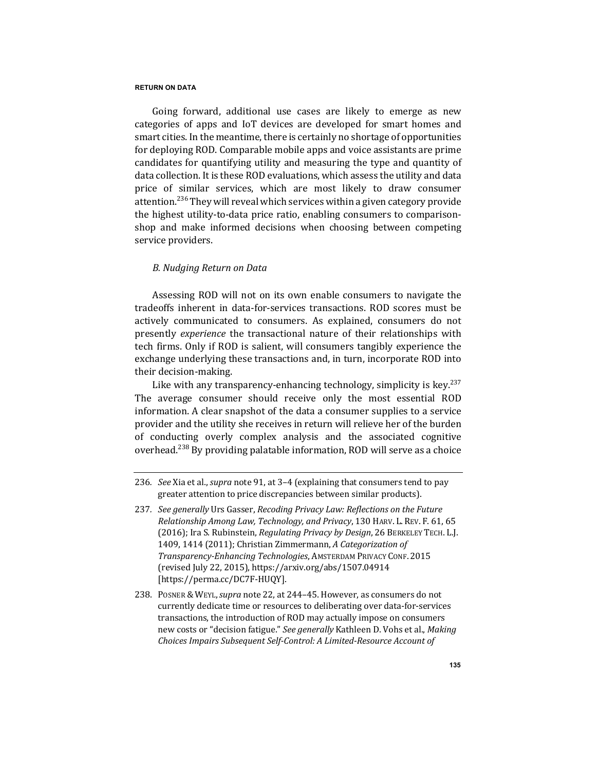Going forward, additional use cases are likely to emerge as new categories of apps and IoT devices are developed for smart homes and smart cities. In the meantime, there is certainly no shortage of opportunities for deploying ROD. Comparable mobile apps and voice assistants are prime candidates for quantifying utility and measuring the type and quantity of data collection. It is these ROD evaluations, which assess the utility and data price of similar services, which are most likely to draw consumer attention.[236] They will reveal which services within a given category provide the highest utility-to-data price ratio, enabling consumers to comparison-shop and make informed decisions when choosing between competing service providers.

### *B. Nudging Return on Data*

Assessing ROD will not on its own enable consumers to navigate the tradeoffs inherent in data-for-services transactions. ROD scores must be actively communicated to consumers. As explained, consumers do not presently *experience* the transactional nature of their relationships with tech firms. Only if ROD is salient, will consumers tangibly experience the exchange underlying these transactions and, in turn, incorporate ROD into their decision-making.

Like with any transparency-enhancing technology, simplicity is key.[237] The average consumer should receive only the most essential ROD information. A clear snapshot of the data a consumer supplies to a service provider and the utility she receives in return will relieve her of the burden of conducting overly complex analysis and the associated cognitive overhead.[238] By providing palatable information, ROD will serve as a choice

---

236. *See* Xia et al., *supra* note 91, at 3–4 (explaining that consumers tend to pay greater attention to price discrepancies between similar products).

237. *See generally* Urs Gasser, *Recoding Privacy Law: Reflections on the Future Relationship Among Law, Technology, and Privacy*, 130 HARV. L. REV. F. 61, 65 (2016); Ira S. Rubinstein, *Regulating Privacy by Design*, 26 BERKELEY TECH. L.J. 1409, 1414 (2011); Christian Zimmermann, *A Categorization of Transparency-Enhancing Technologies*, AMSTERDAM PRIVACY CONF. 2015 (revised July 22, 2015), https://arxiv.org/abs/1507.04914 [https://perma.cc/DC7F-HUQY].

238. POSNER & WEYL, *supra* note 22, at 244–45. However, as consumers do not currently dedicate time or resources to deliberating over data-for-services transactions, the introduction of ROD may actually impose on consumers new costs or "decision fatigue." *See generally* Kathleen D. Vohs et al., *Making Choices Impairs Subsequent Self-Control: A Limited-Resource Account of*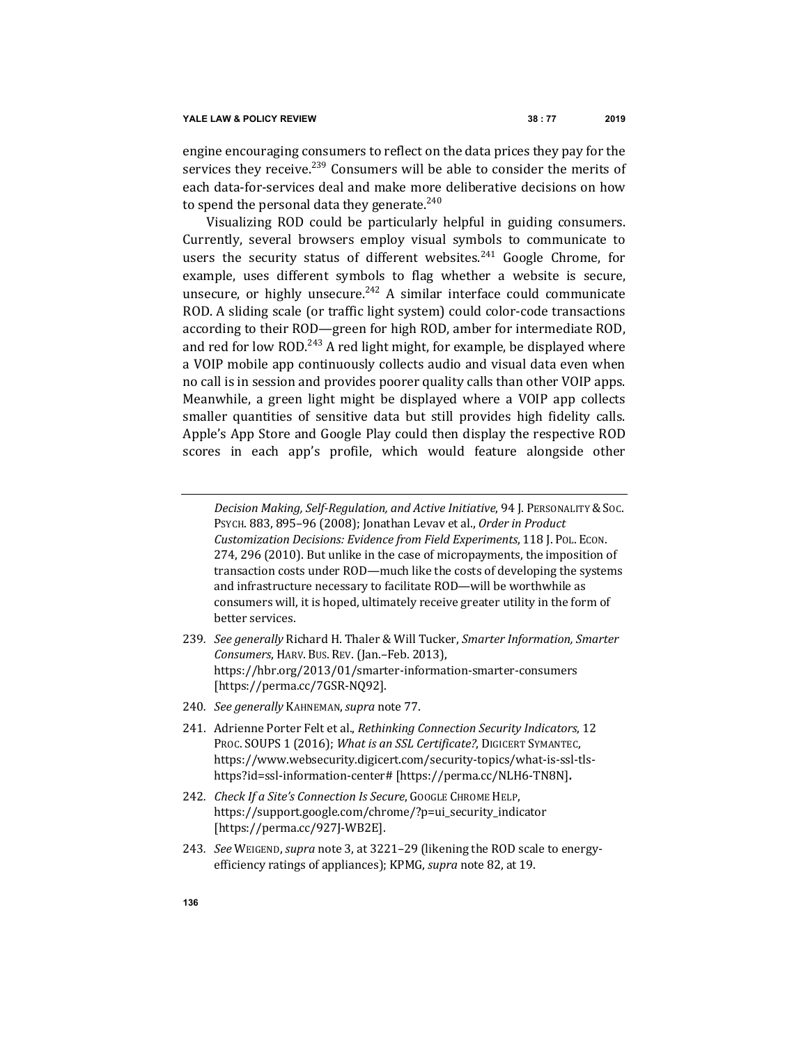engine encouraging consumers to reflect on the data prices they pay for the services they receive.[239] Consumers will be able to consider the merits of each data-for-services deal and make more deliberative decisions on how to spend the personal data they generate.[240]

Visualizing ROD could be particularly helpful in guiding consumers. Currently, several browsers employ visual symbols to communicate to users the security status of different websites.[241] Google Chrome, for example, uses different symbols to flag whether a website is secure, unsecure, or highly unsecure.[242] A similar interface could communicate ROD. A sliding scale (or traffic light system) could color-code transactions according to their ROD—green for high ROD, amber for intermediate ROD, and red for low ROD.[243] A red light might, for example, be displayed where a VOIP mobile app continuously collects audio and visual data even when no call is in session and provides poorer quality calls than other VOIP apps. Meanwhile, a green light might be displayed where a VOIP app collects smaller quantities of sensitive data but still provides high fidelity calls. Apple's App Store and Google Play could then display the respective ROD scores in each app's profile, which would feature alongside other

---

*Decision Making, Self-Regulation, and Active Initiative*, 94 J. PERSONALITY & SOC. PSYCH. 883, 895–96 (2008); Jonathan Levav et al., *Order in Product Customization Decisions: Evidence from Field Experiments*, 118 J. POL. ECON. 274, 296 (2010). But unlike in the case of micropayments, the imposition of transaction costs under ROD—much like the costs of developing the systems and infrastructure necessary to facilitate ROD—will be worthwhile as consumers will, it is hoped, ultimately receive greater utility in the form of better services.

239. *See generally* Richard H. Thaler & Will Tucker, *Smarter Information, Smarter Consumers*, HARV. BUS. REV. (Jan.–Feb. 2013), https://hbr.org/2013/01/smarter-information-smarter-consumers [https://perma.cc/7GSR-NQ92].

240. *See generally* KAHNEMAN, *supra* note 77.

241. Adrienne Porter Felt et al., *Rethinking Connection Security Indicators*, 12 PROC. SOUPS 1 (2016); *What is an SSL Certificate?*, DIGICERT SYMANTEC, https://www.websecurity.digicert.com/security-topics/what-is-ssl-tls-https?id=ssl-information-center# [https://perma.cc/NLH6-TN8N].

242. *Check If a Site's Connection Is Secure*, GOOGLE CHROME HELP, https://support.google.com/chrome/?p=ui_security_indicator [https://perma.cc/927J-WB2E].

243. *See* WEIGEND, *supra* note 3, at 3221–29 (likening the ROD scale to energy-efficiency ratings of appliances); KPMG, *supra* note 82, at 19.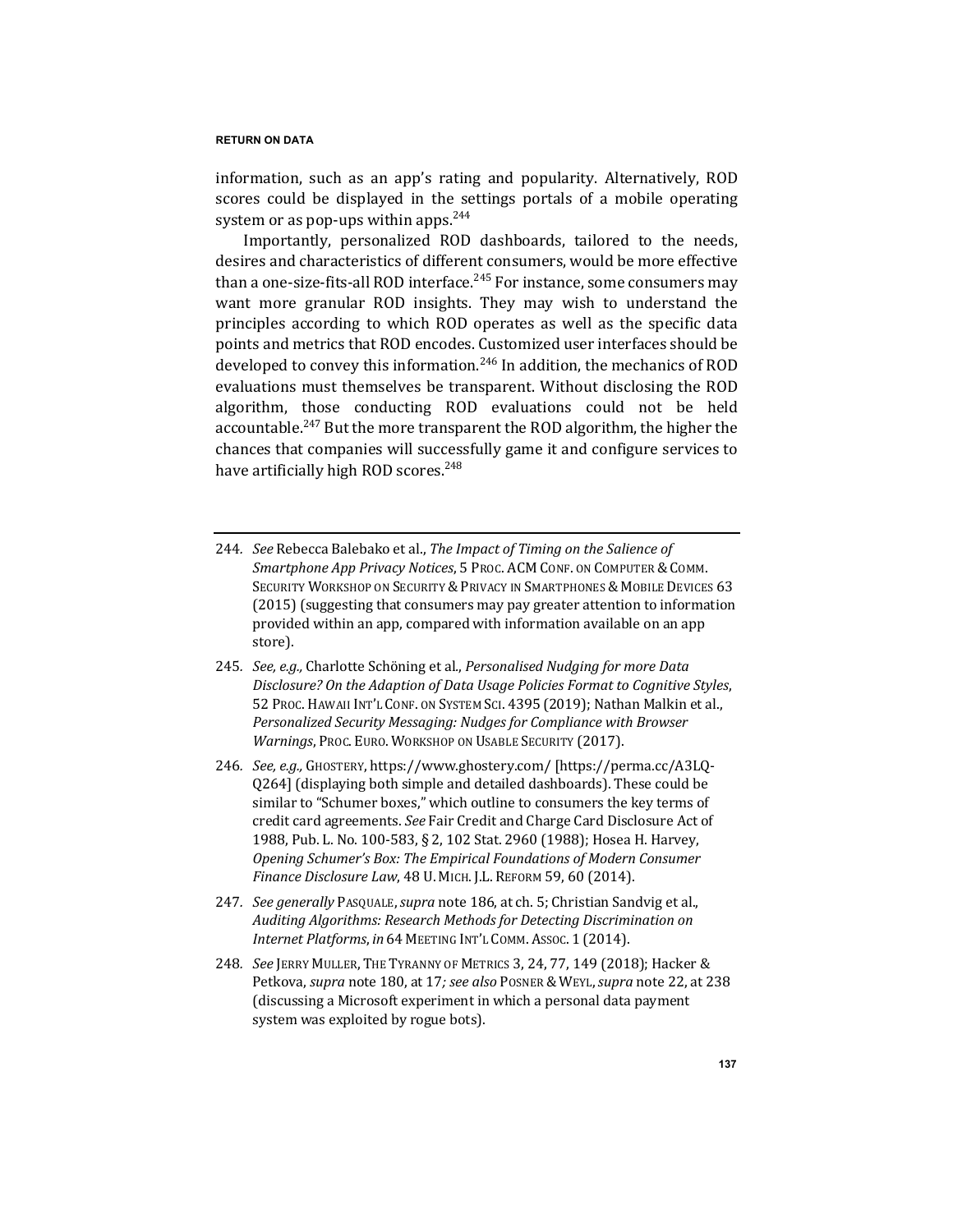information, such as an app's rating and popularity. Alternatively, ROD scores could be displayed in the settings portals of a mobile operating system or as pop-ups within apps.[244]

Importantly, personalized ROD dashboards, tailored to the needs, desires and characteristics of different consumers, would be more effective than a one-size-fits-all ROD interface.[245] For instance, some consumers may want more granular ROD insights. They may wish to understand the principles according to which ROD operates as well as the specific data points and metrics that ROD encodes. Customized user interfaces should be developed to convey this information.[246] In addition, the mechanics of ROD evaluations must themselves be transparent. Without disclosing the ROD algorithm, those conducting ROD evaluations could not be held accountable.[247] But the more transparent the ROD algorithm, the higher the chances that companies will successfully game it and configure services to have artificially high ROD scores.[248]

---

244. *See* Rebecca Balebako et al., *The Impact of Timing on the Salience of Smartphone App Privacy Notices*, 5 PROC. ACM CONF. ON COMPUTER & COMM. SECURITY WORKSHOP ON SECURITY & PRIVACY IN SMARTPHONES & MOBILE DEVICES 63 (2015) (suggesting that consumers may pay greater attention to information provided within an app, compared with information available on an app store).

245. *See, e.g.,* Charlotte Schöning et al., *Personalised Nudging for more Data Disclosure? On the Adaption of Data Usage Policies Format to Cognitive Styles*, 52 PROC. HAWAII INT'L CONF. ON SYSTEM SCI. 4395 (2019); Nathan Malkin et al., *Personalized Security Messaging: Nudges for Compliance with Browser Warnings*, PROC. EURO. WORKSHOP ON USABLE SECURITY (2017).

246. *See, e.g.,* GHOSTERY, https://www.ghostery.com/ [https://perma.cc/A3LQ-Q264] (displaying both simple and detailed dashboards). These could be similar to "Schumer boxes," which outline to consumers the key terms of credit card agreements. *See* Fair Credit and Charge Card Disclosure Act of 1988, Pub. L. No. 100-583, § 2, 102 Stat. 2960 (1988); Hosea H. Harvey, *Opening Schumer's Box: The Empirical Foundations of Modern Consumer Finance Disclosure Law*, 48 U. MICH. J.L. REFORM 59, 60 (2014).

247. *See generally* PASQUALE, *supra* note 186, at ch. 5; Christian Sandvig et al., *Auditing Algorithms: Research Methods for Detecting Discrimination on Internet Platforms*, *in* 64 MEETING INT'L COMM. ASSOC. 1 (2014).

248. *See* JERRY MULLER, THE TYRANNY OF METRICS 3, 24, 77, 149 (2018); Hacker & Petkova, *supra* note 180, at 17*; see also* POSNER & WEYL, *supra* note 22, at 238 (discussing a Microsoft experiment in which a personal data payment system was exploited by rogue bots).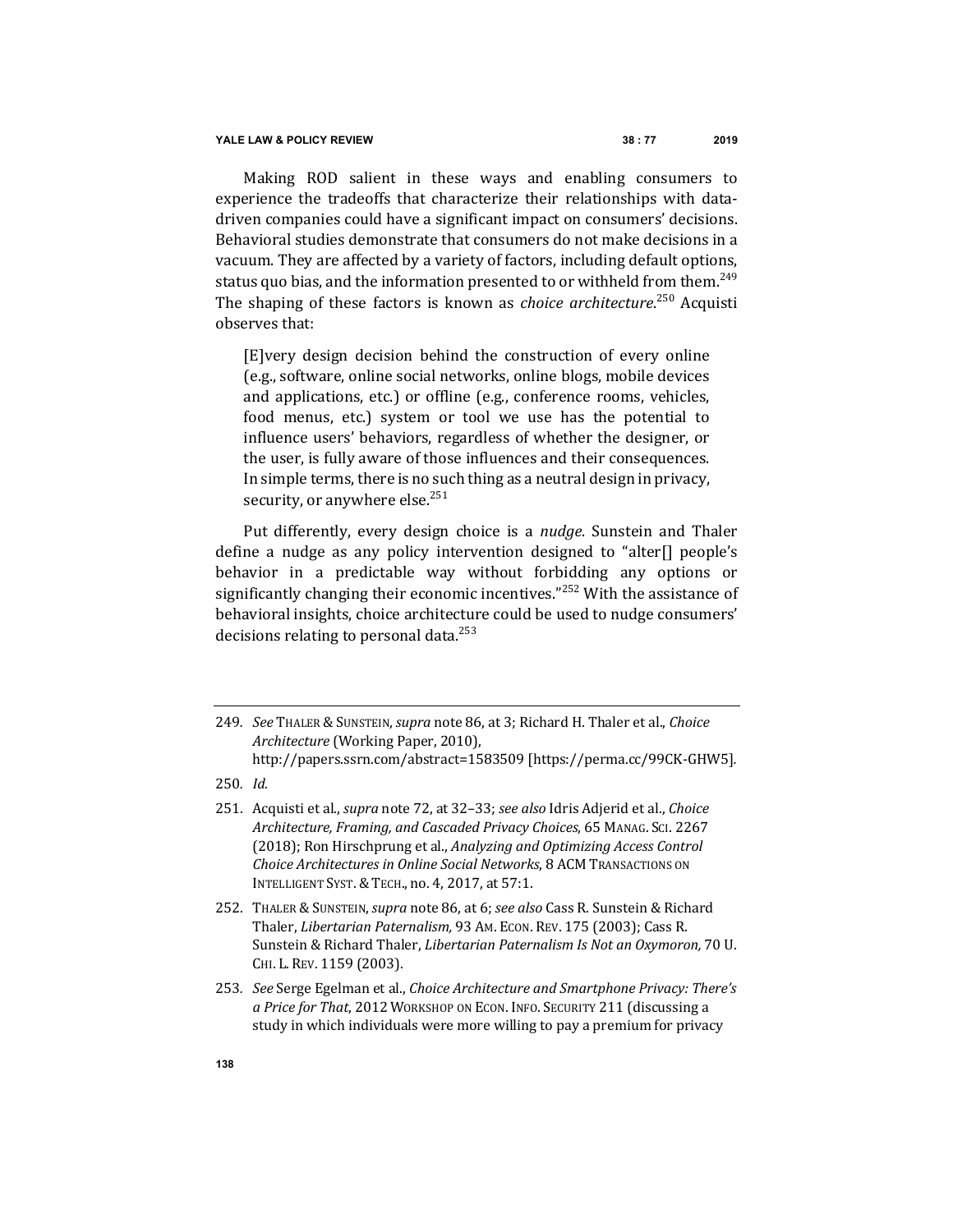Making ROD salient in these ways and enabling consumers to experience the tradeoffs that characterize their relationships with data-driven companies could have a significant impact on consumers' decisions. Behavioral studies demonstrate that consumers do not make decisions in a vacuum. They are affected by a variety of factors, including default options, status quo bias, and the information presented to or withheld from them.[249] The shaping of these factors is known as *choice architecture*.[250] Acquisti observes that:

> [E]very design decision behind the construction of every online (e.g., software, online social networks, online blogs, mobile devices and applications, etc.) or offline (e.g., conference rooms, vehicles, food menus, etc.) system or tool we use has the potential to influence users' behaviors, regardless of whether the designer, or the user, is fully aware of those influences and their consequences. In simple terms, there is no such thing as a neutral design in privacy, security, or anywhere else.[251]

Put differently, every design choice is a *nudge*. Sunstein and Thaler define a nudge as any policy intervention designed to "alter[] people's behavior in a predictable way without forbidding any options or significantly changing their economic incentives."[252] With the assistance of behavioral insights, choice architecture could be used to nudge consumers' decisions relating to personal data.[253]

---

249. *See* THALER & SUNSTEIN, *supra* note 86, at 3; Richard H. Thaler et al., *Choice Architecture* (Working Paper, 2010), http://papers.ssrn.com/abstract=1583509 [https://perma.cc/99CK-GHW5].

250. *Id.*

251. Acquisti et al., *supra* note 72, at 32–33; *see also* Idris Adjerid et al., *Choice Architecture, Framing, and Cascaded Privacy Choices*, 65 MANAG. SCI. 2267 (2018); Ron Hirschprung et al., *Analyzing and Optimizing Access Control Choice Architectures in Online Social Networks*, 8 ACM TRANSACTIONS ON INTELLIGENT SYST. & TECH., no. 4, 2017, at 57:1.

252. THALER & SUNSTEIN, *supra* note 86, at 6; *see also* Cass R. Sunstein & Richard Thaler, *Libertarian Paternalism,* 93 AM. ECON. REV. 175 (2003); Cass R. Sunstein & Richard Thaler, *Libertarian Paternalism Is Not an Oxymoron,* 70 U. CHI. L. REV. 1159 (2003).

253. *See* Serge Egelman et al., *Choice Architecture and Smartphone Privacy: There's a Price for That*, 2012 WORKSHOP ON ECON. INFO. SECURITY 211 (discussing a study in which individuals were more willing to pay a premium for privacy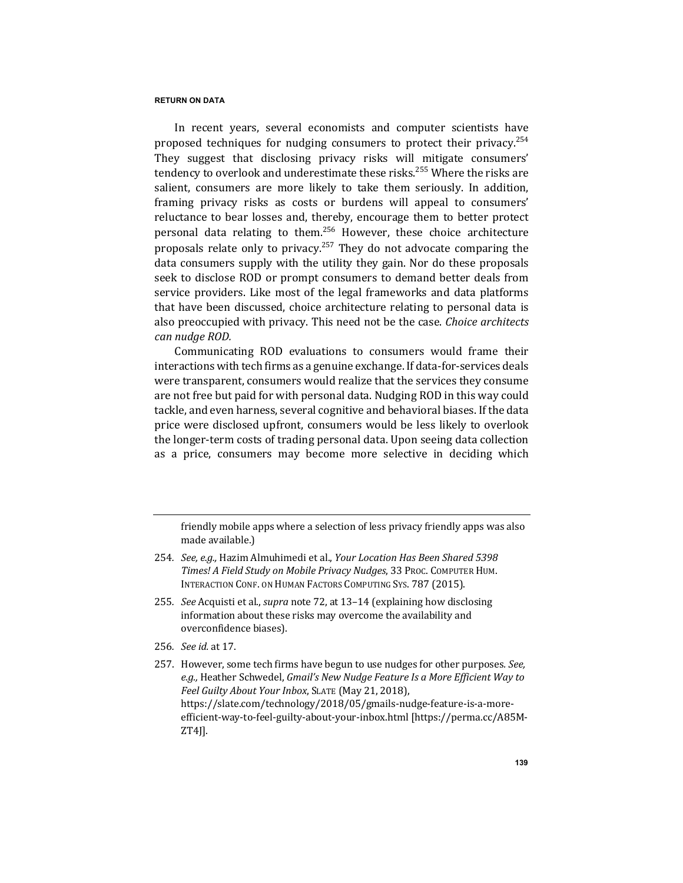In recent years, several economists and computer scientists have proposed techniques for nudging consumers to protect their privacy.[254] They suggest that disclosing privacy risks will mitigate consumers' tendency to overlook and underestimate these risks.[255] Where the risks are salient, consumers are more likely to take them seriously. In addition, framing privacy risks as costs or burdens will appeal to consumers' reluctance to bear losses and, thereby, encourage them to better protect personal data relating to them.[256] However, these choice architecture proposals relate only to privacy.[257] They do not advocate comparing the data consumers supply with the utility they gain. Nor do these proposals seek to disclose ROD or prompt consumers to demand better deals from service providers. Like most of the legal frameworks and data platforms that have been discussed, choice architecture relating to personal data is also preoccupied with privacy. This need not be the case. *Choice architects can nudge ROD.*

Communicating ROD evaluations to consumers would frame their interactions with tech firms as a genuine exchange. If data-for-services deals were transparent, consumers would realize that the services they consume are not free but paid for with personal data. Nudging ROD in this way could tackle, and even harness, several cognitive and behavioral biases. If the data price were disclosed upfront, consumers would be less likely to overlook the longer-term costs of trading personal data. Upon seeing data collection as a price, consumers may become more selective in deciding which

---

friendly mobile apps where a selection of less privacy friendly apps was also made available.)

254. *See, e.g.,* Hazim Almuhimedi et al., *Your Location Has Been Shared 5398 Times! A Field Study on Mobile Privacy Nudges*, 33 PROC. COMPUTER HUM. INTERACTION CONF. ON HUMAN FACTORS COMPUTING SYS. 787 (2015).

255. *See* Acquisti et al., *supra* note 72, at 13–14 (explaining how disclosing information about these risks may overcome the availability and overconfidence biases).

256. *See id.* at 17.

257. However, some tech firms have begun to use nudges for other purposes. *See, e.g.,* Heather Schwedel, *Gmail's New Nudge Feature Is a More Efficient Way to Feel Guilty About Your Inbox*, SLATE (May 21, 2018), https://slate.com/technology/2018/05/gmails-nudge-feature-is-a-more-efficient-way-to-feel-guilty-about-your-inbox.html [https://perma.cc/A85M-ZT4J].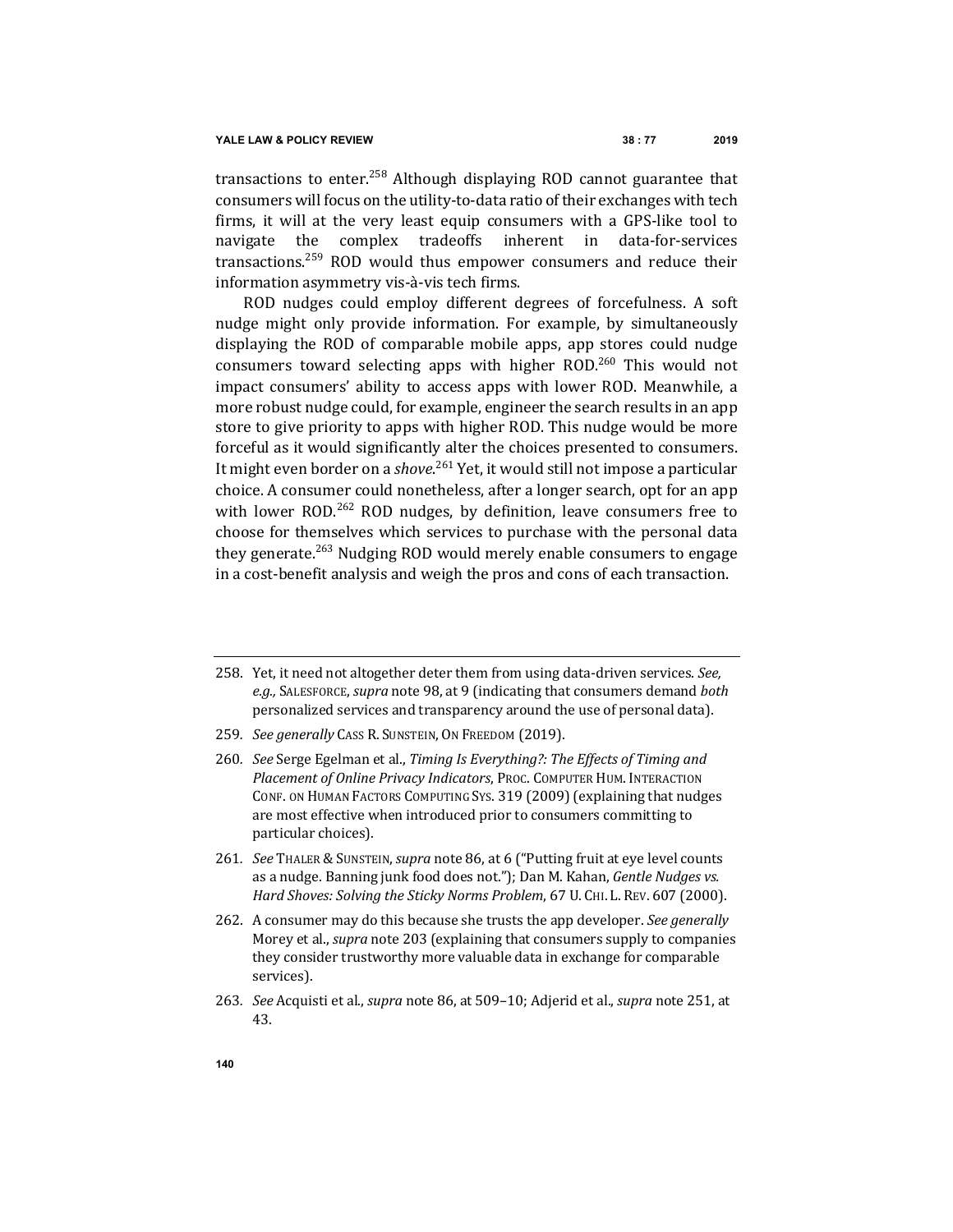transactions to enter.[258] Although displaying ROD cannot guarantee that consumers will focus on the utility-to-data ratio of their exchanges with tech firms, it will at the very least equip consumers with a GPS-like tool to navigate the complex tradeoffs inherent in data-for-services transactions.[259] ROD would thus empower consumers and reduce their information asymmetry vis-à-vis tech firms.

ROD nudges could employ different degrees of forcefulness. A soft nudge might only provide information. For example, by simultaneously displaying the ROD of comparable mobile apps, app stores could nudge consumers toward selecting apps with higher ROD.[260] This would not impact consumers' ability to access apps with lower ROD. Meanwhile, a more robust nudge could, for example, engineer the search results in an app store to give priority to apps with higher ROD. This nudge would be more forceful as it would significantly alter the choices presented to consumers. It might even border on a *shove*.[261] Yet, it would still not impose a particular choice. A consumer could nonetheless, after a longer search, opt for an app with lower ROD.[262] ROD nudges, by definition, leave consumers free to choose for themselves which services to purchase with the personal data they generate.[263] Nudging ROD would merely enable consumers to engage in a cost-benefit analysis and weigh the pros and cons of each transaction.

---

258. Yet, it need not altogether deter them from using data-driven services. *See, e.g.,* SALESFORCE, *supra* note 98, at 9 (indicating that consumers demand *both* personalized services and transparency around the use of personal data).

259. *See generally* CASS R. SUNSTEIN, ON FREEDOM (2019).

260. *See* Serge Egelman et al., *Timing Is Everything?: The Effects of Timing and Placement of Online Privacy Indicators*, PROC. COMPUTER HUM. INTERACTION CONF. ON HUMAN FACTORS COMPUTING SYS. 319 (2009) (explaining that nudges are most effective when introduced prior to consumers committing to particular choices).

261. *See* THALER & SUNSTEIN, *supra* note 86, at 6 ("Putting fruit at eye level counts as a nudge. Banning junk food does not."); Dan M. Kahan, *Gentle Nudges vs. Hard Shoves: Solving the Sticky Norms Problem*, 67 U. CHI. L. REV. 607 (2000).

262. A consumer may do this because she trusts the app developer. *See generally* Morey et al., *supra* note 203 (explaining that consumers supply to companies they consider trustworthy more valuable data in exchange for comparable services).

263. *See* Acquisti et al., *supra* note 86, at 509–10; Adjerid et al., *supra* note 251, at 43.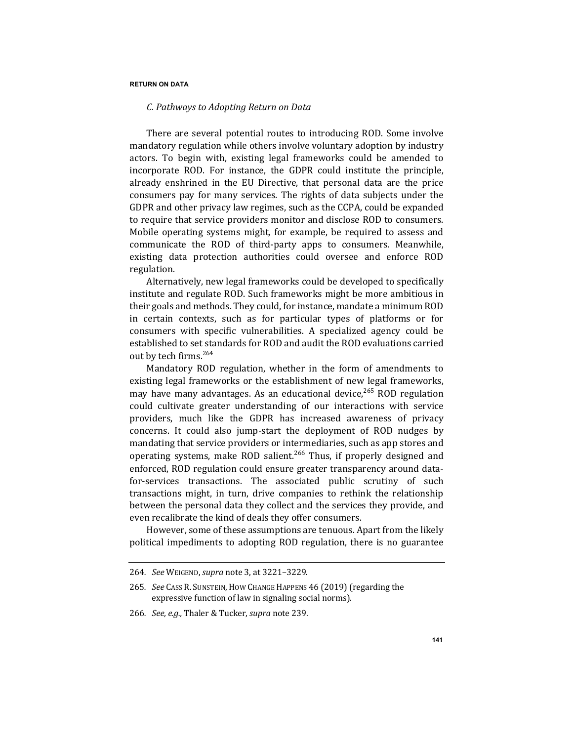### *C. Pathways to Adopting Return on Data*

There are several potential routes to introducing ROD. Some involve mandatory regulation while others involve voluntary adoption by industry actors. To begin with, existing legal frameworks could be amended to incorporate ROD. For instance, the GDPR could institute the principle, already enshrined in the EU Directive, that personal data are the price consumers pay for many services. The rights of data subjects under the GDPR and other privacy law regimes, such as the CCPA, could be expanded to require that service providers monitor and disclose ROD to consumers. Mobile operating systems might, for example, be required to assess and communicate the ROD of third-party apps to consumers. Meanwhile, existing data protection authorities could oversee and enforce ROD regulation.

Alternatively, new legal frameworks could be developed to specifically institute and regulate ROD. Such frameworks might be more ambitious in their goals and methods. They could, for instance, mandate a minimum ROD in certain contexts, such as for particular types of platforms or for consumers with specific vulnerabilities. A specialized agency could be established to set standards for ROD and audit the ROD evaluations carried out by tech firms.[264]

Mandatory ROD regulation, whether in the form of amendments to existing legal frameworks or the establishment of new legal frameworks, may have many advantages. As an educational device,[265] ROD regulation could cultivate greater understanding of our interactions with service providers, much like the GDPR has increased awareness of privacy concerns. It could also jump-start the deployment of ROD nudges by mandating that service providers or intermediaries, such as app stores and operating systems, make ROD salient.[266] Thus, if properly designed and enforced, ROD regulation could ensure greater transparency around data-for-services transactions. The associated public scrutiny of such transactions might, in turn, drive companies to rethink the relationship between the personal data they collect and the services they provide, and even recalibrate the kind of deals they offer consumers.

However, some of these assumptions are tenuous. Apart from the likely political impediments to adopting ROD regulation, there is no guarantee

---

264. *See* WEIGEND, *supra* note 3, at 3221–3229.

265. *See* CASS R. SUNSTEIN, HOW CHANGE HAPPENS 46 (2019) (regarding the expressive function of law in signaling social norms).

266. *See, e.g.,* Thaler & Tucker, *supra* note 239.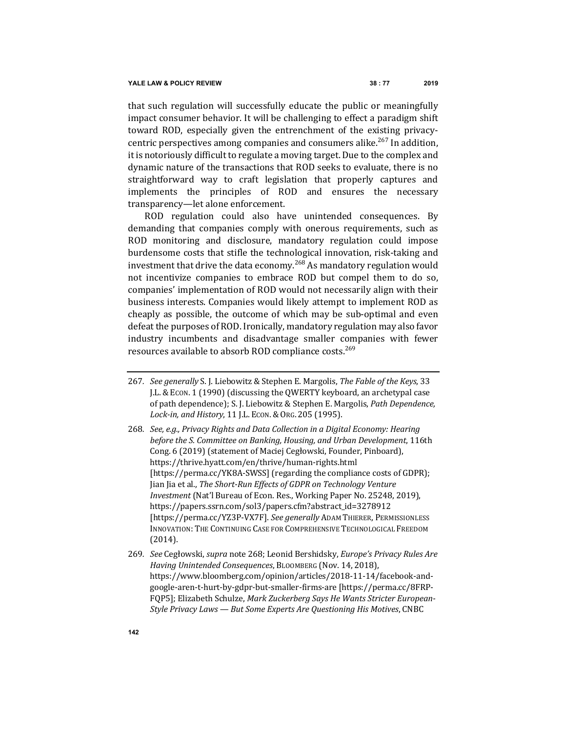that such regulation will successfully educate the public or meaningfully impact consumer behavior. It will be challenging to effect a paradigm shift toward ROD, especially given the entrenchment of the existing privacy-centric perspectives among companies and consumers alike.[267] In addition, it is notoriously difficult to regulate a moving target. Due to the complex and dynamic nature of the transactions that ROD seeks to evaluate, there is no straightforward way to craft legislation that properly captures and implements the principles of ROD and ensures the necessary transparency—let alone enforcement.

ROD regulation could also have unintended consequences. By demanding that companies comply with onerous requirements, such as ROD monitoring and disclosure, mandatory regulation could impose burdensome costs that stifle the technological innovation, risk-taking and investment that drive the data economy.[268] As mandatory regulation would not incentivize companies to embrace ROD but compel them to do so, companies' implementation of ROD would not necessarily align with their business interests. Companies would likely attempt to implement ROD as cheaply as possible, the outcome of which may be sub-optimal and even defeat the purposes of ROD. Ironically, mandatory regulation may also favor industry incumbents and disadvantage smaller companies with fewer resources available to absorb ROD compliance costs.[269]

---

267. *See generally* S. J. Liebowitz & Stephen E. Margolis, *The Fable of the Keys*, 33 J.L. & ECON. 1 (1990) (discussing the QWERTY keyboard, an archetypal case of path dependence); S. J. Liebowitz & Stephen E. Margolis, *Path Dependence, Lock-in, and History*, 11 J.L. ECON. & ORG. 205 (1995).

268. *See, e.g., Privacy Rights and Data Collection in a Digital Economy: Hearing before the S. Committee on Banking, Housing, and Urban Development*, 116th Cong. 6 (2019) (statement of Maciej Cegłowski, Founder, Pinboard), https://thrive.hyatt.com/en/thrive/human-rights.html [https://perma.cc/YK8A-SWSS] (regarding the compliance costs of GDPR); Jian Jia et al., *The Short-Run Effects of GDPR on Technology Venture Investment* (Nat'l Bureau of Econ. Res., Working Paper No. 25248, 2019), https://papers.ssrn.com/sol3/papers.cfm?abstract_id=3278912 [https://perma.cc/YZ3P-VX7F]. *See generally* ADAM THIERER, PERMISSIONLESS INNOVATION: THE CONTINUING CASE FOR COMPREHENSIVE TECHNOLOGICAL FREEDOM (2014).

269. *See* Cegłowski, *supra* note 268; Leonid Bershidsky, *Europe's Privacy Rules Are Having Unintended Consequences*, BLOOMBERG (Nov. 14, 2018), https://www.bloomberg.com/opinion/articles/2018-11-14/facebook-and-google-aren-t-hurt-by-gdpr-but-smaller-firms-are [https://perma.cc/8FRP-FQP5]; Elizabeth Schulze, *Mark Zuckerberg Says He Wants Stricter European-Style Privacy Laws — But Some Experts Are Questioning His Motives*, CNBC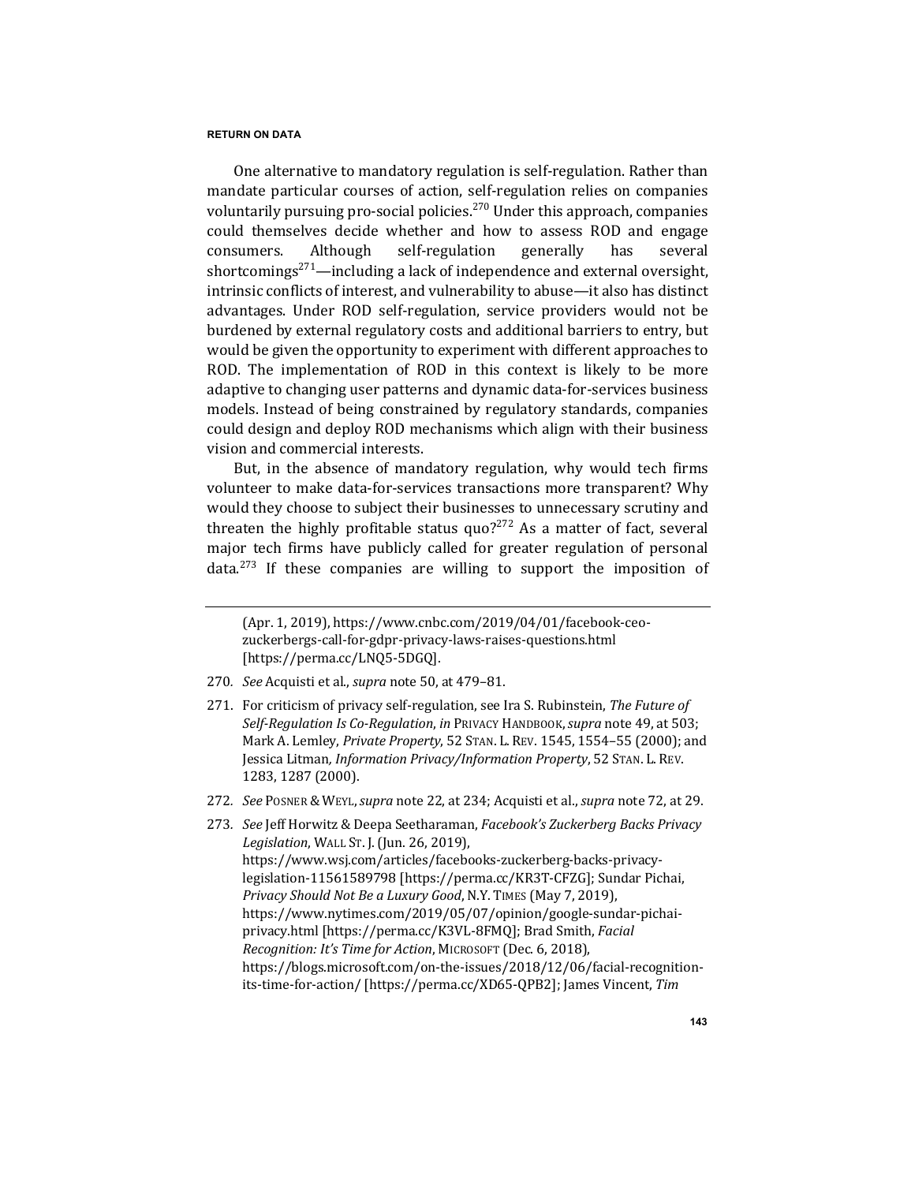One alternative to mandatory regulation is self-regulation. Rather than mandate particular courses of action, self-regulation relies on companies voluntarily pursuing pro-social policies.[270] Under this approach, companies could themselves decide whether and how to assess ROD and engage consumers. Although self-regulation generally has several shortcomings[271]—including a lack of independence and external oversight, intrinsic conflicts of interest, and vulnerability to abuse—it also has distinct advantages. Under ROD self-regulation, service providers would not be burdened by external regulatory costs and additional barriers to entry, but would be given the opportunity to experiment with different approaches to ROD. The implementation of ROD in this context is likely to be more adaptive to changing user patterns and dynamic data-for-services business models. Instead of being constrained by regulatory standards, companies could design and deploy ROD mechanisms which align with their business vision and commercial interests.

But, in the absence of mandatory regulation, why would tech firms volunteer to make data-for-services transactions more transparent? Why would they choose to subject their businesses to unnecessary scrutiny and threaten the highly profitable status quo?[272] As a matter of fact, several major tech firms have publicly called for greater regulation of personal data.[273] If these companies are willing to support the imposition of

---

(Apr. 1, 2019), https://www.cnbc.com/2019/04/01/facebook-ceo-zuckerbergs-call-for-gdpr-privacy-laws-raises-questions.html [https://perma.cc/LNQ5-5DGQ].

270. *See* Acquisti et al., *supra* note 50, at 479–81.

271. For criticism of privacy self-regulation, see Ira S. Rubinstein, *The Future of Self-Regulation Is Co-Regulation*, *in* PRIVACY HANDBOOK, *supra* note 49, at 503; Mark A. Lemley, *Private Property*, 52 STAN. L. REV. 1545, 1554–55 (2000); and Jessica Litman, *Information Privacy/Information Property*, 52 STAN. L. REV. 1283, 1287 (2000).

272. *See* POSNER & WEYL, *supra* note 22, at 234; Acquisti et al., *supra* note 72, at 29.

273. *See* Jeff Horwitz & Deepa Seetharaman, *Facebook's Zuckerberg Backs Privacy Legislation*, WALL ST. J. (Jun. 26, 2019), https://www.wsj.com/articles/facebooks-zuckerberg-backs-privacy-legislation-11561589798 [https://perma.cc/KR3T-CFZG]; Sundar Pichai, *Privacy Should Not Be a Luxury Good*, N.Y. TIMES (May 7, 2019), https://www.nytimes.com/2019/05/07/opinion/google-sundar-pichai-privacy.html [https://perma.cc/K3VL-8FMQ]; Brad Smith, *Facial Recognition: It's Time for Action*, MICROSOFT (Dec. 6, 2018), https://blogs.microsoft.com/on-the-issues/2018/12/06/facial-recognition-its-time-for-action/ [https://perma.cc/XD65-QPB2]; James Vincent, *Tim*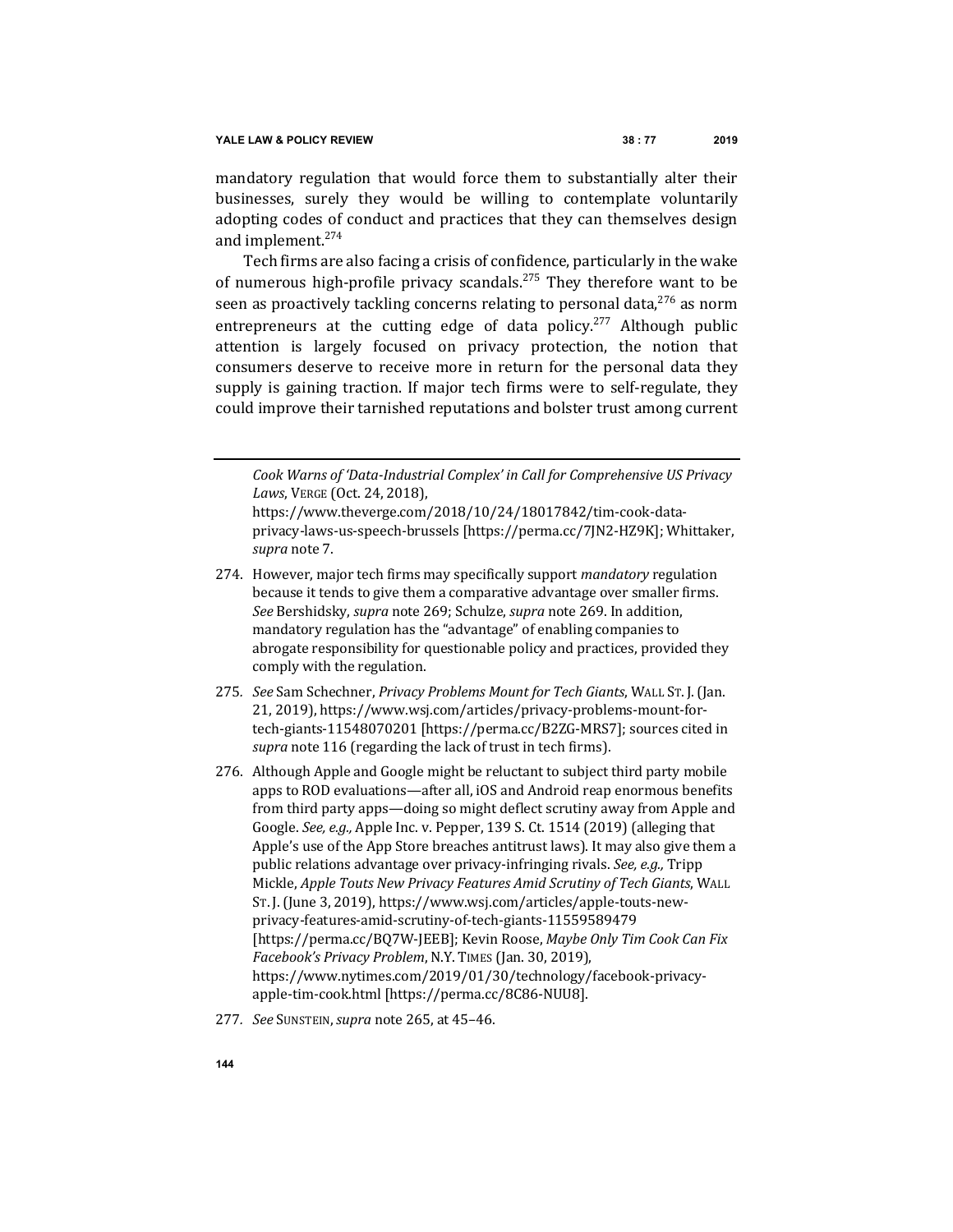mandatory regulation that would force them to substantially alter their businesses, surely they would be willing to contemplate voluntarily adopting codes of conduct and practices that they can themselves design and implement.[274]

Tech firms are also facing a crisis of confidence, particularly in the wake of numerous high-profile privacy scandals.[275] They therefore want to be seen as proactively tackling concerns relating to personal data,[276] as norm entrepreneurs at the cutting edge of data policy.[277] Although public attention is largely focused on privacy protection, the notion that consumers deserve to receive more in return for the personal data they supply is gaining traction. If major tech firms were to self-regulate, they could improve their tarnished reputations and bolster trust among current

---

*Cook Warns of 'Data-Industrial Complex' in Call for Comprehensive US Privacy Laws*, VERGE (Oct. 24, 2018), https://www.theverge.com/2018/10/24/18017842/tim-cook-data-privacy-laws-us-speech-brussels [https://perma.cc/7JN2-HZ9K]; Whittaker, *supra* note 7.

274. However, major tech firms may specifically support *mandatory* regulation because it tends to give them a comparative advantage over smaller firms. *See* Bershidsky, *supra* note 269; Schulze, *supra* note 269. In addition, mandatory regulation has the "advantage" of enabling companies to abrogate responsibility for questionable policy and practices, provided they comply with the regulation.

275. *See* Sam Schechner, *Privacy Problems Mount for Tech Giants*, WALL ST. J. (Jan. 21, 2019), https://www.wsj.com/articles/privacy-problems-mount-for-tech-giants-11548070201 [https://perma.cc/B2ZG-MRS7]; sources cited in *supra* note 116 (regarding the lack of trust in tech firms).

276. Although Apple and Google might be reluctant to subject third party mobile apps to ROD evaluations—after all, iOS and Android reap enormous benefits from third party apps—doing so might deflect scrutiny away from Apple and Google. *See, e.g.,* Apple Inc. v. Pepper, 139 S. Ct. 1514 (2019) (alleging that Apple's use of the App Store breaches antitrust laws). It may also give them a public relations advantage over privacy-infringing rivals. *See, e.g.,* Tripp Mickle, *Apple Touts New Privacy Features Amid Scrutiny of Tech Giants*, WALL ST. J. (June 3, 2019), https://www.wsj.com/articles/apple-touts-new-privacy-features-amid-scrutiny-of-tech-giants-11559589479 [https://perma.cc/BQ7W-JEEB]; Kevin Roose, *Maybe Only Tim Cook Can Fix Facebook's Privacy Problem*, N.Y. TIMES (Jan. 30, 2019), https://www.nytimes.com/2019/01/30/technology/facebook-privacy-apple-tim-cook.html [https://perma.cc/8C86-NUU8].

277. *See* SUNSTEIN, *supra* note 265, at 45–46.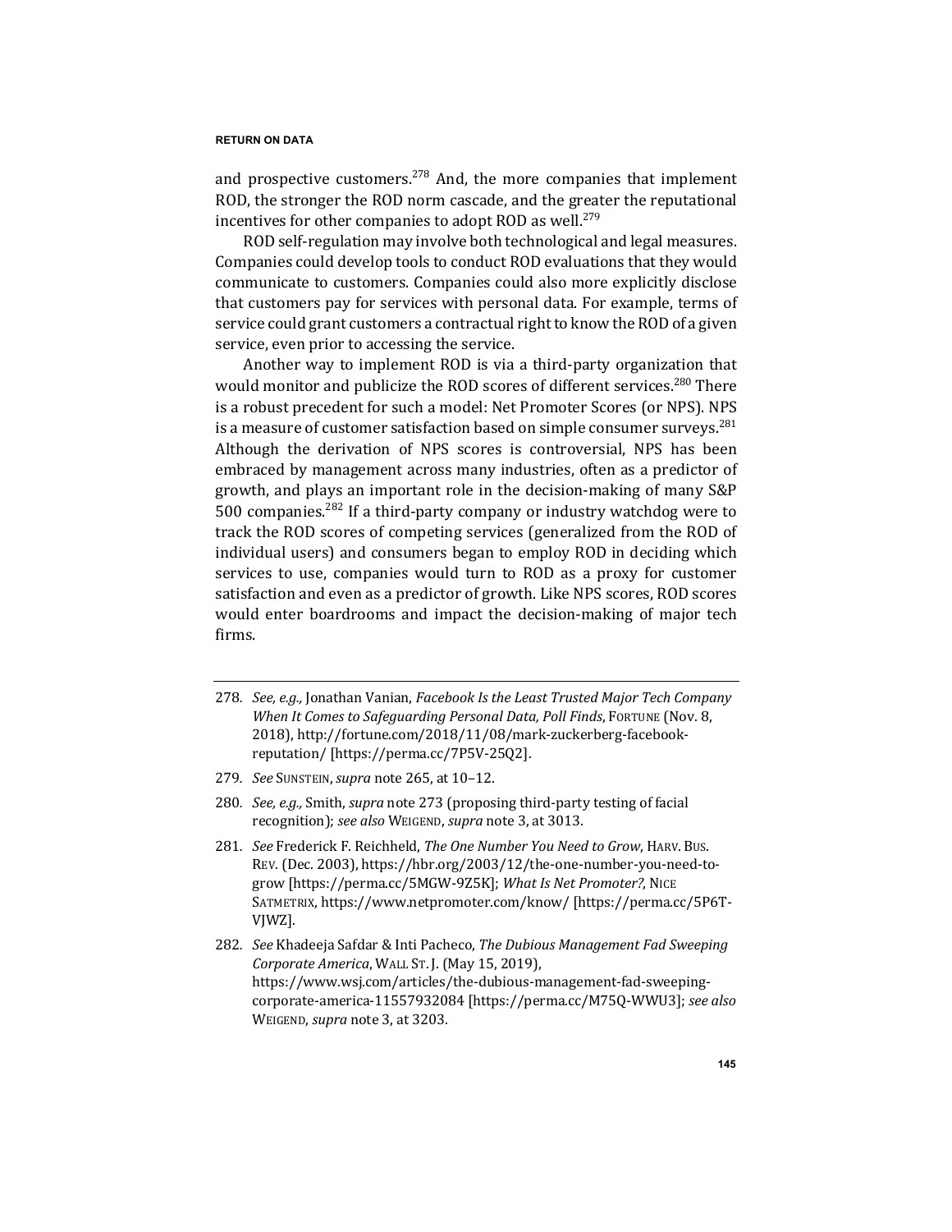and prospective customers.[278] And, the more companies that implement ROD, the stronger the ROD norm cascade, and the greater the reputational incentives for other companies to adopt ROD as well.[279]

ROD self-regulation may involve both technological and legal measures. Companies could develop tools to conduct ROD evaluations that they would communicate to customers. Companies could also more explicitly disclose that customers pay for services with personal data. For example, terms of service could grant customers a contractual right to know the ROD of a given service, even prior to accessing the service.

Another way to implement ROD is via a third-party organization that would monitor and publicize the ROD scores of different services.[280] There is a robust precedent for such a model: Net Promoter Scores (or NPS). NPS is a measure of customer satisfaction based on simple consumer surveys.[281] Although the derivation of NPS scores is controversial, NPS has been embraced by management across many industries, often as a predictor of growth, and plays an important role in the decision-making of many S&P 500 companies.[282] If a third-party company or industry watchdog were to track the ROD scores of competing services (generalized from the ROD of individual users) and consumers began to employ ROD in deciding which services to use, companies would turn to ROD as a proxy for customer satisfaction and even as a predictor of growth. Like NPS scores, ROD scores would enter boardrooms and impact the decision-making of major tech firms.

---

278. *See, e.g.,* Jonathan Vanian, *Facebook Is the Least Trusted Major Tech Company When It Comes to Safeguarding Personal Data, Poll Finds*, FORTUNE (Nov. 8, 2018), http://fortune.com/2018/11/08/mark-zuckerberg-facebook-reputation/ [https://perma.cc/7P5V-25Q2].

279. *See* SUNSTEIN, *supra* note 265, at 10–12.

280. *See, e.g.,* Smith, *supra* note 273 (proposing third-party testing of facial recognition); *see also* WEIGEND, *supra* note 3, at 3013.

281. *See* Frederick F. Reichheld, *The One Number You Need to Grow*, HARV. BUS. REV. (Dec. 2003), https://hbr.org/2003/12/the-one-number-you-need-to-grow [https://perma.cc/5MGW-9Z5K]; *What Is Net Promoter?*, NICE SATMETRIX, https://www.netpromoter.com/know/ [https://perma.cc/5P6T-VJWZ].

282. *See* Khadeeja Safdar & Inti Pacheco, *The Dubious Management Fad Sweeping Corporate America*, WALL ST. J. (May 15, 2019), https://www.wsj.com/articles/the-dubious-management-fad-sweeping-corporate-america-11557932084 [https://perma.cc/M75Q-WWU3]; *see also* WEIGEND, *supra* note 3, at 3203.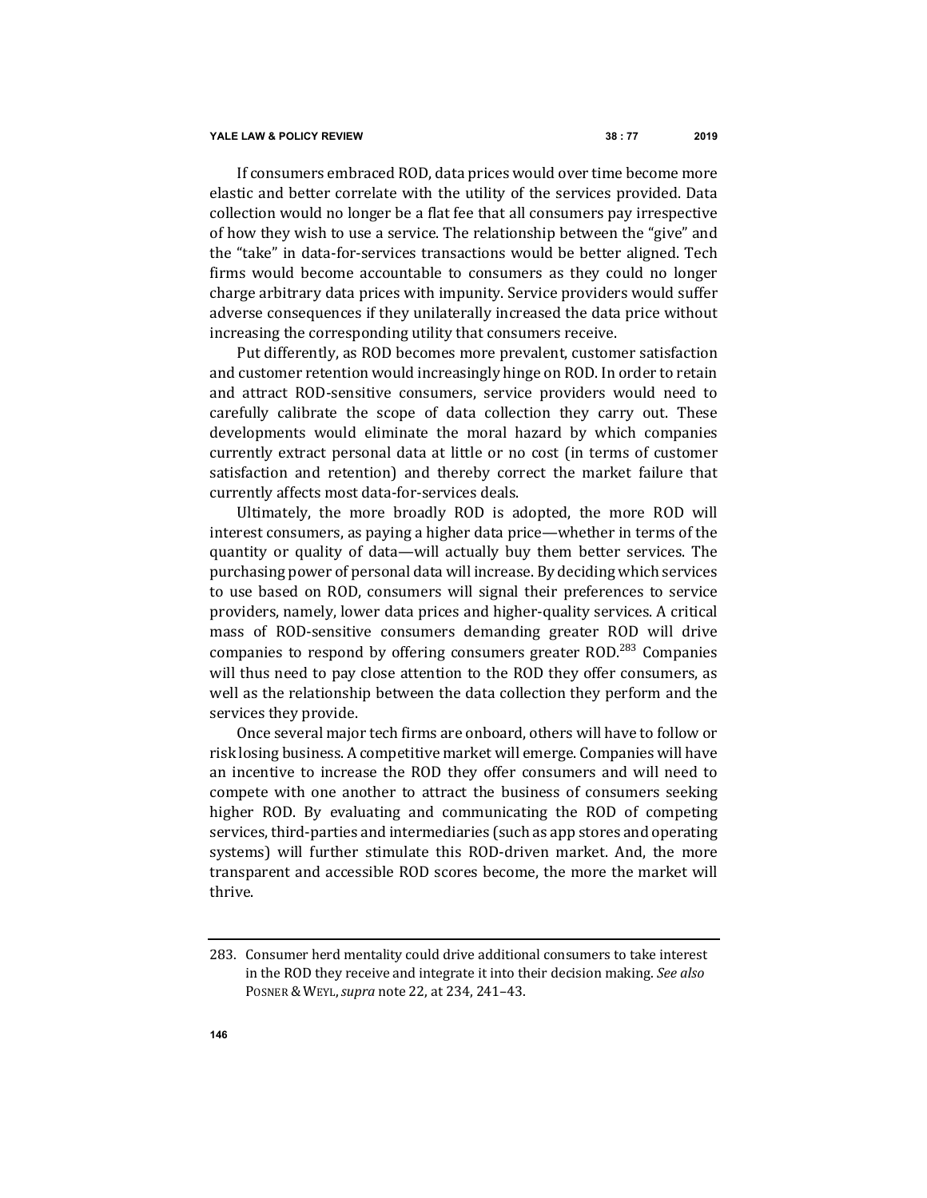If consumers embraced ROD, data prices would over time become more elastic and better correlate with the utility of the services provided. Data collection would no longer be a flat fee that all consumers pay irrespective of how they wish to use a service. The relationship between the "give" and the "take" in data-for-services transactions would be better aligned. Tech firms would become accountable to consumers as they could no longer charge arbitrary data prices with impunity. Service providers would suffer adverse consequences if they unilaterally increased the data price without increasing the corresponding utility that consumers receive.

Put differently, as ROD becomes more prevalent, customer satisfaction and customer retention would increasingly hinge on ROD. In order to retain and attract ROD-sensitive consumers, service providers would need to carefully calibrate the scope of data collection they carry out. These developments would eliminate the moral hazard by which companies currently extract personal data at little or no cost (in terms of customer satisfaction and retention) and thereby correct the market failure that currently affects most data-for-services deals.

Ultimately, the more broadly ROD is adopted, the more ROD will interest consumers, as paying a higher data price—whether in terms of the quantity or quality of data—will actually buy them better services. The purchasing power of personal data will increase. By deciding which services to use based on ROD, consumers will signal their preferences to service providers, namely, lower data prices and higher-quality services. A critical mass of ROD-sensitive consumers demanding greater ROD will drive companies to respond by offering consumers greater ROD.[283] Companies will thus need to pay close attention to the ROD they offer consumers, as well as the relationship between the data collection they perform and the services they provide.

Once several major tech firms are onboard, others will have to follow or risk losing business. A competitive market will emerge. Companies will have an incentive to increase the ROD they offer consumers and will need to compete with one another to attract the business of consumers seeking higher ROD. By evaluating and communicating the ROD of competing services, third-parties and intermediaries (such as app stores and operating systems) will further stimulate this ROD-driven market. And, the more transparent and accessible ROD scores become, the more the market will thrive.

---

283. Consumer herd mentality could drive additional consumers to take interest in the ROD they receive and integrate it into their decision making. *See also* POSNER & WEYL, *supra* note 22, at 234, 241–43.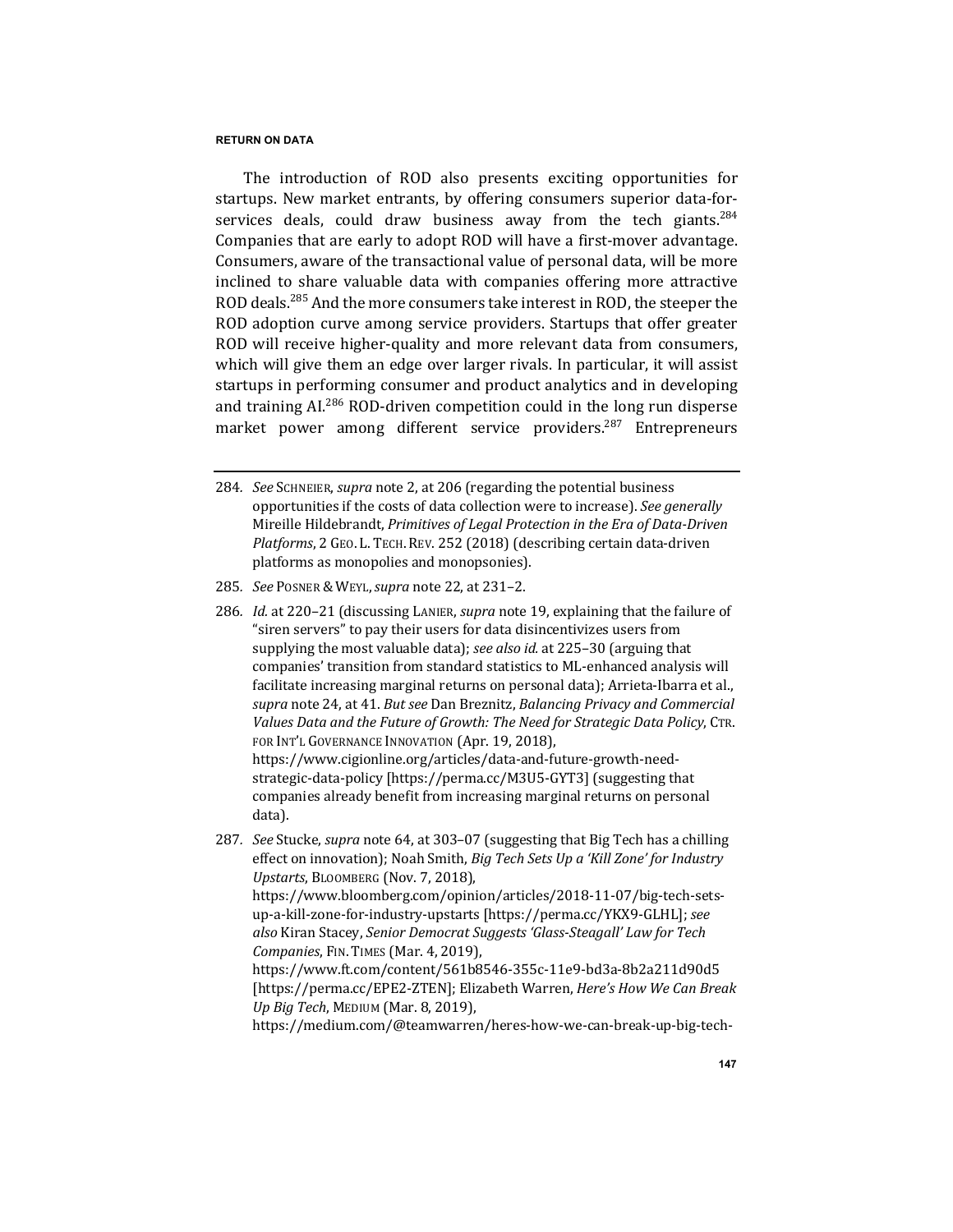The introduction of ROD also presents exciting opportunities for startups. New market entrants, by offering consumers superior data-for-services deals, could draw business away from the tech giants.[284] Companies that are early to adopt ROD will have a first-mover advantage. Consumers, aware of the transactional value of personal data, will be more inclined to share valuable data with companies offering more attractive ROD deals.[285] And the more consumers take interest in ROD, the steeper the ROD adoption curve among service providers. Startups that offer greater ROD will receive higher-quality and more relevant data from consumers, which will give them an edge over larger rivals. In particular, it will assist startups in performing consumer and product analytics and in developing and training AI.[286] ROD-driven competition could in the long run disperse market power among different service providers.[287] Entrepreneurs

---

284. *See* SCHNEIER, *supra* note 2, at 206 (regarding the potential business opportunities if the costs of data collection were to increase). *See generally* Mireille Hildebrandt, *Primitives of Legal Protection in the Era of Data-Driven Platforms*, 2 GEO. L. TECH. REV. 252 (2018) (describing certain data-driven platforms as monopolies and monopsonies).

285. *See* POSNER & WEYL, *supra* note 22, at 231–2.

286. *Id.* at 220–21 (discussing LANIER, *supra* note 19, explaining that the failure of "siren servers" to pay their users for data disincentivizes users from supplying the most valuable data); *see also id.* at 225–30 (arguing that companies' transition from standard statistics to ML-enhanced analysis will facilitate increasing marginal returns on personal data); Arrieta-Ibarra et al., *supra* note 24, at 41. *But see* Dan Breznitz, *Balancing Privacy and Commercial Values Data and the Future of Growth: The Need for Strategic Data Policy*, CTR. FOR INT'L GOVERNANCE INNOVATION (Apr. 19, 2018), https://www.cigionline.org/articles/data-and-future-growth-need-strategic-data-policy [https://perma.cc/M3U5-GYT3] (suggesting that companies already benefit from increasing marginal returns on personal data).

287. *See* Stucke, *supra* note 64, at 303–07 (suggesting that Big Tech has a chilling effect on innovation); Noah Smith, *Big Tech Sets Up a 'Kill Zone' for Industry Upstarts*, BLOOMBERG (Nov. 7, 2018), https://www.bloomberg.com/opinion/articles/2018-11-07/big-tech-sets-up-a-kill-zone-for-industry-upstarts [https://perma.cc/YKX9-GLHL]; *see also* Kiran Stacey, *Senior Democrat Suggests 'Glass-Steagall' Law for Tech Companies*, FIN. TIMES (Mar. 4, 2019), https://www.ft.com/content/561b8546-355c-11e9-bd3a-8b2a211d90d5 [https://perma.cc/EPE2-ZTEN]; Elizabeth Warren, *Here's How We Can Break Up Big Tech*, MEDIUM (Mar. 8, 2019), https://medium.com/@teamwarren/heres-how-we-can-break-up-big-tech-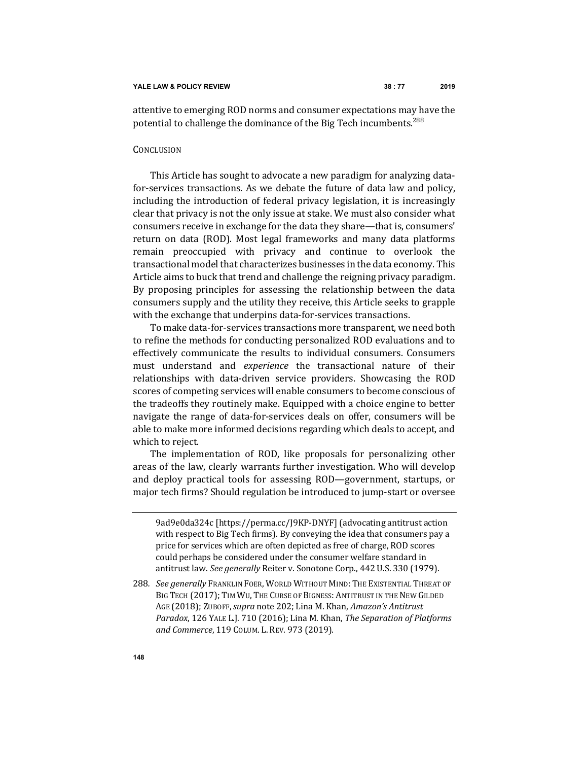attentive to emerging ROD norms and consumer expectations may have the potential to challenge the dominance of the Big Tech incumbents.[288]

## CONCLUSION

This Article has sought to advocate a new paradigm for analyzing data-for-services transactions. As we debate the future of data law and policy, including the introduction of federal privacy legislation, it is increasingly clear that privacy is not the only issue at stake. We must also consider what consumers receive in exchange for the data they share—that is, consumers' return on data (ROD). Most legal frameworks and many data platforms remain preoccupied with privacy and continue to overlook the transactional model that characterizes businesses in the data economy. This Article aims to buck that trend and challenge the reigning privacy paradigm. By proposing principles for assessing the relationship between the data consumers supply and the utility they receive, this Article seeks to grapple with the exchange that underpins data-for-services transactions.

To make data-for-services transactions more transparent, we need both to refine the methods for conducting personalized ROD evaluations and to effectively communicate the results to individual consumers. Consumers must understand and *experience* the transactional nature of their relationships with data-driven service providers. Showcasing the ROD scores of competing services will enable consumers to become conscious of the tradeoffs they routinely make. Equipped with a choice engine to better navigate the range of data-for-services deals on offer, consumers will be able to make more informed decisions regarding which deals to accept, and which to reject.

The implementation of ROD, like proposals for personalizing other areas of the law, clearly warrants further investigation. Who will develop and deploy practical tools for assessing ROD—government, startups, or major tech firms? Should regulation be introduced to jump-start or oversee

---

9ad9e0da324c [https://perma.cc/J9KP-DNYF] (advocating antitrust action with respect to Big Tech firms). By conveying the idea that consumers pay a price for services which are often depicted as free of charge, ROD scores could perhaps be considered under the consumer welfare standard in antitrust law. *See generally* Reiter v. Sonotone Corp., 442 U.S. 330 (1979).

288. *See generally* FRANKLIN FOER, WORLD WITHOUT MIND: THE EXISTENTIAL THREAT OF BIG TECH (2017); TIM WU, THE CURSE OF BIGNESS: ANTITRUST IN THE NEW GILDED AGE (2018); ZUBOFF, *supra* note 202; Lina M. Khan, *Amazon's Antitrust Paradox*, 126 YALE L.J. 710 (2016); Lina M. Khan, *The Separation of Platforms and Commerce*, 119 COLUM. L. REV. 973 (2019).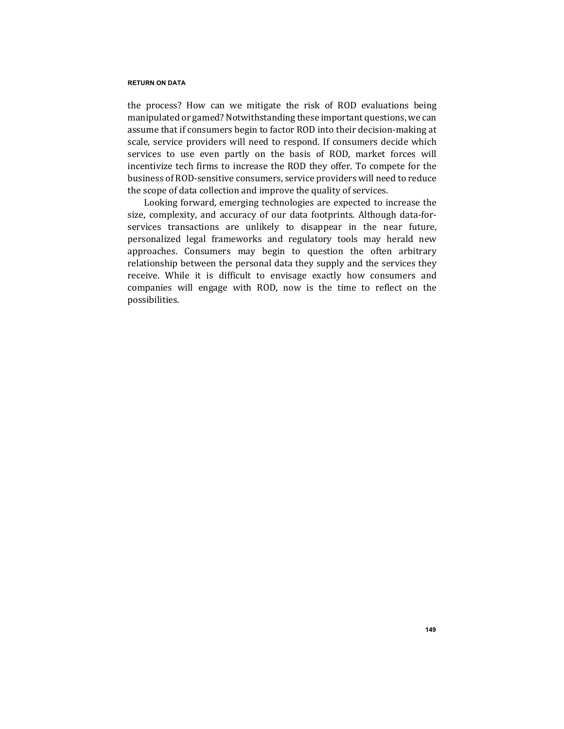the process? How can we mitigate the risk of ROD evaluations being manipulated or gamed? Notwithstanding these important questions, we can assume that if consumers begin to factor ROD into their decision-making at scale, service providers will need to respond. If consumers decide which services to use even partly on the basis of ROD, market forces will incentivize tech firms to increase the ROD they offer. To compete for the business of ROD-sensitive consumers, service providers will need to reduce the scope of data collection and improve the quality of services.

Looking forward, emerging technologies are expected to increase the size, complexity, and accuracy of our data footprints. Although data-for-services transactions are unlikely to disappear in the near future, personalized legal frameworks and regulatory tools may herald new approaches. Consumers may begin to question the often arbitrary relationship between the personal data they supply and the services they receive. While it is difficult to envisage exactly how consumers and companies will engage with ROD, now is the time to reflect on the possibilities.